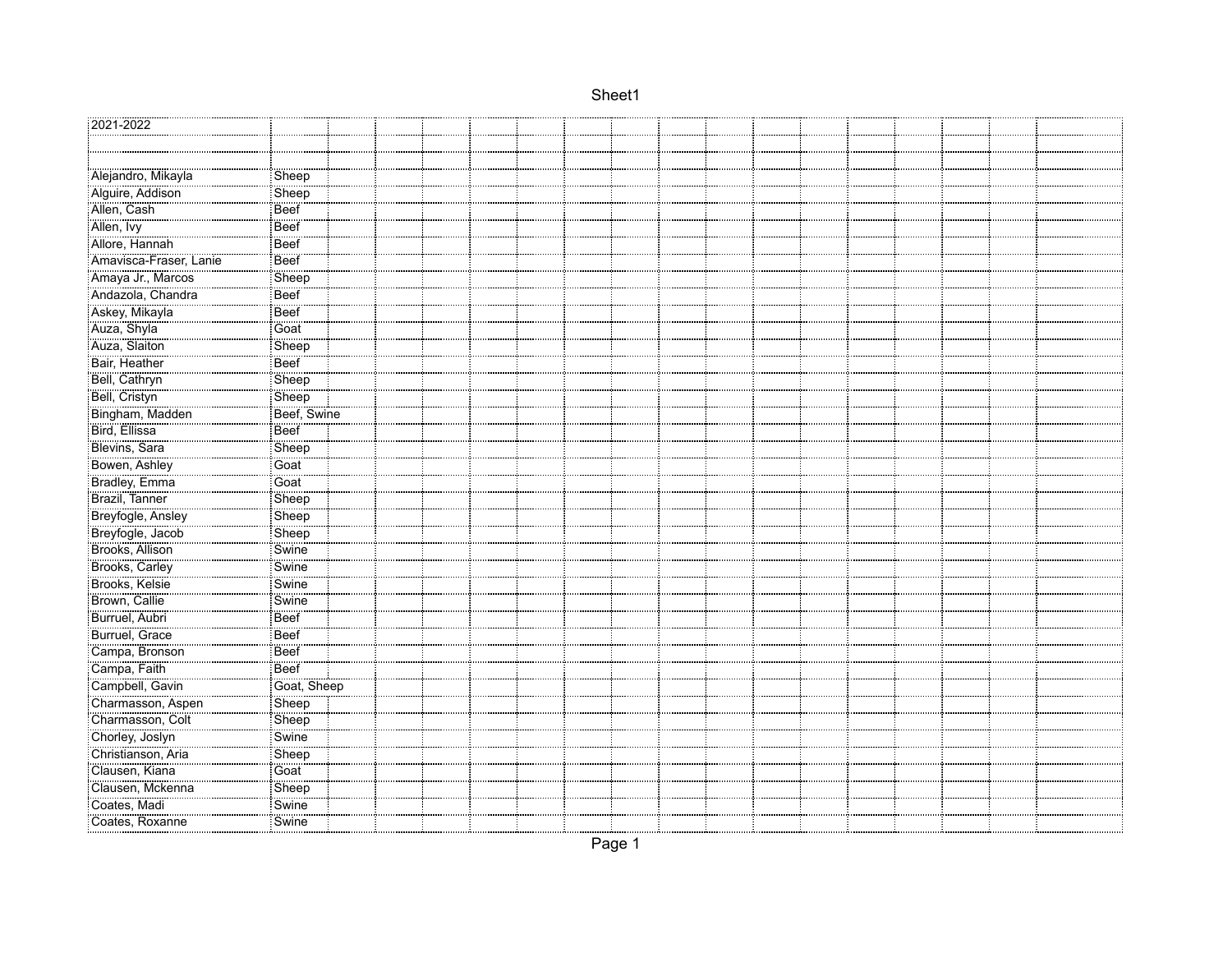| 2021-2022 | |
|---|---|
| | |
| | |
| Alejandro, Mikayla | Sheep |
| Alguire, Addison | Sheep |
| Allen, Cash | Beef |
| Allen, Ivy | Beef |
| Allore, Hannah | Beef |
| Amavisca-Fraser, Lanie | Beef |
| Amaya Jr., Marcos | Sheep |
| Andazola, Chandra | Beef |
| Askey, Mikayla | Beef |
| Auza, Shyla | Goat |
| Auza, Slaiton | Sheep |
| Bair, Heather | Beef |
| Bell, Cathryn | Sheep |
| Bell, Cristyn | Sheep |
| Bingham, Madden | Beef, Swine |
| Bird, Ellissa | Beef |
| Blevins, Sara | Sheep |
| Bowen, Ashley | Goat |
| Bradley, Emma | Goat |
| Brazil, Tanner | Sheep |
| Breyfogle, Ansley | Sheep |
| Breyfogle, Jacob | Sheep |
| Brooks, Allison | Swine |
| Brooks, Carley | Swine |
| Brooks, Kelsie | Swine |
| Brown, Callie | Swine |
| Burruel, Aubri | Beef |
| Burruel, Grace | Beef |
| Campa, Bronson | Beef |
| Campa, Faith | Beef |
| Campbell, Gavin | Goat, Sheep |
| Charmasson, Aspen | Sheep |
| Charmasson, Colt | Sheep |
| Chorley, Joslyn | Swine |
| Christianson, Aria | Sheep |
| Clausen, Kiana | Goat |
| Clausen, Mckenna | Sheep |
| Coates, Madi | Swine |
| Coates, Roxanne | Swine |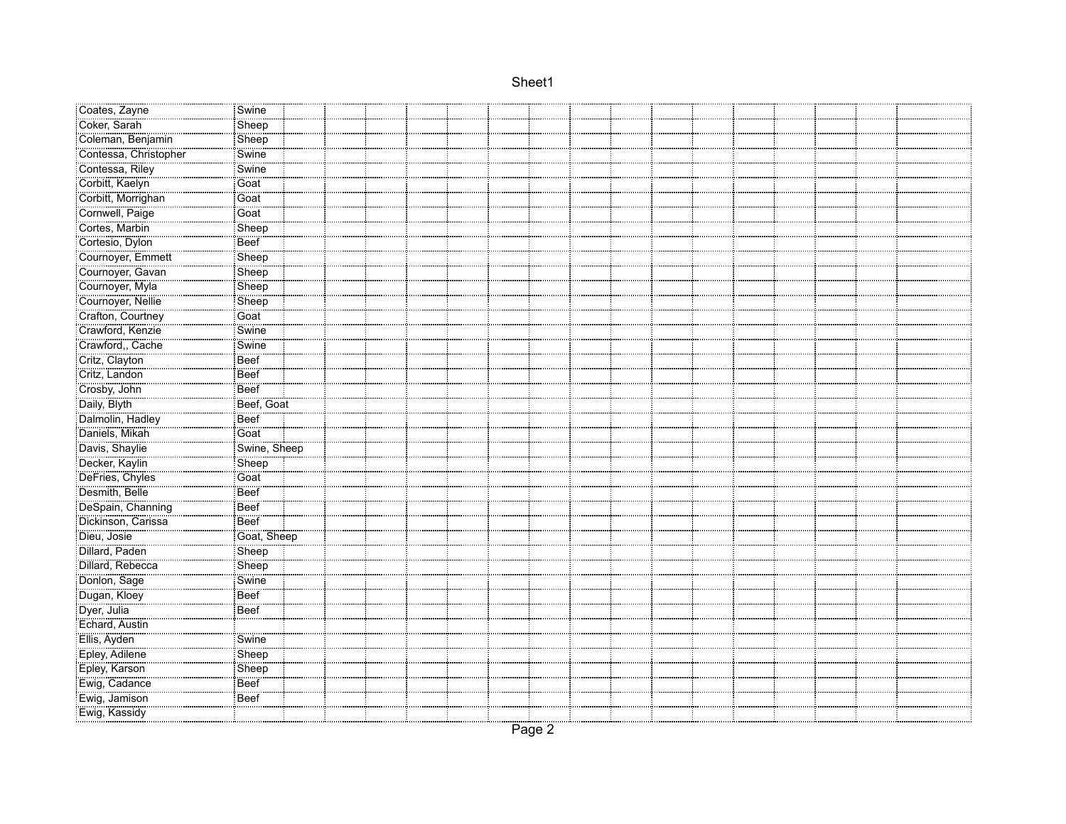| Name | Species |
|---|---|
| Coates, Zayne | Swine |
| Coker, Sarah | Sheep |
| Coleman, Benjamin | Sheep |
| Contessa, Christopher | Swine |
| Contessa, Riley | Swine |
| Corbitt, Kaelyn | Goat |
| Corbitt, Morrighan | Goat |
| Cornwell, Paige | Goat |
| Cortes, Marbin | Sheep |
| Cortesio, Dylon | Beef |
| Cournoyer, Emmett | Sheep |
| Cournoyer, Gavan | Sheep |
| Cournoyer, Myla | Sheep |
| Cournoyer, Nellie | Sheep |
| Crafton, Courtney | Goat |
| Crawford, Kenzie | Swine |
| Crawford,, Cache | Swine |
| Critz, Clayton | Beef |
| Critz, Landon | Beef |
| Crosby, John | Beef |
| Daily, Blyth | Beef, Goat |
| Dalmolin, Hadley | Beef |
| Daniels, Mikah | Goat |
| Davis, Shaylie | Swine, Sheep |
| Decker, Kaylin | Sheep |
| DeFries, Chyles | Goat |
| Desmith, Belle | Beef |
| DeSpain, Channing | Beef |
| Dickinson, Carissa | Beef |
| Dieu, Josie | Goat, Sheep |
| Dillard, Paden | Sheep |
| Dillard, Rebecca | Sheep |
| Donlon, Sage | Swine |
| Dugan, Kloey | Beef |
| Dyer, Julia | Beef |
| Echard, Austin | |
| Ellis, Ayden | Swine |
| Epley, Adilene | Sheep |
| Epley, Karson | Sheep |
| Ewig, Cadance | Beef |
| Ewig, Jamison | Beef |
| Ewig, Kassidy | |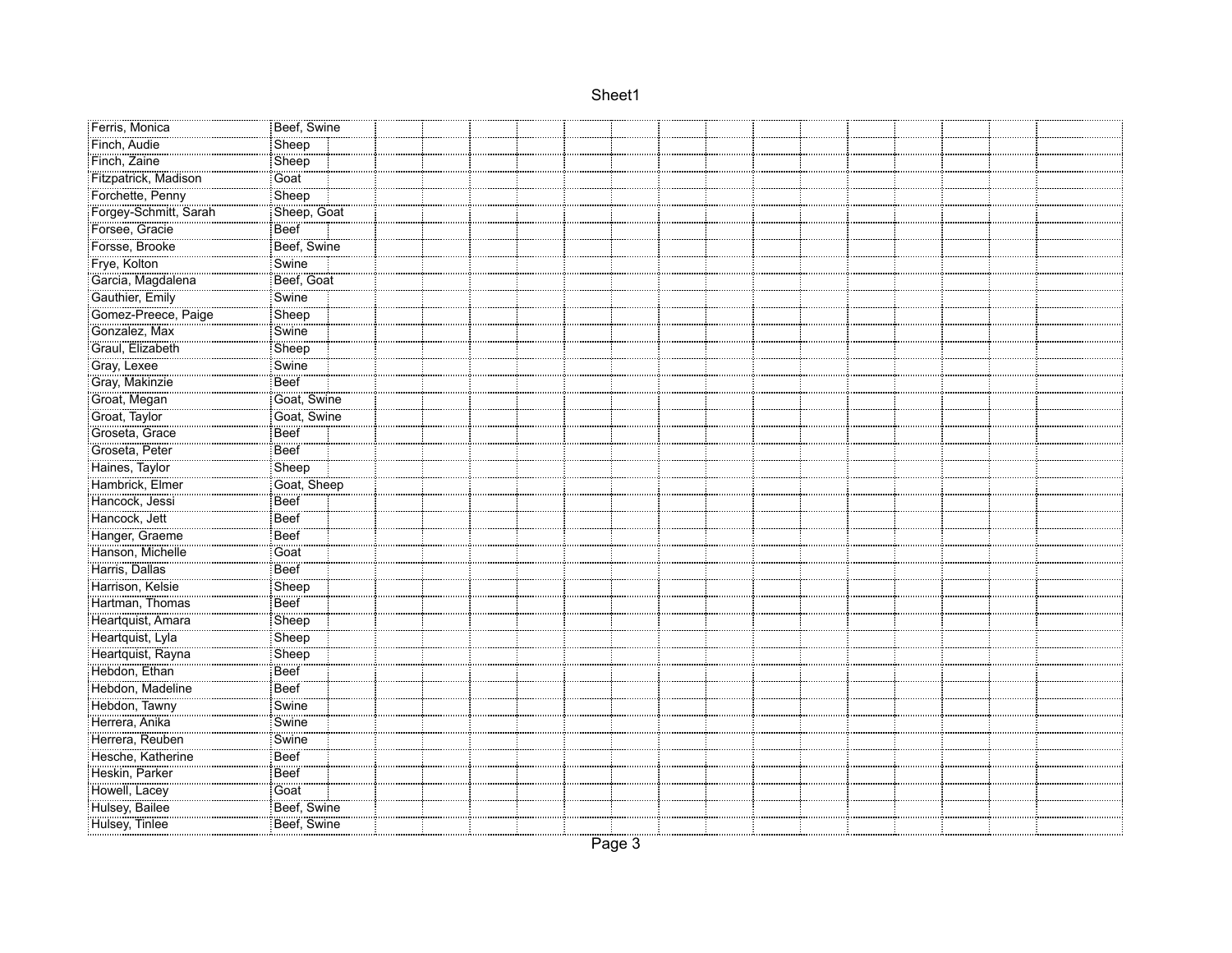| | |
|---|---|
| Ferris, Monica | Beef, Swine |
| Finch, Audie | Sheep |
| Finch, Zaine | Sheep |
| Fitzpatrick, Madison | Goat |
| Forchette, Penny | Sheep |
| Forgey-Schmitt, Sarah | Sheep, Goat |
| Forsee, Gracie | Beef |
| Forsse, Brooke | Beef, Swine |
| Frye, Kolton | Swine |
| Garcia, Magdalena | Beef, Goat |
| Gauthier, Emily | Swine |
| Gomez-Preece, Paige | Sheep |
| Gonzalez, Max | Swine |
| Graul, Elizabeth | Sheep |
| Gray, Lexee | Swine |
| Gray, Makinzie | Beef |
| Groat, Megan | Goat, Swine |
| Groat, Taylor | Goat, Swine |
| Groseta, Grace | Beef |
| Groseta, Peter | Beef |
| Haines, Taylor | Sheep |
| Hambrick, Elmer | Goat, Sheep |
| Hancock, Jessi | Beef |
| Hancock, Jett | Beef |
| Hanger, Graeme | Beef |
| Hanson, Michelle | Goat |
| Harris, Dallas | Beef |
| Harrison, Kelsie | Sheep |
| Hartman, Thomas | Beef |
| Heartquist, Amara | Sheep |
| Heartquist, Lyla | Sheep |
| Heartquist, Rayna | Sheep |
| Hebdon, Ethan | Beef |
| Hebdon, Madeline | Beef |
| Hebdon, Tawny | Swine |
| Herrera, Anika | Swine |
| Herrera, Reuben | Swine |
| Hesche, Katherine | Beef |
| Heskin, Parker | Beef |
| Howell, Lacey | Goat |
| Hulsey, Bailee | Beef, Swine |
| Hulsey, Tinlee | Beef, Swine |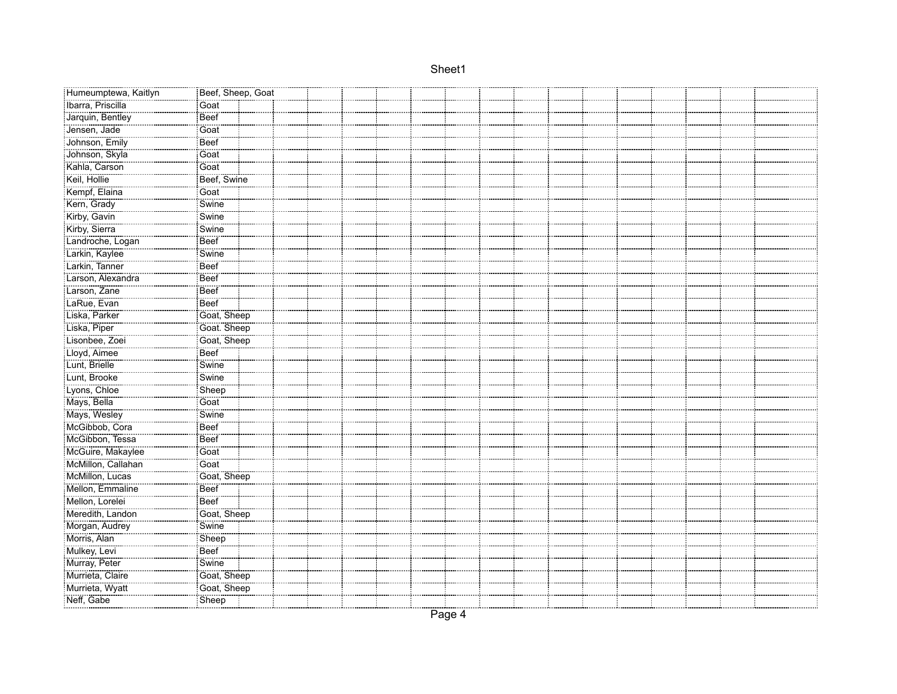| | |
|---|---|
| Humeumptewa, Kaitlyn | Beef, Sheep, Goat |
| Ibarra, Priscilla | Goat |
| Jarquin, Bentley | Beef |
| Jensen, Jade | Goat |
| Johnson, Emily | Beef |
| Johnson, Skyla | Goat |
| Kahla, Carson | Goat |
| Keil, Hollie | Beef, Swine |
| Kempf, Elaina | Goat |
| Kern, Grady | Swine |
| Kirby, Gavin | Swine |
| Kirby, Sierra | Swine |
| Landroche, Logan | Beef |
| Larkin, Kaylee | Swine |
| Larkin, Tanner | Beef |
| Larson, Alexandra | Beef |
| Larson, Zane | Beef |
| LaRue, Evan | Beef |
| Liska, Parker | Goat, Sheep |
| Liska, Piper | Goat. Sheep |
| Lisonbee, Zoei | Goat, Sheep |
| Lloyd, Aimee | Beef |
| Lunt, Brielle | Swine |
| Lunt, Brooke | Swine |
| Lyons, Chloe | Sheep |
| Mays, Bella | Goat |
| Mays, Wesley | Swine |
| McGibbob, Cora | Beef |
| McGibbon, Tessa | Beef |
| McGuire, Makaylee | Goat |
| McMillon, Callahan | Goat |
| McMillon, Lucas | Goat, Sheep |
| Mellon, Emmaline | Beef |
| Mellon, Lorelei | Beef |
| Meredith, Landon | Goat, Sheep |
| Morgan, Audrey | Swine |
| Morris, Alan | Sheep |
| Mulkey, Levi | Beef |
| Murray, Peter | Swine |
| Murrieta, Claire | Goat, Sheep |
| Murrieta, Wyatt | Goat, Sheep |
| Neff, Gabe | Sheep |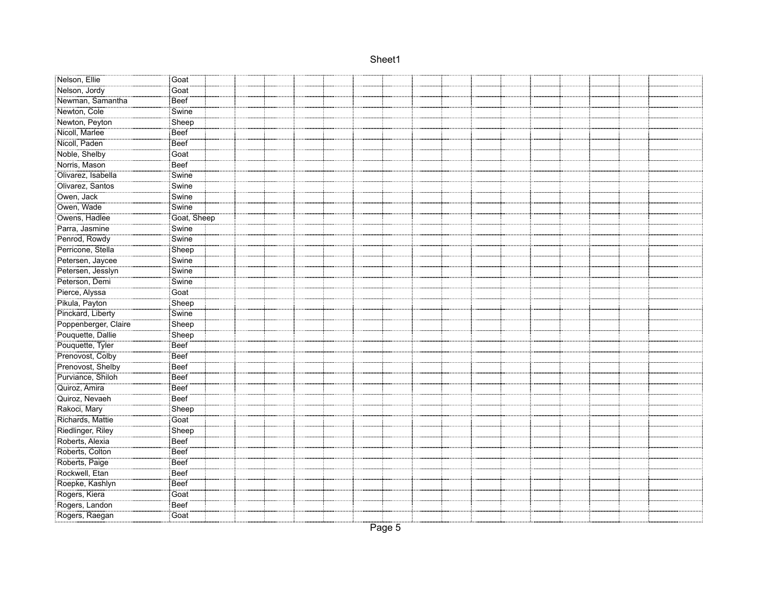| | | | | | | | | | | | | | | | | | |
|---|---|---|---|---|---|---|---|---|---|---|---|---|---|---|---|---|---|
| Nelson, Ellie | Goat | | | | | | | | | | | | | | | | |
| Nelson, Jordy | Goat | | | | | | | | | | | | | | | | |
| Newman, Samantha | Beef | | | | | | | | | | | | | | | | |
| Newton, Cole | Swine | | | | | | | | | | | | | | | | |
| Newton, Peyton | Sheep | | | | | | | | | | | | | | | | |
| Nicoll, Marlee | Beef | | | | | | | | | | | | | | | | |
| Nicoll, Paden | Beef | | | | | | | | | | | | | | | | |
| Noble, Shelby | Goat | | | | | | | | | | | | | | | | |
| Norris, Mason | Beef | | | | | | | | | | | | | | | | |
| Olivarez, Isabella | Swine | | | | | | | | | | | | | | | | |
| Olivarez, Santos | Swine | | | | | | | | | | | | | | | | |
| Owen, Jack | Swine | | | | | | | | | | | | | | | | |
| Owen, Wade | Swine | | | | | | | | | | | | | | | | |
| Owens, Hadlee | Goat, Sheep | | | | | | | | | | | | | | | | |
| Parra, Jasmine | Swine | | | | | | | | | | | | | | | | |
| Penrod, Rowdy | Swine | | | | | | | | | | | | | | | | |
| Perricone, Stella | Sheep | | | | | | | | | | | | | | | | |
| Petersen, Jaycee | Swine | | | | | | | | | | | | | | | | |
| Petersen, Jesslyn | Swine | | | | | | | | | | | | | | | | |
| Peterson, Demi | Swine | | | | | | | | | | | | | | | | |
| Pierce, Alyssa | Goat | | | | | | | | | | | | | | | | |
| Pikula, Payton | Sheep | | | | | | | | | | | | | | | | |
| Pinckard, Liberty | Swine | | | | | | | | | | | | | | | | |
| Poppenberger, Claire | Sheep | | | | | | | | | | | | | | | | |
| Pouquette, Dallie | Sheep | | | | | | | | | | | | | | | | |
| Pouquette, Tyler | Beef | | | | | | | | | | | | | | | | |
| Prenovost, Colby | Beef | | | | | | | | | | | | | | | | |
| Prenovost, Shelby | Beef | | | | | | | | | | | | | | | | |
| Purviance, Shiloh | Beef | | | | | | | | | | | | | | | | |
| Quiroz, Amira | Beef | | | | | | | | | | | | | | | | |
| Quiroz, Nevaeh | Beef | | | | | | | | | | | | | | | | |
| Rakoci, Mary | Sheep | | | | | | | | | | | | | | | | |
| Richards, Mattie | Goat | | | | | | | | | | | | | | | | |
| Riedlinger, Riley | Sheep | | | | | | | | | | | | | | | | |
| Roberts, Alexia | Beef | | | | | | | | | | | | | | | | |
| Roberts, Colton | Beef | | | | | | | | | | | | | | | | |
| Roberts, Paige | Beef | | | | | | | | | | | | | | | | |
| Rockwell, Etan | Beef | | | | | | | | | | | | | | | | |
| Roepke, Kashlyn | Beef | | | | | | | | | | | | | | | | |
| Rogers, Kiera | Goat | | | | | | | | | | | | | | | | |
| Rogers, Landon | Beef | | | | | | | | | | | | | | | | |
| Rogers, Raegan | Goat | | | | | | | | | | | | | | | | |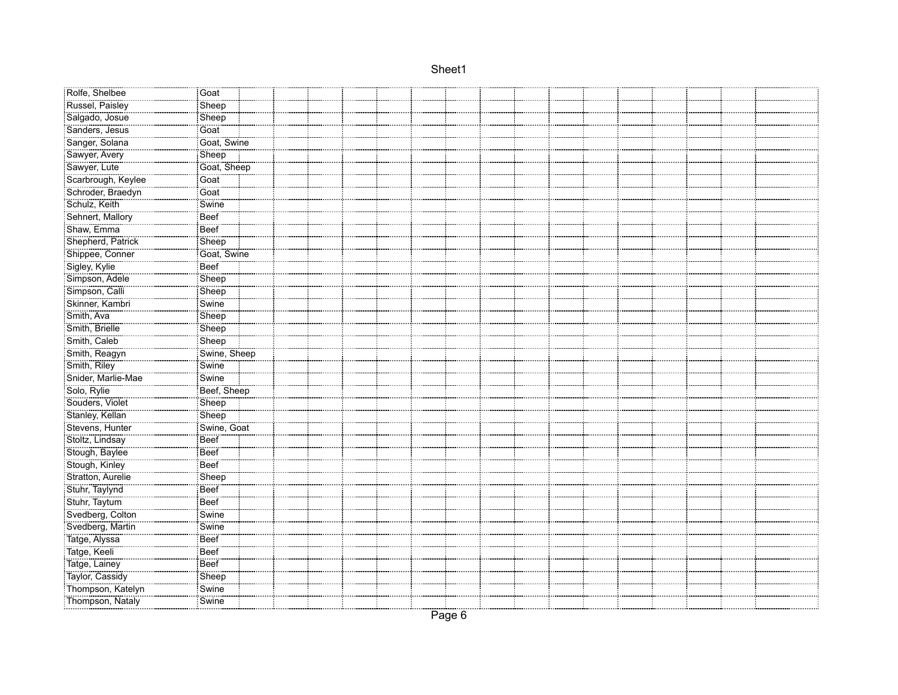| | |
|---|---|
| Rolfe, Shelbee | Goat |
| Russel, Paisley | Sheep |
| Salgado, Josue | Sheep |
| Sanders, Jesus | Goat |
| Sanger, Solana | Goat, Swine |
| Sawyer, Avery | Sheep |
| Sawyer, Lute | Goat, Sheep |
| Scarbrough, Keylee | Goat |
| Schroder, Braedyn | Goat |
| Schulz, Keith | Swine |
| Sehnert, Mallory | Beef |
| Shaw, Emma | Beef |
| Shepherd, Patrick | Sheep |
| Shippee, Conner | Goat, Swine |
| Sigley, Kylie | Beef |
| Simpson, Adele | Sheep |
| Simpson, Calli | Sheep |
| Skinner, Kambri | Swine |
| Smith, Ava | Sheep |
| Smith, Brielle | Sheep |
| Smith, Caleb | Sheep |
| Smith, Reagyn | Swine, Sheep |
| Smith, Riley | Swine |
| Snider, Marlie-Mae | Swine |
| Solo, Rylie | Beef, Sheep |
| Souders, Violet | Sheep |
| Stanley, Kellan | Sheep |
| Stevens, Hunter | Swine, Goat |
| Stoltz, Lindsay | Beef |
| Stough, Baylee | Beef |
| Stough, Kinley | Beef |
| Stratton, Aurelie | Sheep |
| Stuhr, Taylynd | Beef |
| Stuhr, Taytum | Beef |
| Svedberg, Colton | Swine |
| Svedberg, Martin | Swine |
| Tatge, Alyssa | Beef |
| Tatge, Keeli | Beef |
| Tatge, Lainey | Beef |
| Taylor, Cassidy | Sheep |
| Thompson, Katelyn | Swine |
| Thompson, Nataly | Swine |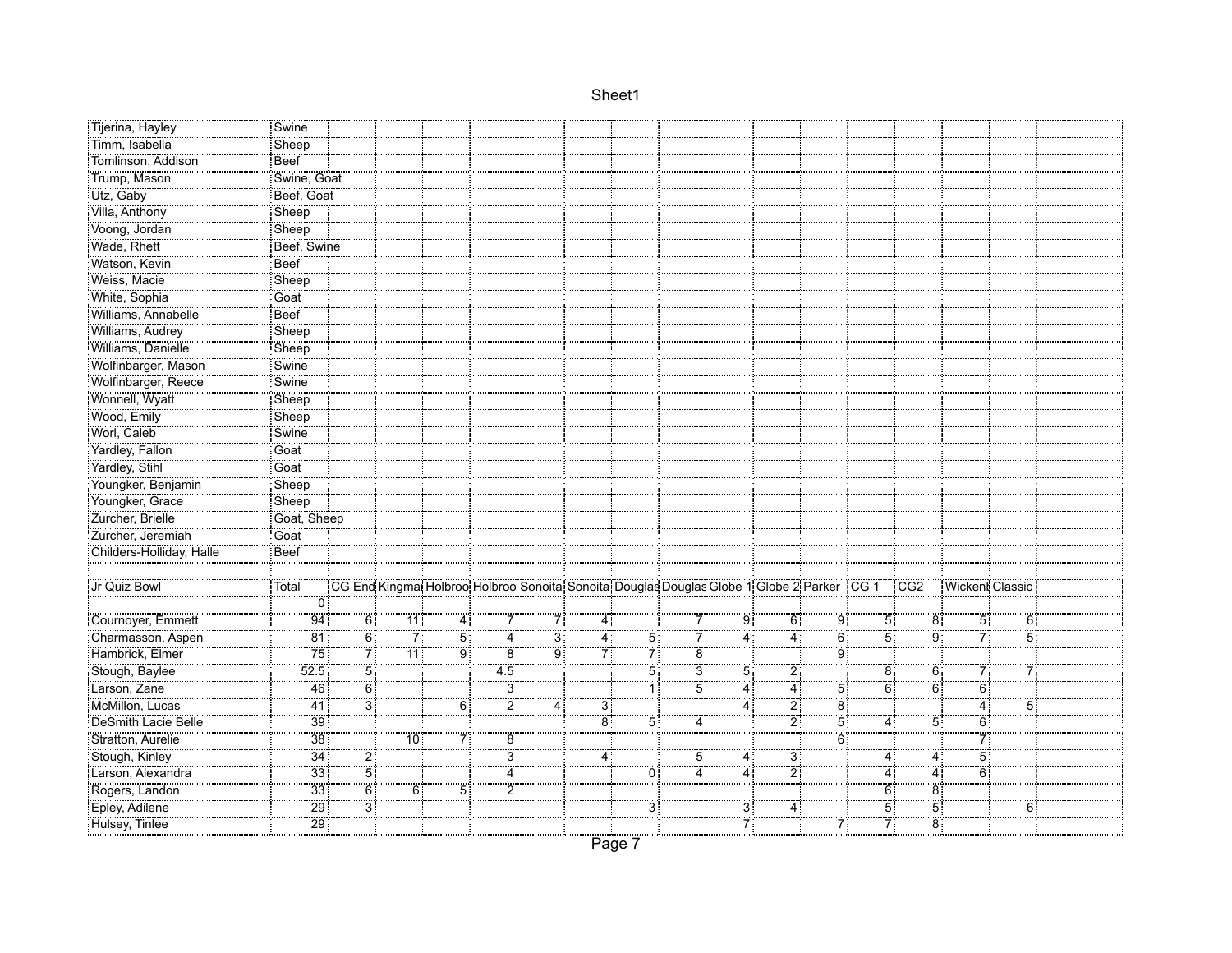| | |
|---|---|
| Tijerina, Hayley | Swine |
| Timm, Isabella | Sheep |
| Tomlinson, Addison | Beef |
| Trump, Mason | Swine, Goat |
| Utz, Gaby | Beef, Goat |
| Villa, Anthony | Sheep |
| Voong, Jordan | Sheep |
| Wade, Rhett | Beef, Swine |
| Watson, Kevin | Beef |
| Weiss, Macie | Sheep |
| White, Sophia | Goat |
| Williams, Annabelle | Beef |
| Williams, Audrey | Sheep |
| Williams, Danielle | Sheep |
| Wolfinbarger, Mason | Swine |
| Wolfinbarger, Reece | Swine |
| Wonnell, Wyatt | Sheep |
| Wood, Emily | Sheep |
| Worl, Caleb | Swine |
| Yardley, Fallon | Goat |
| Yardley, Stihl | Goat |
| Youngker, Benjamin | Sheep |
| Youngker, Grace | Sheep |
| Zurcher, Brielle | Goat, Sheep |
| Zurcher, Jeremiah | Goat |
| Childers-Holliday, Halle | Beef |

| Jr Quiz Bowl | Total | CG End | Kingma | Holbroo | Holbroo | Sonoita | Sonoita | Douglas | Douglas | Globe 1 | Globe 2 | Parker | CG 1 | CG2 | Wickenb | Classic |
|---|---|---|---|---|---|---|---|---|---|---|---|---|---|---|---|---|
| | 0 | | | | | | | | | | | | | | | |
| Cournoyer, Emmett | 94 | 6 | 11 | 4 | 7 | 7 | 4 | | 7 | 9 | 6 | 9 | 5 | 8 | 5 | 6 |
| Charmasson, Aspen | 81 | 6 | 7 | 5 | 4 | 3 | 4 | 5 | 7 | 4 | 4 | 6 | 5 | 9 | 7 | 5 |
| Hambrick, Elmer | 75 | 7 | 11 | 9 | 8 | 9 | 7 | 7 | 8 | | | 9 | | | | |
| Stough, Baylee | 52.5 | 5 | | | 4.5 | | | 5 | 3 | 5 | 2 | | 8 | 6 | 7 | 7 |
| Larson, Zane | 46 | 6 | | | 3 | | | 1 | 5 | 4 | 4 | 5 | 6 | 6 | 6 | |
| McMillon, Lucas | 41 | 3 | | 6 | 2 | 4 | 3 | | | 4 | 2 | 8 | | | 4 | 5 |
| DeSmith Lacie Belle | 39 | | | | | | 8 | 5 | 4 | | 2 | 5 | 4 | 5 | 6 | |
| Stratton, Aurelie | 38 | | 10 | 7 | 8 | | | | | | | 6 | | | 7 | |
| Stough, Kinley | 34 | 2 | | | 3 | | 4 | | 5 | 4 | 3 | | 4 | 4 | 5 | |
| Larson, Alexandra | 33 | 5 | | | 4 | | | 0 | 4 | 4 | 2 | | 4 | 4 | 6 | |
| Rogers, Landon | 33 | 6 | 6 | 5 | 2 | | | | | | | | 6 | 8 | | |
| Epley, Adilene | 29 | 3 | | | | | | 3 | | 3 | 4 | | 5 | 5 | | 6 |
| Hulsey, Tinlee | 29 | | | | | | | | | 7 | | 7 | 7 | 8 | | |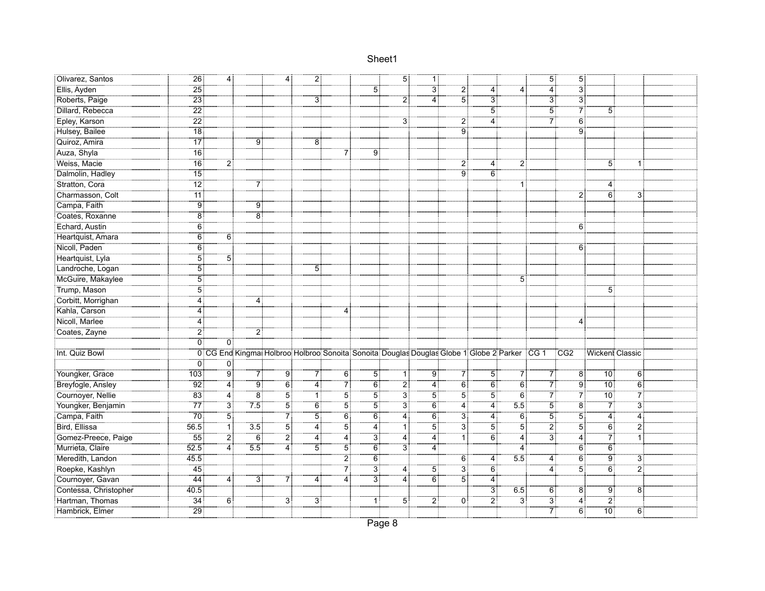| | | | | | | | | | | | | | | | | |
|---|---|---|---|---|---|---|---|---|---|---|---|---|---|---|---|---|
| Olivarez, Santos | 26 | 4 | | 4 | 2 | | | 5 | 1 | | | | 5 | 5 | | |
| Ellis, Ayden | 25 | | | | | | 5 | | 3 | 2 | 4 | 4 | 4 | 3 | | |
| Roberts, Paige | 23 | | | | 3 | | | 2 | 4 | 5 | 3 | | 3 | 3 | | |
| Dillard, Rebecca | 22 | | | | | | | | | | 5 | | 5 | 7 | 5 | |
| Epley, Karson | 22 | | | | | | | 3 | | 2 | 4 | | 7 | 6 | | |
| Hulsey, Bailee | 18 | | | | | | | | | 9 | | | | 9 | | |
| Quiroz, Amira | 17 | | 9 | | 8 | | | | | | | | | | | |
| Auza, Shyla | 16 | | | | | 7 | 9 | | | | | | | | | |
| Weiss, Macie | 16 | 2 | | | | | | | | 2 | 4 | 2 | | | 5 | 1 |
| Dalmolin, Hadley | 15 | | | | | | | | | 9 | 6 | | | | | |
| Stratton, Cora | 12 | | 7 | | | | | | | | | 1 | | | 4 | |
| Charmasson, Colt | 11 | | | | | | | | | | | | | 2 | 6 | 3 |
| Campa, Faith | 9 | | 9 | | | | | | | | | | | | | |
| Coates, Roxanne | 8 | | 8 | | | | | | | | | | | | | |
| Echard, Austin | 6 | | | | | | | | | | | | | 6 | | |
| Heartquist, Amara | 6 | 6 | | | | | | | | | | | | | | |
| Nicoll, Paden | 6 | | | | | | | | | | | | | 6 | | |
| Heartquist, Lyla | 5 | 5 | | | | | | | | | | | | | | |
| Landroche, Logan | 5 | | | | 5 | | | | | | | | | | | |
| McGuire, Makaylee | 5 | | | | | | | | | | | 5 | | | | |
| Trump, Mason | 5 | | | | | | | | | | | | | | 5 | |
| Corbitt, Morrighan | 4 | | 4 | | | | | | | | | | | | | |
| Kahla, Carson | 4 | | | | | 4 | | | | | | | | | | |
| Nicoll, Marlee | 4 | | | | | | | | | | | | | 4 | | |
| Coates, Zayne | 2 | | 2 | | | | | | | | | | | | | |
| | 0 | 0 | | | | | | | | | | | | | | |
| Int. Quiz Bowl | 0 | CG End | Kingman | Holbrook | Holbrook | Sonoita | Sonoita | Douglas | Douglas | Globe 1 | Globe 2 | Parker | CG 1 | CG2 | Wickenburg | Classic |
| | 0 | 0 | | | | | | | | | | | | | | |
| Youngker, Grace | 103 | 9 | 7 | 9 | 7 | 6 | 5 | 1 | 9 | 7 | 5 | 7 | 7 | 8 | 10 | 6 |
| Breyfogle, Ansley | 92 | 4 | 9 | 6 | 4 | 7 | 6 | 2 | 4 | 6 | 6 | 6 | 7 | 9 | 10 | 6 |
| Cournoyer, Nellie | 83 | 4 | 8 | 5 | 1 | 5 | 5 | 3 | 5 | 5 | 5 | 6 | 7 | 7 | 10 | 7 |
| Youngker, Benjamin | 77 | 3 | 7.5 | 5 | 6 | 5 | 5 | 3 | 6 | 4 | 4 | 5.5 | 5 | 8 | 7 | 3 |
| Campa, Faith | 70 | 5 | | 7 | 5 | 6 | 6 | 4 | 6 | 3 | 4 | 6 | 5 | 5 | 4 | 4 |
| Bird, Ellissa | 56.5 | 1 | 3.5 | 5 | 4 | 5 | 4 | 1 | 5 | 3 | 5 | 5 | 2 | 5 | 6 | 2 |
| Gomez-Preece, Paige | 55 | 2 | 6 | 2 | 4 | 4 | 3 | 4 | 4 | 1 | 6 | 4 | 3 | 4 | 7 | 1 |
| Murrieta, Claire | 52.5 | 4 | 5.5 | 4 | 5 | 5 | 6 | 3 | 4 | | | 4 | | 6 | 6 | |
| Meredith, Landon | 45.5 | | | | | 2 | 6 | | | 6 | 4 | 5.5 | 4 | 6 | 9 | 3 |
| Roepke, Kashlyn | 45 | | | | | 7 | 3 | 4 | 5 | 3 | 6 | | 4 | 5 | 6 | 2 |
| Cournoyer, Gavan | 44 | 4 | 3 | 7 | 4 | 4 | 3 | 4 | 6 | 5 | 4 | | | | | |
| Contessa, Christopher | 40.5 | | | | | | | | | | 3 | 6.5 | 6 | 8 | 9 | 8 |
| Hartman, Thomas | 34 | 6 | | 3 | 3 | | 1 | 5 | 2 | 0 | 2 | 3 | 3 | 4 | 2 | |
| Hambrick, Elmer | 29 | | | | | | | | | | | | 7 | 6 | 10 | 6 |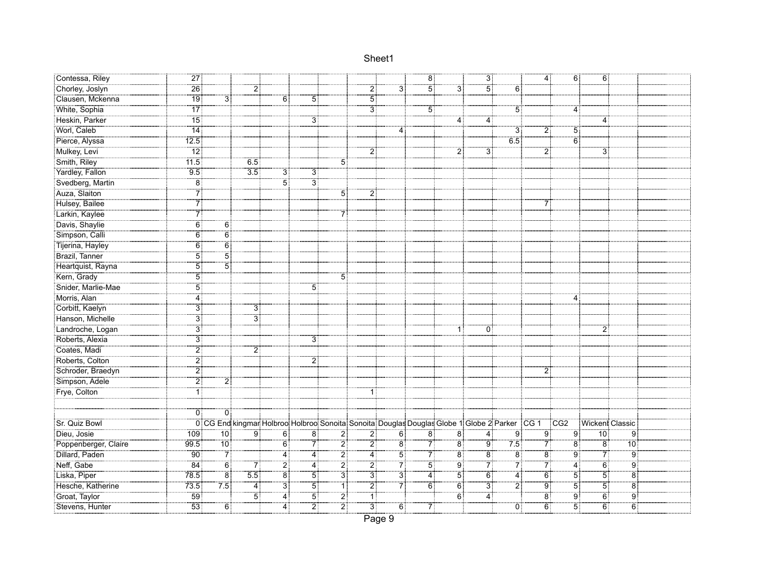| | | | | | | | | | | | | | | | | |
|---|---|---|---|---|---|---|---|---|---|---|---|---|---|---|---|---|
| Contessa, Riley | 27 | | | | | | | | 8 | | 3 | | 4 | 6 | 6 | |
| Chorley, Joslyn | 26 | | 2 | | | | 2 | 3 | 5 | 3 | 5 | 6 | | | | |
| Clausen, Mckenna | 19 | 3 | | 6 | 5 | | 5 | | | | | | | | | |
| White, Sophia | 17 | | | | | | 3 | | 5 | | | 5 | | 4 | | |
| Heskin, Parker | 15 | | | | 3 | | | | | 4 | 4 | | | | 4 | |
| Worl, Caleb | 14 | | | | | | | 4 | | | | 3 | 2 | 5 | | |
| Pierce, Alyssa | 12.5 | | | | | | | | | | | 6.5 | | 6 | | |
| Mulkey, Levi | 12 | | | | | | 2 | | | 2 | 3 | | 2 | | 3 | |
| Smith, Riley | 11.5 | | 6.5 | | | 5 | | | | | | | | | | |
| Yardley, Fallon | 9.5 | | 3.5 | 3 | 3 | | | | | | | | | | | |
| Svedberg, Martin | 8 | | | 5 | 3 | | | | | | | | | | | |
| Auza, Slaiton | 7 | | | | | 5 | 2 | | | | | | | | | |
| Hulsey, Bailee | 7 | | | | | | | | | | | | 7 | | | |
| Larkin, Kaylee | 7 | | | | | 7 | | | | | | | | | | |
| Davis, Shaylie | 6 | 6 | | | | | | | | | | | | | | |
| Simpson, Calli | 6 | 6 | | | | | | | | | | | | | | |
| Tijerina, Hayley | 6 | 6 | | | | | | | | | | | | | | |
| Brazil, Tanner | 5 | 5 | | | | | | | | | | | | | | |
| Heartquist, Rayna | 5 | 5 | | | | | | | | | | | | | | |
| Kern, Grady | 5 | | | | | 5 | | | | | | | | | | |
| Snider, Marlie-Mae | 5 | | | | 5 | | | | | | | | | | | |
| Morris, Alan | 4 | | | | | | | | | | | | | 4 | | |
| Corbitt, Kaelyn | 3 | | 3 | | | | | | | | | | | | | |
| Hanson, Michelle | 3 | | 3 | | | | | | | | | | | | | |
| Landroche, Logan | 3 | | | | | | | | | 1 | 0 | | | | 2 | |
| Roberts, Alexia | 3 | | | | 3 | | | | | | | | | | | |
| Coates, Madi | 2 | | 2 | | | | | | | | | | | | | |
| Roberts, Colton | 2 | | | | 2 | | | | | | | | | | | |
| Schroder, Braedyn | 2 | | | | | | | | | | | | 2 | | | |
| Simpson, Adele | 2 | 2 | | | | | | | | | | | | | | |
| Frye, Colton | 1 | | | | | | 1 | | | | | | | | | |
| | | | | | | | | | | | | | | | | |
| | 0 | 0 | | | | | | | | | | | | | | |
| Sr. Quiz Bowl | 0 | CG End | kingmar | Holbroo | Holbroo | Sonoita | Sonoita | Douglas | Douglas | Globe 1 | Globe 2 | Parker | CG 1 | CG2 | Wickent | Classic |
| Dieu, Josie | 109 | 10 | 9 | 6 | 8 | 2 | 2 | 6 | 8 | 8 | 4 | 9 | 9 | 9 | 10 | 9 |
| Poppenberger, Claire | 99.5 | 10 | | 6 | 7 | 2 | 2 | 8 | 7 | 8 | 9 | 7.5 | 7 | 8 | 8 | 10 |
| Dillard, Paden | 90 | 7 | | 4 | 4 | 2 | 4 | 5 | 7 | 8 | 8 | 8 | 8 | 9 | 7 | 9 |
| Neff, Gabe | 84 | 6 | 7 | 2 | 4 | 2 | 2 | 7 | 5 | 9 | 7 | 7 | 7 | 4 | 6 | 9 |
| Liska, Piper | 78.5 | 8 | 5.5 | 8 | 5 | 3 | 3 | 3 | 4 | 5 | 6 | 4 | 6 | 5 | 5 | 8 |
| Hesche, Katherine | 73.5 | 7.5 | 4 | 3 | 5 | 1 | 2 | 7 | 6 | 6 | 3 | 2 | 9 | 5 | 5 | 8 |
| Groat, Taylor | 59 | | 5 | 4 | 5 | 2 | 1 | | | 6 | 4 | | 8 | 9 | 6 | 9 |
| Stevens, Hunter | 53 | 6 | | 4 | 2 | 2 | 3 | 6 | 7 | | | 0 | 6 | 5 | 6 | 6 |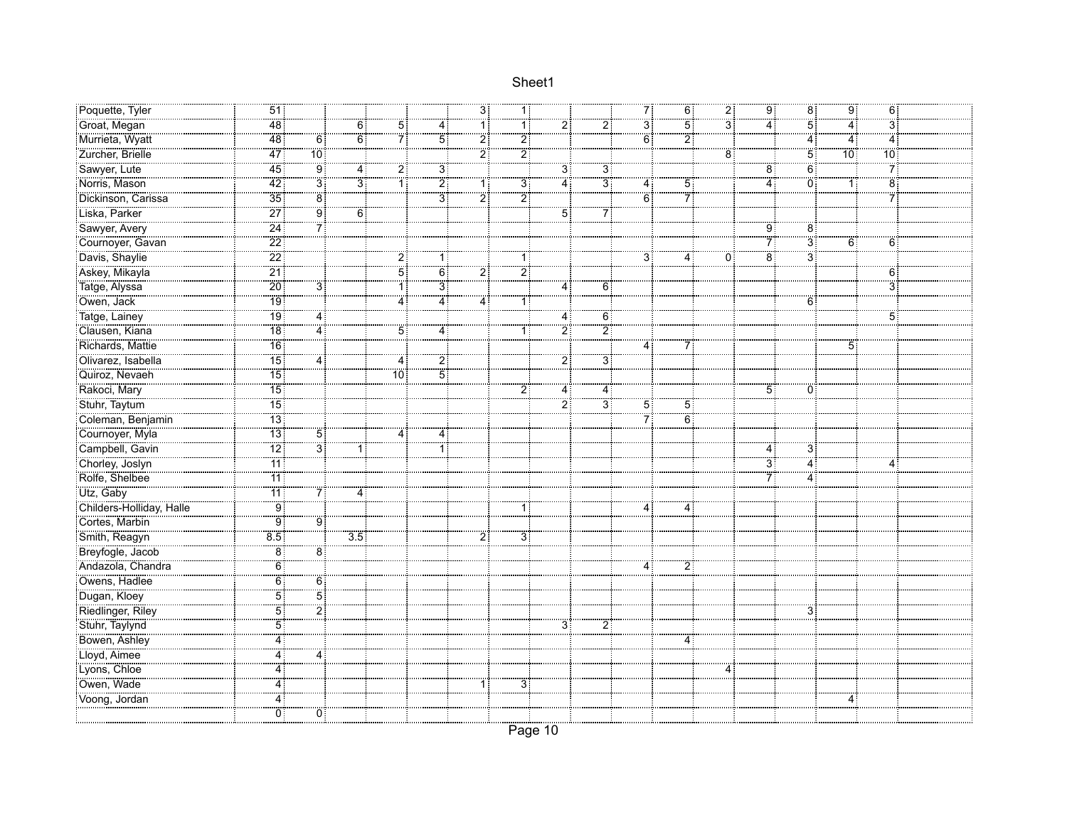| | | | | | | | | | | | | | | | | | |
|---|---|---|---|---|---|---|---|---|---|---|---|---|---|---|---|---|---|
| Poquette, Tyler | 51 | | | | | 3 | 1 | | | 7 | 6 | 2 | 9 | 8 | 9 | 6 | |
| Groat, Megan | 48 | | 6 | 5 | 4 | 1 | 1 | 2 | 2 | 3 | 5 | 3 | 4 | 5 | 4 | 3 | |
| Murrieta, Wyatt | 48 | 6 | 6 | 7 | 5 | 2 | 2 | | | 6 | 2 | | | 4 | 4 | 4 | |
| Zurcher, Brielle | 47 | 10 | | | | 2 | 2 | | | | | 8 | | 5 | 10 | 10 | |
| Sawyer, Lute | 45 | 9 | 4 | 2 | 3 | | | 3 | 3 | | | | 8 | 6 | | 7 | |
| Norris, Mason | 42 | 3 | 3 | 1 | 2 | 1 | 3 | 4 | 3 | 4 | 5 | | 4 | 0 | 1 | 8 | |
| Dickinson, Carissa | 35 | 8 | | | 3 | 2 | 2 | | | 6 | 7 | | | | | 7 | |
| Liska, Parker | 27 | 9 | 6 | | | | | 5 | 7 | | | | | | | | |
| Sawyer, Avery | 24 | 7 | | | | | | | | | | | 9 | 8 | | | |
| Cournoyer, Gavan | 22 | | | | | | | | | | | | 7 | 3 | 6 | 6 | |
| Davis, Shaylie | 22 | | | 2 | 1 | | 1 | | | 3 | 4 | 0 | 8 | 3 | | | |
| Askey, Mikayla | 21 | | | 5 | 6 | 2 | 2 | | | | | | | | | 6 | |
| Tatge, Alyssa | 20 | 3 | | 1 | 3 | | | 4 | 6 | | | | | | | 3 | |
| Owen, Jack | 19 | | | 4 | 4 | 4 | 1 | | | | | | | 6 | | | |
| Tatge, Lainey | 19 | 4 | | | | | | 4 | 6 | | | | | | | 5 | |
| Clausen, Kiana | 18 | 4 | | 5 | 4 | | 1 | 2 | 2 | | | | | | | | |
| Richards, Mattie | 16 | | | | | | | | | 4 | 7 | | | | 5 | | |
| Olivarez, Isabella | 15 | 4 | | 4 | 2 | | | 2 | 3 | | | | | | | | |
| Quiroz, Nevaeh | 15 | | | 10 | 5 | | | | | | | | | | | | |
| Rakoci, Mary | 15 | | | | | | 2 | 4 | 4 | | | | 5 | 0 | | | |
| Stuhr, Taytum | 15 | | | | | | | 2 | 3 | 5 | 5 | | | | | | |
| Coleman, Benjamin | 13 | | | | | | | | | 7 | 6 | | | | | | |
| Cournoyer, Myla | 13 | 5 | | 4 | 4 | | | | | | | | | | | | |
| Campbell, Gavin | 12 | 3 | 1 | | 1 | | | | | | | | 4 | 3 | | | |
| Chorley, Joslyn | 11 | | | | | | | | | | | | 3 | 4 | | 4 | |
| Rolfe, Shelbee | 11 | | | | | | | | | | | | 7 | 4 | | | |
| Utz, Gaby | 11 | 7 | 4 | | | | | | | | | | | | | | |
| Childers-Holliday, Halle | 9 | | | | | | 1 | | | 4 | 4 | | | | | | |
| Cortes, Marbin | 9 | 9 | | | | | | | | | | | | | | | |
| Smith, Reagyn | 8.5 | | 3.5 | | | 2 | 3 | | | | | | | | | | |
| Breyfogle, Jacob | 8 | 8 | | | | | | | | | | | | | | | |
| Andazola, Chandra | 6 | | | | | | | | | 4 | 2 | | | | | | |
| Owens, Hadlee | 6 | 6 | | | | | | | | | | | | | | | |
| Dugan, Kloey | 5 | 5 | | | | | | | | | | | | | | | |
| Riedlinger, Riley | 5 | 2 | | | | | | | | | | | | 3 | | | |
| Stuhr, Taylynd | 5 | | | | | | | 3 | 2 | | | | | | | | |
| Bowen, Ashley | 4 | | | | | | | | | | 4 | | | | | | |
| Lloyd, Aimee | 4 | 4 | | | | | | | | | | | | | | | |
| Lyons, Chloe | 4 | | | | | | | | | | | 4 | | | | | |
| Owen, Wade | 4 | | | | | 1 | 3 | | | | | | | | | | |
| Voong, Jordan | 4 | | | | | | | | | | | | | | 4 | | |
| | 0 | 0 | | | | | | | | | | | | | | | |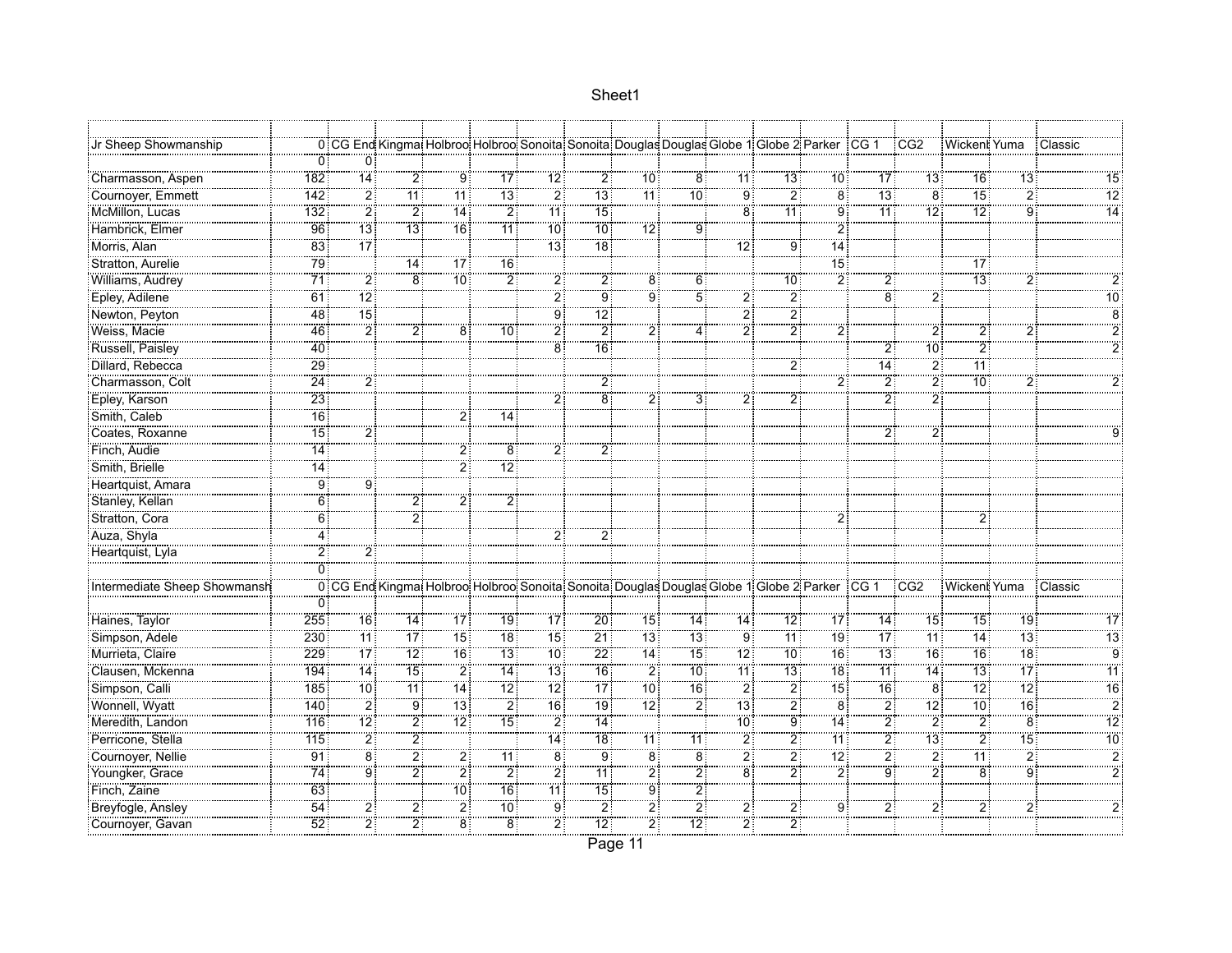| Jr Sheep Showmanship | 0 | CG End | Kingma | Holbroo | Holbroo | Sonoita | Sonoita | Douglas | Douglas | Globe 1 | Globe 2 | Parker | CG 1 | CG2 | Wicken | Yuma | Classic |
|---|---|---|---|---|---|---|---|---|---|---|---|---|---|---|---|---|---|
| | 0 | 0 | | | | | | | | | | | | | | | |
| Charmasson, Aspen | 182 | 14 | 2 | 9 | 17 | 12 | 2 | 10 | 8 | 11 | 13 | 10 | 17 | 13 | 16 | 13 | 15 |
| Cournoyer, Emmett | 142 | 2 | 11 | 11 | 13 | 2 | 13 | 11 | 10 | 9 | 2 | 8 | 13 | 8 | 15 | 2 | 12 |
| McMillon, Lucas | 132 | 2 | 2 | 14 | 2 | 11 | 15 | | | 8 | 11 | 9 | 11 | 12 | 12 | 9 | 14 |
| Hambrick, Elmer | 96 | 13 | 13 | 16 | 11 | 10 | 10 | 12 | 9 | | | 2 | | | | | |
| Morris, Alan | 83 | 17 | | | | 13 | 18 | | | 12 | 9 | 14 | | | | | |
| Stratton, Aurelie | 79 | | 14 | 17 | 16 | | | | | | | 15 | | | 17 | | |
| Williams, Audrey | 71 | 2 | 8 | 10 | 2 | 2 | 2 | 8 | 6 | | 10 | 2 | 2 | | 13 | 2 | 2 |
| Epley, Adilene | 61 | 12 | | | | 2 | 9 | 9 | 5 | 2 | 2 | | 8 | 2 | | | 10 |
| Newton, Peyton | 48 | 15 | | | | 9 | 12 | | | 2 | 2 | | | | | | 8 |
| Weiss, Macie | 46 | 2 | 2 | 8 | 10 | 2 | 2 | 2 | 4 | 2 | 2 | 2 | | 2 | 2 | 2 | 2 |
| Russell, Paisley | 40 | | | | | 8 | 16 | | | | | | 2 | 10 | 2 | | 2 |
| Dillard, Rebecca | 29 | | | | | | | | | | 2 | | 14 | 2 | 11 | | |
| Charmasson, Colt | 24 | 2 | | | | | 2 | | | | | 2 | 2 | 2 | 10 | 2 | 2 |
| Epley, Karson | 23 | | | | | 2 | 8 | 2 | 3 | 2 | 2 | | 2 | 2 | | | |
| Smith, Caleb | 16 | | | 2 | 14 | | | | | | | | | | | | |
| Coates, Roxanne | 15 | 2 | | | | | | | | | | | 2 | 2 | | | 9 |
| Finch, Audie | 14 | | | 2 | 8 | 2 | 2 | | | | | | | | | | |
| Smith, Brielle | 14 | | | 2 | 12 | | | | | | | | | | | | |
| Heartquist, Amara | 9 | 9 | | | | | | | | | | | | | | | |
| Stanley, Kellan | 6 | | 2 | 2 | 2 | | | | | | | | | | | | |
| Stratton, Cora | 6 | | 2 | | | | | | | | | 2 | | | 2 | | |
| Auza, Shyla | 4 | | | | | 2 | 2 | | | | | | | | | | |
| Heartquist, Lyla | 2 | 2 | | | | | | | | | | | | | | | |
| | 0 | | | | | | | | | | | | | | | | |
| Intermediate Sheep Showmansh | 0 | CG End | Kingma | Holbroo | Holbroo | Sonoita | Sonoita | Douglas | Douglas | Globe 1 | Globe 2 | Parker | CG 1 | CG2 | Wicken | Yuma | Classic |
| | 0 | | | | | | | | | | | | | | | | |
| Haines, Taylor | 255 | 16 | 14 | 17 | 19 | 17 | 20 | 15 | 14 | 14 | 12 | 17 | 14 | 15 | 15 | 19 | 17 |
| Simpson, Adele | 230 | 11 | 17 | 15 | 18 | 15 | 21 | 13 | 13 | 9 | 11 | 19 | 17 | 11 | 14 | 13 | 13 |
| Murrieta, Claire | 229 | 17 | 12 | 16 | 13 | 10 | 22 | 14 | 15 | 12 | 10 | 16 | 13 | 16 | 16 | 18 | 9 |
| Clausen, Mckenna | 194 | 14 | 15 | 2 | 14 | 13 | 16 | 2 | 10 | 11 | 13 | 18 | 11 | 14 | 13 | 17 | 11 |
| Simpson, Calli | 185 | 10 | 11 | 14 | 12 | 12 | 17 | 10 | 16 | 2 | 2 | 15 | 16 | 8 | 12 | 12 | 16 |
| Wonnell, Wyatt | 140 | 2 | 9 | 13 | 2 | 16 | 19 | 12 | 2 | 13 | 2 | 8 | 2 | 12 | 10 | 16 | 2 |
| Meredith, Landon | 116 | 12 | 2 | 12 | 15 | 2 | 14 | | | 10 | 9 | 14 | 2 | 2 | 2 | 8 | 12 |
| Perricone, Stella | 115 | 2 | 2 | | | 14 | 18 | 11 | 11 | 2 | 2 | 11 | 2 | 13 | 2 | 15 | 10 |
| Cournoyer, Nellie | 91 | 8 | 2 | 2 | 11 | 8 | 9 | 8 | 8 | 2 | 2 | 12 | 2 | 2 | 11 | 2 | 2 |
| Youngker, Grace | 74 | 9 | 2 | 2 | 2 | 2 | 11 | 2 | 2 | 8 | 2 | 2 | 9 | 2 | 8 | 9 | 2 |
| Finch, Zaine | 63 | | | 10 | 16 | 11 | 15 | 9 | 2 | | | | | | | | |
| Breyfogle, Ansley | 54 | 2 | 2 | 2 | 10 | 9 | 2 | 2 | 2 | 2 | 2 | 9 | 2 | 2 | 2 | 2 | 2 |
| Cournoyer, Gavan | 52 | 2 | 2 | 8 | 8 | 2 | 12 | 2 | 12 | 2 | 2 | | | | | | |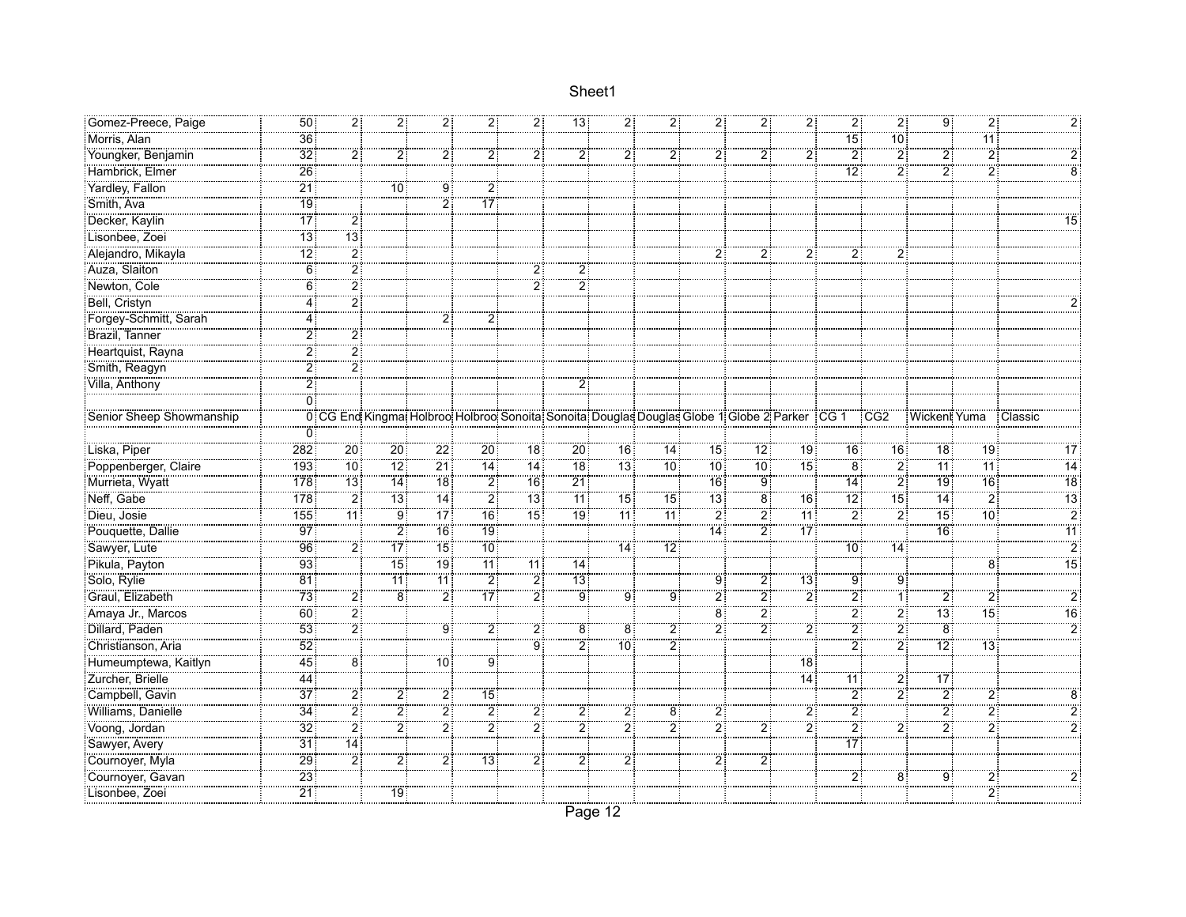| | | | | | | | | | | | | | | | | | |
|---|---|---|---|---|---|---|---|---|---|---|---|---|---|---|---|---|---|
| Gomez-Preece, Paige | 50 | 2 | 2 | 2 | 2 | 2 | 13 | 2 | 2 | 2 | 2 | 2 | 2 | 2 | 9 | 2 | 2 |
| Morris, Alan | 36 | | | | | | | | | | | | 15 | 10 | | 11 | |
| Youngker, Benjamin | 32 | 2 | 2 | 2 | 2 | 2 | 2 | 2 | 2 | 2 | 2 | 2 | 2 | 2 | 2 | 2 | 2 |
| Hambrick, Elmer | 26 | | | | | | | | | | | | 12 | 2 | 2 | 2 | 8 |
| Yardley, Fallon | 21 | | 10 | 9 | 2 | | | | | | | | | | | | |
| Smith, Ava | 19 | | | 2 | 17 | | | | | | | | | | | | |
| Decker, Kaylin | 17 | 2 | | | | | | | | | | | | | | | 15 |
| Lisonbee, Zoei | 13 | 13 | | | | | | | | | | | | | | | |
| Alejandro, Mikayla | 12 | 2 | | | | | | | | 2 | 2 | 2 | 2 | 2 | | | |
| Auza, Slaiton | 6 | 2 | | | | 2 | 2 | | | | | | | | | | |
| Newton, Cole | 6 | 2 | | | | 2 | 2 | | | | | | | | | | |
| Bell, Cristyn | 4 | 2 | | | | | | | | | | | | | | | 2 |
| Forgey-Schmitt, Sarah | 4 | | | 2 | 2 | | | | | | | | | | | | |
| Brazil, Tanner | 2 | 2 | | | | | | | | | | | | | | | |
| Heartquist, Rayna | 2 | 2 | | | | | | | | | | | | | | | |
| Smith, Reagyn | 2 | 2 | | | | | | | | | | | | | | | |
| Villa, Anthony | 2 | | | | | | 2 | | | | | | | | | | |
| | 0 | | | | | | | | | | | | | | | | |
| Senior Sheep Showmanship | 0 | CG End | Kingma | Holbroo | Holbroo | Sonoita | Sonoita | Douglas | Douglas | Globe 1 | Globe 2 | Parker | CG 1 | CG2 | Wicken | Yuma | Classic |
| | 0 | | | | | | | | | | | | | | | | |
| Liska, Piper | 282 | 20 | 20 | 22 | 20 | 18 | 20 | 16 | 14 | 15 | 12 | 19 | 16 | 16 | 18 | 19 | 17 |
| Poppenberger, Claire | 193 | 10 | 12 | 21 | 14 | 14 | 18 | 13 | 10 | 10 | 10 | 15 | 8 | 2 | 11 | 11 | 14 |
| Murrieta, Wyatt | 178 | 13 | 14 | 18 | 2 | 16 | 21 | | | 16 | 9 | | 14 | 2 | 19 | 16 | 18 |
| Neff, Gabe | 178 | 2 | 13 | 14 | 2 | 13 | 11 | 15 | 15 | 13 | 8 | 16 | 12 | 15 | 14 | 2 | 13 |
| Dieu, Josie | 155 | 11 | 9 | 17 | 16 | 15 | 19 | 11 | 11 | 2 | 2 | 11 | 2 | 2 | 15 | 10 | 2 |
| Pouquette, Dallie | 97 | | 2 | 16 | 19 | | | | | 14 | 2 | 17 | | | 16 | | 11 |
| Sawyer, Lute | 96 | 2 | 17 | 15 | 10 | | | 14 | 12 | | | | 10 | 14 | | | 2 |
| Pikula, Payton | 93 | | 15 | 19 | 11 | 11 | 14 | | | | | | | | | 8 | 15 |
| Solo, Rylie | 81 | | 11 | 11 | 2 | 2 | 13 | | | 9 | 2 | 13 | 9 | 9 | | | |
| Graul, Elizabeth | 73 | 2 | 8 | 2 | 17 | 2 | 9 | 9 | 9 | 2 | 2 | 2 | 2 | 1 | 2 | 2 | 2 |
| Amaya Jr., Marcos | 60 | 2 | | | | | | | | 8 | 2 | | 2 | 2 | 13 | 15 | 16 |
| Dillard, Paden | 53 | 2 | | 9 | 2 | 2 | 8 | 8 | 2 | 2 | 2 | 2 | 2 | 2 | 8 | | 2 |
| Christianson, Aria | 52 | | | | | 9 | 2 | 10 | 2 | | | | 2 | 2 | 12 | 13 | |
| Humeumptewa, Kaitlyn | 45 | 8 | | 10 | 9 | | | | | | | 18 | | | | | |
| Zurcher, Brielle | 44 | | | | | | | | | | | 14 | 11 | 2 | 17 | | |
| Campbell, Gavin | 37 | 2 | 2 | 2 | 15 | | | | | | | | 2 | 2 | 2 | 2 | 8 |
| Williams, Danielle | 34 | 2 | 2 | 2 | 2 | 2 | 2 | 2 | 8 | 2 | | 2 | 2 | | 2 | 2 | 2 |
| Voong, Jordan | 32 | 2 | 2 | 2 | 2 | 2 | 2 | 2 | 2 | 2 | 2 | 2 | 2 | 2 | 2 | 2 | 2 |
| Sawyer, Avery | 31 | 14 | | | | | | | | | | | 17 | | | | |
| Cournoyer, Myla | 29 | 2 | 2 | 2 | 13 | 2 | 2 | 2 | | 2 | 2 | | | | | | |
| Cournoyer, Gavan | 23 | | | | | | | | | | | | 2 | 8 | 9 | 2 | 2 |
| Lisonbee, Zoei | 21 | | 19 | | | | | | | | | | | | | 2 | |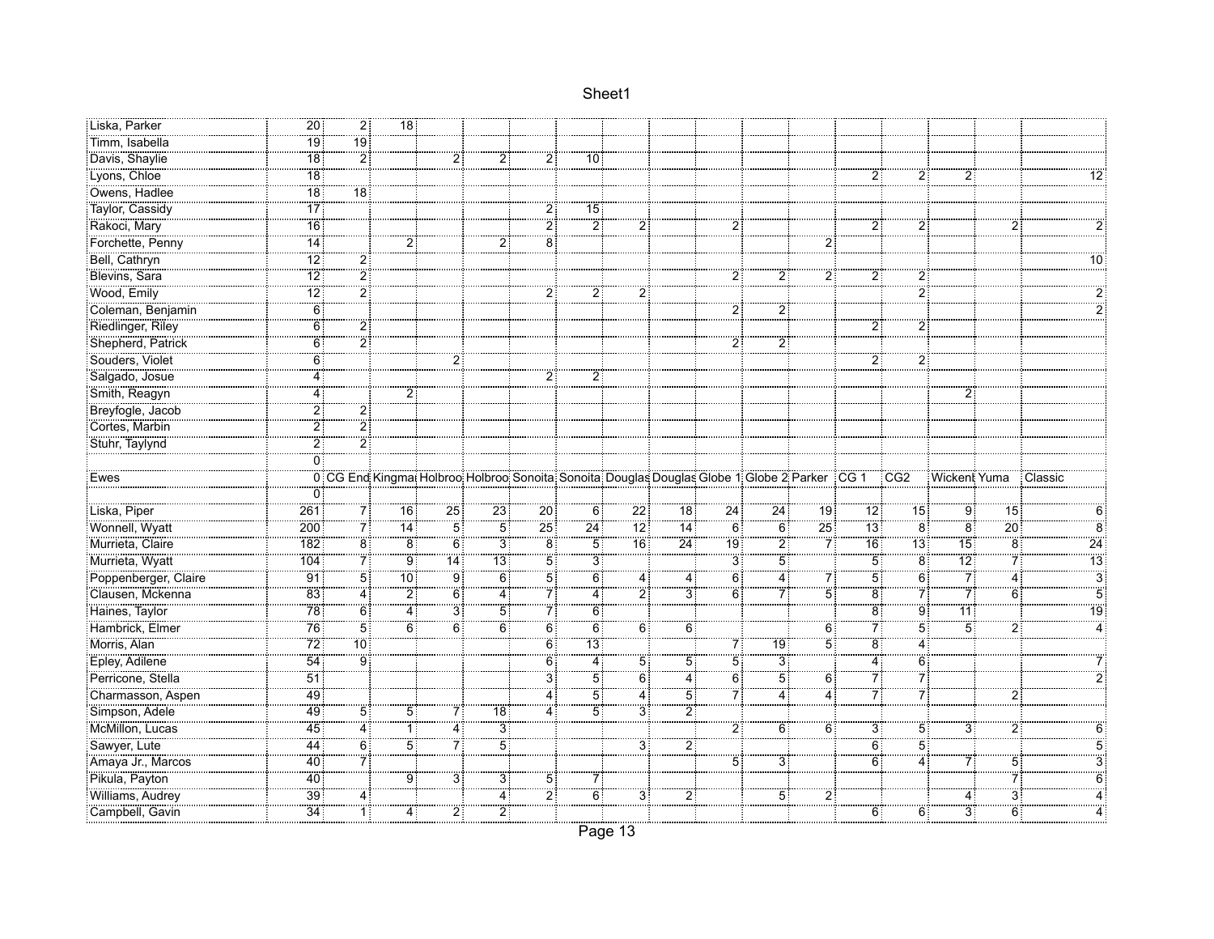| | | | | | | | | | | | | | | | | | |
|---|---|---|---|---|---|---|---|---|---|---|---|---|---|---|---|---|---|
| Liska, Parker | 20 | 2 | 18 | | | | | | | | | | | | | | |
| Timm, Isabella | 19 | 19 | | | | | | | | | | | | | | | |
| Davis, Shaylie | 18 | 2 | | 2 | 2 | 2 | 10 | | | | | | | | | | |
| Lyons, Chloe | 18 | | | | | | | | | | | | 2 | 2 | 2 | | 12 |
| Owens, Hadlee | 18 | 18 | | | | | | | | | | | | | | | |
| Taylor, Cassidy | 17 | | | | | 2 | 15 | | | | | | | | | | |
| Rakoci, Mary | 16 | | | | | 2 | 2 | 2 | | 2 | | | 2 | 2 | | 2 | 2 |
| Forchette, Penny | 14 | | 2 | | 2 | 8 | | | | | | 2 | | | | | |
| Bell, Cathryn | 12 | 2 | | | | | | | | | | | | | | | 10 |
| Blevins, Sara | 12 | 2 | | | | | | | | 2 | 2 | 2 | 2 | 2 | | | |
| Wood, Emily | 12 | 2 | | | | 2 | 2 | 2 | | | | | | 2 | | | 2 |
| Coleman, Benjamin | 6 | | | | | | | | | 2 | 2 | | | | | | 2 |
| Riedlinger, Riley | 6 | 2 | | | | | | | | | | | 2 | 2 | | | |
| Shepherd, Patrick | 6 | 2 | | | | | | | | 2 | 2 | | | | | | |
| Souders, Violet | 6 | | | 2 | | | | | | | | | 2 | 2 | | | |
| Salgado, Josue | 4 | | | | | 2 | 2 | | | | | | | | | | |
| Smith, Reagyn | 4 | | 2 | | | | | | | | | | | | 2 | | |
| Breyfogle, Jacob | 2 | 2 | | | | | | | | | | | | | | | |
| Cortes, Marbin | 2 | 2 | | | | | | | | | | | | | | | |
| Stuhr, Taylynd | 2 | 2 | | | | | | | | | | | | | | | |
| | 0 | | | | | | | | | | | | | | | | |
| Ewes | 0 | CG End | Kingman | Holbroo | Holbroo | Sonoita | Sonoita | Douglas | Douglas | Globe 1 | Globe 2 | Parker | CG 1 | CG2 | Wickenb | Yuma | Classic |
| | 0 | | | | | | | | | | | | | | | | |
| Liska, Piper | 261 | 7 | 16 | 25 | 23 | 20 | 6 | 22 | 18 | 24 | 24 | 19 | 12 | 15 | 9 | 15 | 6 |
| Wonnell, Wyatt | 200 | 7 | 14 | 5 | 5 | 25 | 24 | 12 | 14 | 6 | 6 | 25 | 13 | 8 | 8 | 20 | 8 |
| Murrieta, Claire | 182 | 8 | 8 | 6 | 3 | 8 | 5 | 16 | 24 | 19 | 2 | 7 | 16 | 13 | 15 | 8 | 24 |
| Murrieta, Wyatt | 104 | 7 | 9 | 14 | 13 | 5 | 3 | | | 3 | 5 | | 5 | 8 | 12 | 7 | 13 |
| Poppenberger, Claire | 91 | 5 | 10 | 9 | 6 | 5 | 6 | 4 | 4 | 6 | 4 | 7 | 5 | 6 | 7 | 4 | 3 |
| Clausen, Mckenna | 83 | 4 | 2 | 6 | 4 | 7 | 4 | 2 | 3 | 6 | 7 | 5 | 8 | 7 | 7 | 6 | 5 |
| Haines, Taylor | 78 | 6 | 4 | 3 | 5 | 7 | 6 | | | | | | 8 | 9 | 11 | | 19 |
| Hambrick, Elmer | 76 | 5 | 6 | 6 | 6 | 6 | 6 | 6 | 6 | | | 6 | 7 | 5 | 5 | 2 | 4 |
| Morris, Alan | 72 | 10 | | | | 6 | 13 | | | 7 | 19 | 5 | 8 | 4 | | | |
| Epley, Adilene | 54 | 9 | | | | 6 | 4 | 5 | 5 | 5 | 3 | | 4 | 6 | | | 7 |
| Perricone, Stella | 51 | | | | | 3 | 5 | 6 | 4 | 6 | 5 | 6 | 7 | 7 | | | 2 |
| Charmasson, Aspen | 49 | | | | | 4 | 5 | 4 | 5 | 7 | 4 | 4 | 7 | 7 | | 2 | |
| Simpson, Adele | 49 | 5 | 5 | 7 | 18 | 4 | 5 | 3 | 2 | | | | | | | | |
| McMillon, Lucas | 45 | 4 | 1 | 4 | 3 | | | | | 2 | 6 | 6 | 3 | 5 | 3 | 2 | 6 |
| Sawyer, Lute | 44 | 6 | 5 | 7 | 5 | | | 3 | 2 | | | | 6 | 5 | | | 5 |
| Amaya Jr., Marcos | 40 | 7 | | | | | | | | 5 | 3 | | 6 | 4 | 7 | 5 | 3 |
| Pikula, Payton | 40 | | 9 | 3 | 3 | 5 | 7 | | | | | | | | | 7 | 6 |
| Williams, Audrey | 39 | 4 | | | 4 | 2 | 6 | 3 | 2 | | 5 | 2 | | | 4 | 3 | 4 |
| Campbell, Gavin | 34 | 1 | 4 | 2 | 2 | | | | | | | | 6 | 6 | 3 | 6 | 4 |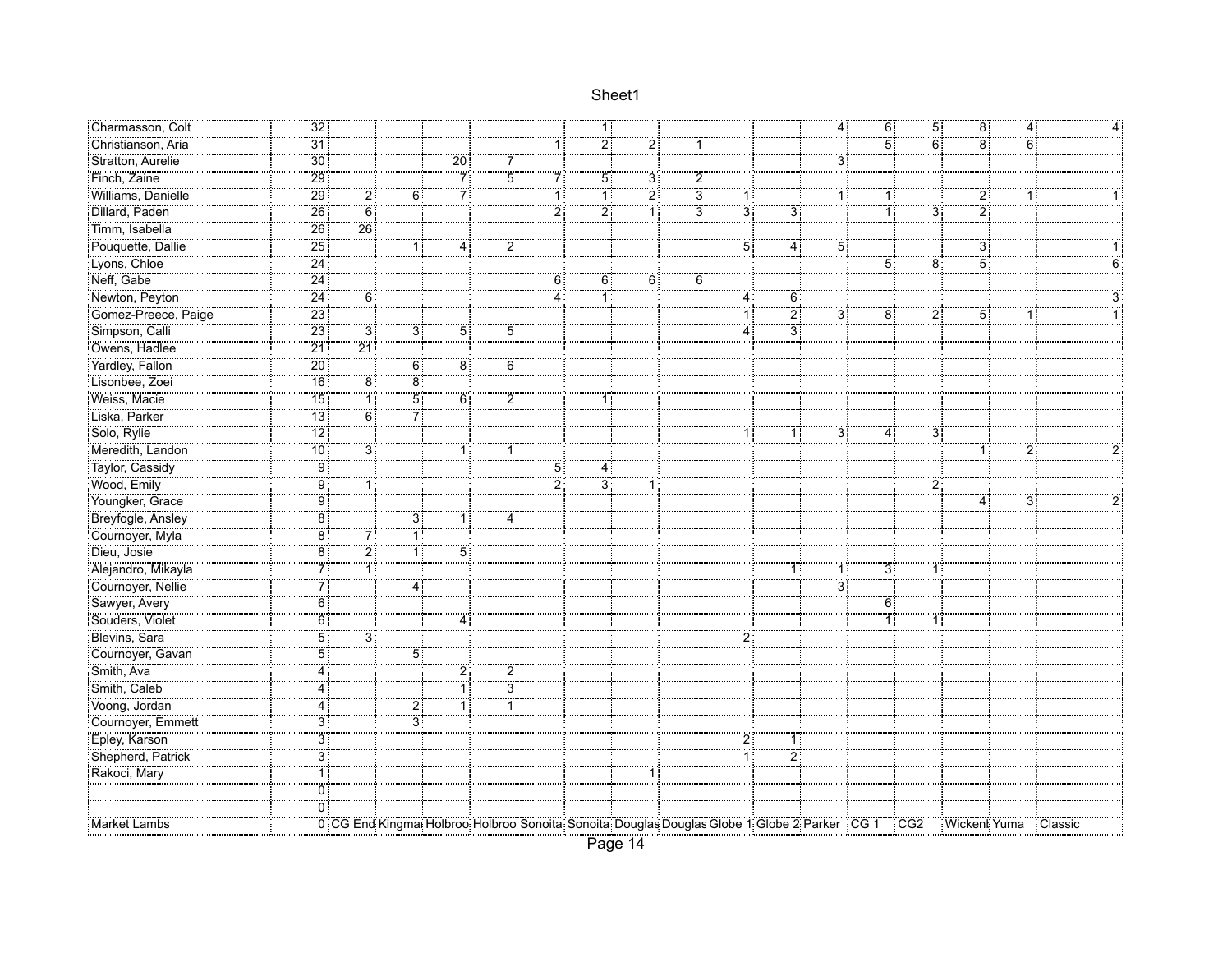| Market Lambs | 0 | CG End | Kingmai | Holbroo | Holbroo | Sonoita | Sonoita | Douglas | Douglas | Globe 1 | Globe 2 | Parker | CG 1 | CG2 | Wickenl | Yuma | Classic |
|---|---|---|---|---|---|---|---|---|---|---|---|---|---|---|---|---|---|
| Charmasson, Colt | 32 | | | | | | 1 | | | | | 4 | 6 | 5 | 8 | 4 | 4 |
| Christianson, Aria | 31 | | | | | 1 | 2 | 2 | 1 | | | | 5 | 6 | 8 | 6 | |
| Stratton, Aurelie | 30 | | | 20 | 7 | | | | | | | 3 | | | | | |
| Finch, Zaine | 29 | | | 7 | 5 | 7 | 5 | 3 | 2 | | | | | | | | |
| Williams, Danielle | 29 | 2 | 6 | 7 | | 1 | 1 | 2 | 3 | 1 | | 1 | 1 | | 2 | 1 | 1 |
| Dillard, Paden | 26 | 6 | | | | 2 | 2 | 1 | 3 | 3 | 3 | | 1 | 3 | 2 | | |
| Timm, Isabella | 26 | 26 | | | | | | | | | | | | | | | |
| Pouquette, Dallie | 25 | | 1 | 4 | 2 | | | | | 5 | 4 | 5 | | | 3 | | 1 |
| Lyons, Chloe | 24 | | | | | | | | | | | | 5 | 8 | 5 | | 6 |
| Neff, Gabe | 24 | | | | | 6 | 6 | 6 | 6 | | | | | | | | |
| Newton, Peyton | 24 | 6 | | | | 4 | 1 | | | 4 | 6 | | | | | | 3 |
| Gomez-Preece, Paige | 23 | | | | | | | | | 1 | 2 | 3 | 8 | 2 | 5 | 1 | 1 |
| Simpson, Calli | 23 | 3 | 3 | 5 | 5 | | | | | 4 | 3 | | | | | | |
| Owens, Hadlee | 21 | 21 | | | | | | | | | | | | | | | |
| Yardley, Fallon | 20 | | 6 | 8 | 6 | | | | | | | | | | | | |
| Lisonbee, Zoei | 16 | 8 | 8 | | | | | | | | | | | | | | |
| Weiss, Macie | 15 | 1 | 5 | 6 | 2 | | 1 | | | | | | | | | | |
| Liska, Parker | 13 | 6 | 7 | | | | | | | | | | | | | | |
| Solo, Rylie | 12 | | | | | | | | | 1 | 1 | 3 | 4 | 3 | | | |
| Meredith, Landon | 10 | 3 | | 1 | 1 | | | | | | | | | | 1 | 2 | 2 |
| Taylor, Cassidy | 9 | | | | | 5 | 4 | | | | | | | | | | |
| Wood, Emily | 9 | 1 | | | | 2 | 3 | 1 | | | | | | 2 | | | |
| Youngker, Grace | 9 | | | | | | | | | | | | | | 4 | 3 | 2 |
| Breyfogle, Ansley | 8 | | 3 | 1 | 4 | | | | | | | | | | | | |
| Cournoyer, Myla | 8 | 7 | 1 | | | | | | | | | | | | | | |
| Dieu, Josie | 8 | 2 | 1 | 5 | | | | | | | | | | | | | |
| Alejandro, Mikayla | 7 | 1 | | | | | | | | | 1 | 1 | 3 | 1 | | | |
| Cournoyer, Nellie | 7 | | 4 | | | | | | | | | 3 | | | | | |
| Sawyer, Avery | 6 | | | | | | | | | | | | 6 | | | | |
| Souders, Violet | 6 | | | 4 | | | | | | | | | 1 | 1 | | | |
| Blevins, Sara | 5 | 3 | | | | | | | | 2 | | | | | | | |
| Cournoyer, Gavan | 5 | | 5 | | | | | | | | | | | | | | |
| Smith, Ava | 4 | | | 2 | 2 | | | | | | | | | | | | |
| Smith, Caleb | 4 | | | 1 | 3 | | | | | | | | | | | | |
| Voong, Jordan | 4 | | 2 | 1 | 1 | | | | | | | | | | | | |
| Cournoyer, Emmett | 3 | | 3 | | | | | | | | | | | | | | |
| Epley, Karson | 3 | | | | | | | | | 2 | 1 | | | | | | |
| Shepherd, Patrick | 3 | | | | | | | | | 1 | 2 | | | | | | |
| Rakoci, Mary | 1 | | | | | | | 1 | | | | | | | | | |
| | 0 | | | | | | | | | | | | | | | | |
| | 0 | | | | | | | | | | | | | | | | |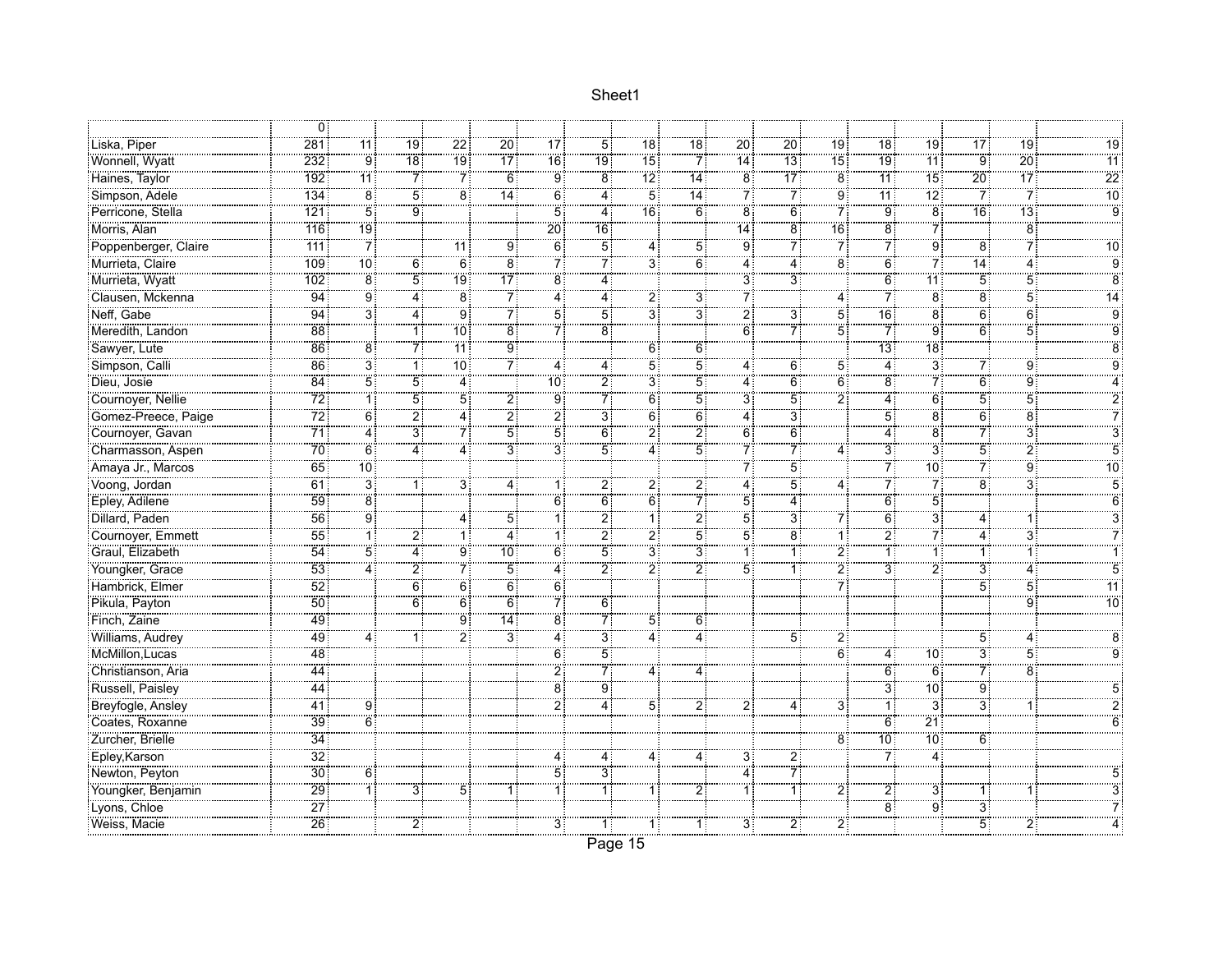| | | | | | | | | | | | | | | | | | |
|---|---|---|---|---|---|---|---|---|---|---|---|---|---|---|---|---|---|
| | 0 | | | | | | | | | | | | | | | | |
| Liska, Piper | 281 | 11 | 19 | 22 | 20 | 17 | 5 | 18 | 18 | 20 | 20 | 19 | 18 | 19 | 17 | 19 | 19 |
| Wonnell, Wyatt | 232 | 9 | 18 | 19 | 17 | 16 | 19 | 15 | 7 | 14 | 13 | 15 | 19 | 11 | 9 | 20 | 11 |
| Haines, Taylor | 192 | 11 | 7 | 7 | 6 | 9 | 8 | 12 | 14 | 8 | 17 | 8 | 11 | 15 | 20 | 17 | 22 |
| Simpson, Adele | 134 | 8 | 5 | 8 | 14 | 6 | 4 | 5 | 14 | 7 | 7 | 9 | 11 | 12 | 7 | 7 | 10 |
| Perricone, Stella | 121 | 5 | 9 | | | 5 | 4 | 16 | 6 | 8 | 6 | 7 | 9 | 8 | 16 | 13 | 9 |
| Morris, Alan | 116 | 19 | | | | 20 | 16 | | | 14 | 8 | 16 | 8 | 7 | | 8 | |
| Poppenberger, Claire | 111 | 7 | | 11 | 9 | 6 | 5 | 4 | 5 | 9 | 7 | 7 | 7 | 9 | 8 | 7 | 10 |
| Murrieta, Claire | 109 | 10 | 6 | 6 | 8 | 7 | 7 | 3 | 6 | 4 | 4 | 8 | 6 | 7 | 14 | 4 | 9 |
| Murrieta, Wyatt | 102 | 8 | 5 | 19 | 17 | 8 | 4 | | | 3 | 3 | | 6 | 11 | 5 | 5 | 8 |
| Clausen, Mckenna | 94 | 9 | 4 | 8 | 7 | 4 | 4 | 2 | 3 | 7 | | 4 | 7 | 8 | 8 | 5 | 14 |
| Neff, Gabe | 94 | 3 | 4 | 9 | 7 | 5 | 5 | 3 | 3 | 2 | 3 | 5 | 16 | 8 | 6 | 6 | 9 |
| Meredith, Landon | 88 | | 1 | 10 | 8 | 7 | 8 | | | 6 | 7 | 5 | 7 | 9 | 6 | 5 | 9 |
| Sawyer, Lute | 86 | 8 | 7 | 11 | 9 | | | 6 | 6 | | | | 13 | 18 | | | 8 |
| Simpson, Calli | 86 | 3 | 1 | 10 | 7 | 4 | 4 | 5 | 5 | 4 | 6 | 5 | 4 | 3 | 7 | 9 | 9 |
| Dieu, Josie | 84 | 5 | 5 | 4 | | 10 | 2 | 3 | 5 | 4 | 6 | 6 | 8 | 7 | 6 | 9 | 4 |
| Cournoyer, Nellie | 72 | 1 | 5 | 5 | 2 | 9 | 7 | 6 | 5 | 3 | 5 | 2 | 4 | 6 | 5 | 5 | 2 |
| Gomez-Preece, Paige | 72 | 6 | 2 | 4 | 2 | 2 | 3 | 6 | 6 | 4 | 3 | | 5 | 8 | 6 | 8 | 7 |
| Cournoyer, Gavan | 71 | 4 | 3 | 7 | 5 | 5 | 6 | 2 | 2 | 6 | 6 | | 4 | 8 | 7 | 3 | 3 |
| Charmasson, Aspen | 70 | 6 | 4 | 4 | 3 | 3 | 5 | 4 | 5 | 7 | 7 | 4 | 3 | 3 | 5 | 2 | 5 |
| Amaya Jr., Marcos | 65 | 10 | | | | | | | | 7 | 5 | | 7 | 10 | 7 | 9 | 10 |
| Voong, Jordan | 61 | 3 | 1 | 3 | 4 | 1 | 2 | 2 | 2 | 4 | 5 | 4 | 7 | 7 | 8 | 3 | 5 |
| Epley, Adilene | 59 | 8 | | | | 6 | 6 | 6 | 7 | 5 | 4 | | 6 | 5 | | | 6 |
| Dillard, Paden | 56 | 9 | | 4 | 5 | 1 | 2 | 1 | 2 | 5 | 3 | 7 | 6 | 3 | 4 | 1 | 3 |
| Cournoyer, Emmett | 55 | 1 | 2 | 1 | 4 | 1 | 2 | 2 | 5 | 5 | 8 | 1 | 2 | 7 | 4 | 3 | 7 |
| Graul, Elizabeth | 54 | 5 | 4 | 9 | 10 | 6 | 5 | 3 | 3 | 1 | 1 | 2 | 1 | 1 | 1 | 1 | 1 |
| Youngker, Grace | 53 | 4 | 2 | 7 | 5 | 4 | 2 | 2 | 2 | 5 | 1 | 2 | 3 | 2 | 3 | 4 | 5 |
| Hambrick, Elmer | 52 | | 6 | 6 | 6 | 6 | | | | | | 7 | | | 5 | 5 | 11 |
| Pikula, Payton | 50 | | 6 | 6 | 6 | 7 | 6 | | | | | | | | | 9 | 10 |
| Finch, Zaine | 49 | | | 9 | 14 | 8 | 7 | 5 | 6 | | | | | | | | |
| Williams, Audrey | 49 | 4 | 1 | 2 | 3 | 4 | 3 | 4 | 4 | | 5 | 2 | | | 5 | 4 | 8 |
| McMillon,Lucas | 48 | | | | | 6 | 5 | | | | | 6 | 4 | 10 | 3 | 5 | 9 |
| Christianson, Aria | 44 | | | | | 2 | 7 | 4 | 4 | | | | 6 | 6 | 7 | 8 | |
| Russell, Paisley | 44 | | | | | 8 | 9 | | | | | | 3 | 10 | 9 | | 5 |
| Breyfogle, Ansley | 41 | 9 | | | | 2 | 4 | 5 | 2 | 2 | 4 | 3 | 1 | 3 | 3 | 1 | 2 |
| Coates, Roxanne | 39 | 6 | | | | | | | | | | | 6 | 21 | | | 6 |
| Zurcher, Brielle | 34 | | | | | | | | | | | 8 | 10 | 10 | 6 | | |
| Epley,Karson | 32 | | | | | 4 | 4 | 4 | 4 | 3 | 2 | | 7 | 4 | | | |
| Newton, Peyton | 30 | 6 | | | | 5 | 3 | | | 4 | 7 | | | | | | 5 |
| Youngker, Benjamin | 29 | 1 | 3 | 5 | 1 | 1 | 1 | 1 | 2 | 1 | 1 | 2 | 2 | 3 | 1 | 1 | 3 |
| Lyons, Chloe | 27 | | | | | | | | | | | | 8 | 9 | 3 | | 7 |
| Weiss, Macie | 26 | | 2 | | | 3 | 1 | 1 | 1 | 3 | 2 | 2 | | | 5 | 2 | 4 |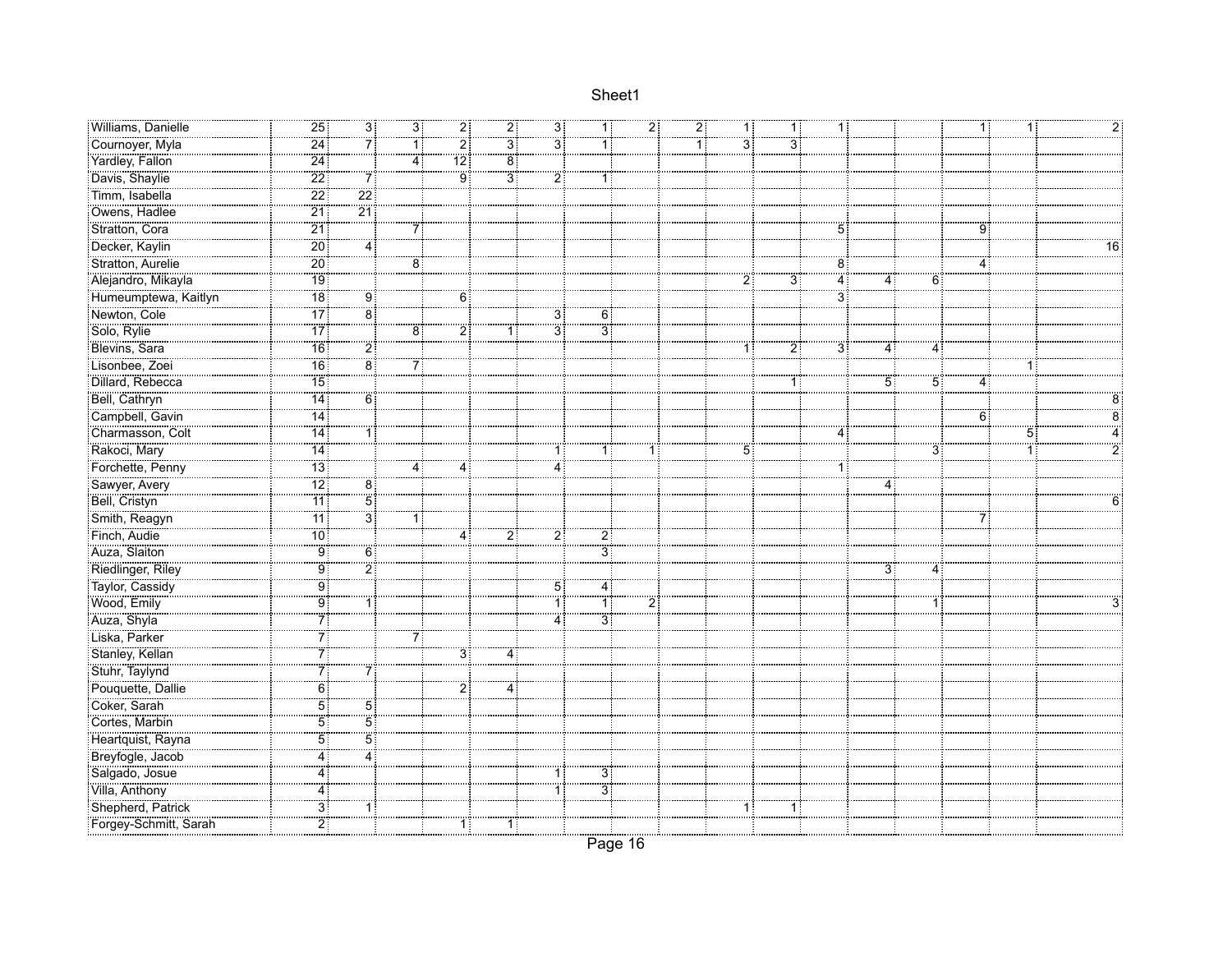| | | | | | | | | | | | | | | | | | |
|---|---|---|---|---|---|---|---|---|---|---|---|---|---|---|---|---|---|
| Williams, Danielle | 25 | 3 | 3 | 2 | 2 | 3 | 1 | 2 | 2 | 1 | 1 | 1 | | | 1 | 1 | 2 |
| Cournoyer, Myla | 24 | 7 | 1 | 2 | 3 | 3 | 1 | | 1 | 3 | 3 | | | | | | |
| Yardley, Fallon | 24 | | 4 | 12 | 8 | | | | | | | | | | | | |
| Davis, Shaylie | 22 | 7 | | 9 | 3 | 2 | 1 | | | | | | | | | | |
| Timm, Isabella | 22 | 22 | | | | | | | | | | | | | | | |
| Owens, Hadlee | 21 | 21 | | | | | | | | | | | | | | | |
| Stratton, Cora | 21 | | 7 | | | | | | | | | 5 | | | 9 | | |
| Decker, Kaylin | 20 | 4 | | | | | | | | | | | | | | | 16 |
| Stratton, Aurelie | 20 | | 8 | | | | | | | | | 8 | | | 4 | | |
| Alejandro, Mikayla | 19 | | | | | | | | | 2 | 3 | 4 | 4 | 6 | | | |
| Humeumptewa, Kaitlyn | 18 | 9 | | 6 | | | | | | | | 3 | | | | | |
| Newton, Cole | 17 | 8 | | | | 3 | 6 | | | | | | | | | | |
| Solo, Rylie | 17 | | 8 | 2 | 1 | 3 | 3 | | | | | | | | | | |
| Blevins, Sara | 16 | 2 | | | | | | | | 1 | 2 | 3 | 4 | 4 | | | |
| Lisonbee, Zoei | 16 | 8 | 7 | | | | | | | | | | | | | 1 | |
| Dillard, Rebecca | 15 | | | | | | | | | | 1 | | 5 | 5 | 4 | | |
| Bell, Cathryn | 14 | 6 | | | | | | | | | | | | | | | 8 |
| Campbell, Gavin | 14 | | | | | | | | | | | | | | 6 | | 8 |
| Charmasson, Colt | 14 | 1 | | | | | | | | | | 4 | | | | 5 | 4 |
| Rakoci, Mary | 14 | | | | | 1 | 1 | 1 | | 5 | | | | 3 | | 1 | 2 |
| Forchette, Penny | 13 | | 4 | 4 | | 4 | | | | | | 1 | | | | | |
| Sawyer, Avery | 12 | 8 | | | | | | | | | | | 4 | | | | |
| Bell, Cristyn | 11 | 5 | | | | | | | | | | | | | | | 6 |
| Smith, Reagyn | 11 | 3 | 1 | | | | | | | | | | | | 7 | | |
| Finch, Audie | 10 | | | 4 | 2 | 2 | 2 | | | | | | | | | | |
| Auza, Slaiton | 9 | 6 | | | | | 3 | | | | | | | | | | |
| Riedlinger, Riley | 9 | 2 | | | | | | | | | | | 3 | 4 | | | |
| Taylor, Cassidy | 9 | | | | | 5 | 4 | | | | | | | | | | |
| Wood, Emily | 9 | 1 | | | | 1 | 1 | 2 | | | | | | 1 | | | 3 |
| Auza, Shyla | 7 | | | | | 4 | 3 | | | | | | | | | | |
| Liska, Parker | 7 | | 7 | | | | | | | | | | | | | | |
| Stanley, Kellan | 7 | | | 3 | 4 | | | | | | | | | | | | |
| Stuhr, Taylynd | 7 | 7 | | | | | | | | | | | | | | | |
| Pouquette, Dallie | 6 | | | 2 | 4 | | | | | | | | | | | | |
| Coker, Sarah | 5 | 5 | | | | | | | | | | | | | | | |
| Cortes, Marbin | 5 | 5 | | | | | | | | | | | | | | | |
| Heartquist, Rayna | 5 | 5 | | | | | | | | | | | | | | | |
| Breyfogle, Jacob | 4 | 4 | | | | | | | | | | | | | | | |
| Salgado, Josue | 4 | | | | | 1 | 3 | | | | | | | | | | |
| Villa, Anthony | 4 | | | | | 1 | 3 | | | | | | | | | | |
| Shepherd, Patrick | 3 | 1 | | | | | | | | 1 | 1 | | | | | | |
| Forgey-Schmitt, Sarah | 2 | | | 1 | 1 | | | | | | | | | | | | |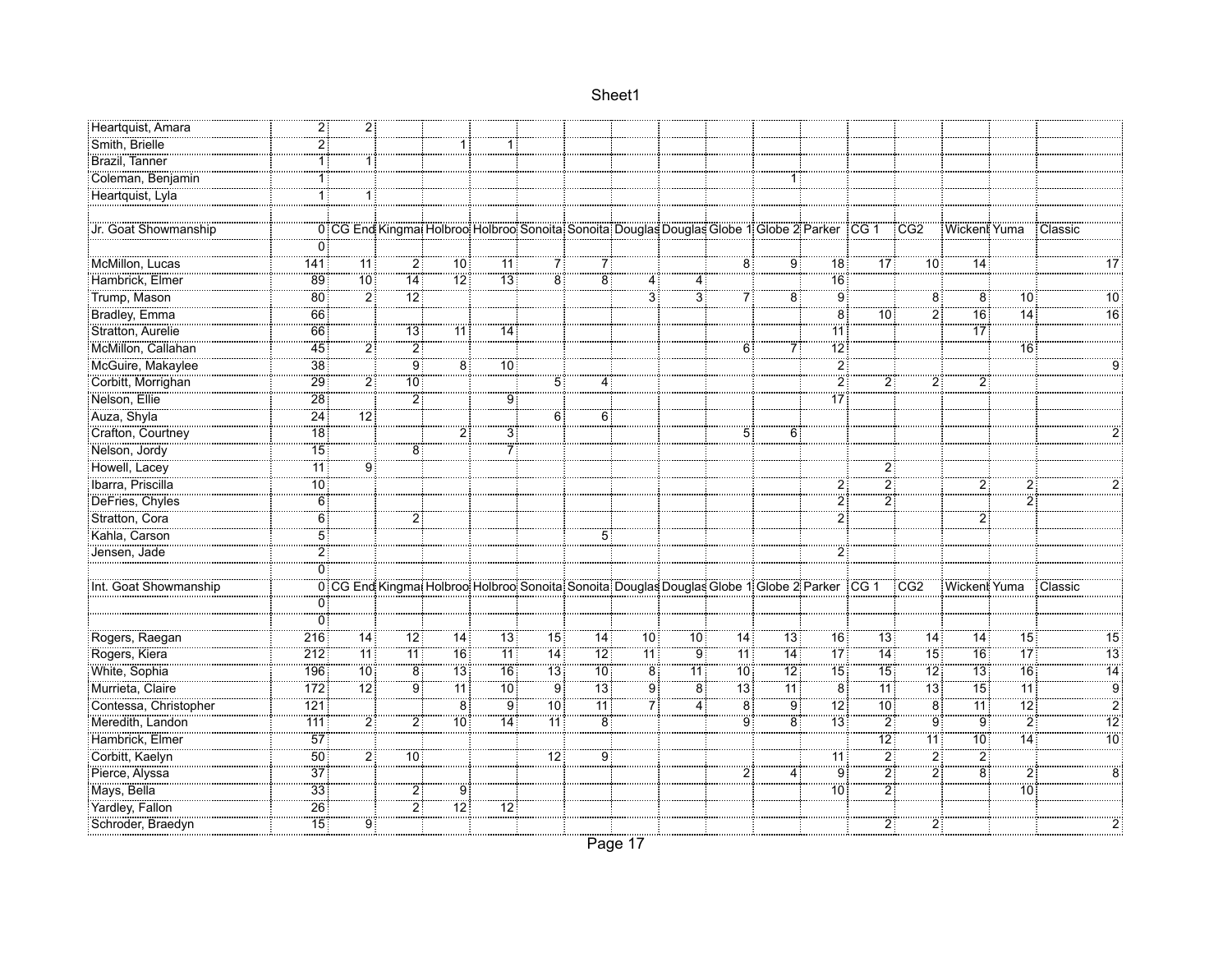| | | | | | | | | | | | | | | | | |
|---|---|---|---|---|---|---|---|---|---|---|---|---|---|---|---|---|
| Heartquist, Amara | 2 | 2 | | | | | | | | | | | | | | |
| Smith, Brielle | 2 | | | 1 | 1 | | | | | | | | | | | |
| Brazil, Tanner | 1 | 1 | | | | | | | | | | | | | | |
| Coleman, Benjamin | 1 | | | | | | | | | | 1 | | | | | |
| Heartquist, Lyla | 1 | 1 | | | | | | | | | | | | | | |
| | | | | | | | | | | | | | | | | |
| Jr. Goat Showmanship | 0 | CG End | Kingma | Holbroo | Holbroo | Sonoita | Sonoita | Douglas | Douglas | Globe 1 | Globe 2 | Parker | CG 1 | CG2 | Wickenl | Yuma | Classic |
| | 0 | | | | | | | | | | | | | | | |
| McMillon, Lucas | 141 | 11 | 2 | 10 | 11 | 7 | 7 | | | 8 | 9 | 18 | 17 | 10 | 14 | | 17 |
| Hambrick, Elmer | 89 | 10 | 14 | 12 | 13 | 8 | 8 | 4 | 4 | | | 16 | | | | | |
| Trump, Mason | 80 | 2 | 12 | | | | | 3 | 3 | 7 | 8 | 9 | | 8 | 8 | 10 | 10 |
| Bradley, Emma | 66 | | | | | | | | | | | 8 | 10 | 2 | 16 | 14 | 16 |
| Stratton, Aurelie | 66 | | 13 | 11 | 14 | | | | | | | 11 | | | 17 | | |
| McMillon, Callahan | 45 | 2 | 2 | | | | | | | 6 | 7 | 12 | | | | 16 | |
| McGuire, Makaylee | 38 | | 9 | 8 | 10 | | | | | | | 2 | | | | | 9 |
| Corbitt, Morrighan | 29 | 2 | 10 | | | 5 | 4 | | | | | 2 | 2 | 2 | 2 | | |
| Nelson, Ellie | 28 | | 2 | | 9 | | | | | | | 17 | | | | | |
| Auza, Shyla | 24 | 12 | | | | 6 | 6 | | | | | | | | | | |
| Crafton, Courtney | 18 | | | 2 | 3 | | | | | 5 | 6 | | | | | | 2 |
| Nelson, Jordy | 15 | | 8 | | 7 | | | | | | | | | | | | |
| Howell, Lacey | 11 | 9 | | | | | | | | | | | 2 | | | | |
| Ibarra, Priscilla | 10 | | | | | | | | | | | 2 | 2 | | 2 | 2 | 2 |
| DeFries, Chyles | 6 | | | | | | | | | | | 2 | 2 | | | 2 | |
| Stratton, Cora | 6 | | 2 | | | | | | | | | 2 | | | 2 | | |
| Kahla, Carson | 5 | | | | | | 5 | | | | | | | | | | |
| Jensen, Jade | 2 | | | | | | | | | | | 2 | | | | | |
| | 0 | | | | | | | | | | | | | | | | |
| Int. Goat Showmanship | 0 | CG End | Kingma | Holbroo | Holbroo | Sonoita | Sonoita | Douglas | Douglas | Globe 1 | Globe 2 | Parker | CG 1 | CG2 | Wickenl | Yuma | Classic |
| | 0 | | | | | | | | | | | | | | | | |
| | 0 | | | | | | | | | | | | | | | | |
| Rogers, Raegan | 216 | 14 | 12 | 14 | 13 | 15 | 14 | 10 | 10 | 14 | 13 | 16 | 13 | 14 | 14 | 15 | 15 |
| Rogers, Kiera | 212 | 11 | 11 | 16 | 11 | 14 | 12 | 11 | 9 | 11 | 14 | 17 | 14 | 15 | 16 | 17 | 13 |
| White, Sophia | 196 | 10 | 8 | 13 | 16 | 13 | 10 | 8 | 11 | 10 | 12 | 15 | 15 | 12 | 13 | 16 | 14 |
| Murrieta, Claire | 172 | 12 | 9 | 11 | 10 | 9 | 13 | 9 | 8 | 13 | 11 | 8 | 11 | 13 | 15 | 11 | 9 |
| Contessa, Christopher | 121 | | | 8 | 9 | 10 | 11 | 7 | 4 | 8 | 9 | 12 | 10 | 8 | 11 | 12 | 2 |
| Meredith, Landon | 111 | 2 | 2 | 10 | 14 | 11 | 8 | | | 9 | 8 | 13 | 2 | 9 | 9 | 2 | 12 |
| Hambrick, Elmer | 57 | | | | | | | | | | | | 12 | 11 | 10 | 14 | 10 |
| Corbitt, Kaelyn | 50 | 2 | 10 | | | 12 | 9 | | | | | 11 | 2 | 2 | 2 | | |
| Pierce, Alyssa | 37 | | | | | | | | | 2 | 4 | 9 | 2 | 2 | 8 | 2 | 8 |
| Mays, Bella | 33 | | 2 | 9 | | | | | | | | 10 | 2 | | | 10 | |
| Yardley, Fallon | 26 | | 2 | 12 | 12 | | | | | | | | | | | | |
| Schroder, Braedyn | 15 | 9 | | | | | | | | | | | 2 | 2 | | | 2 |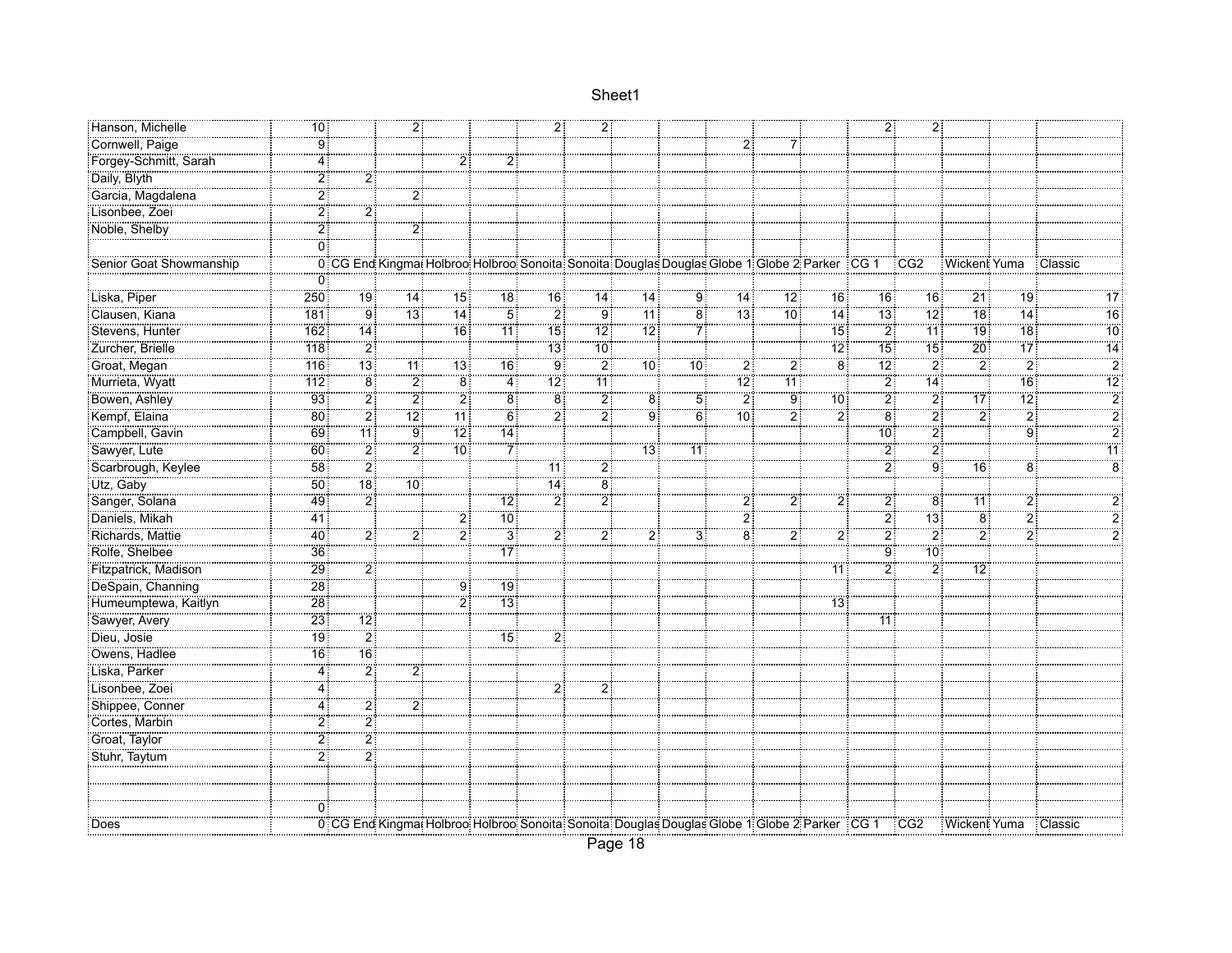| | | | | | | | | | | | | | | | | | |
|---|---|---|---|---|---|---|---|---|---|---|---|---|---|---|---|---|---|
| Hanson, Michelle | 10 | | 2 | | | 2 | 2 | | | | | | 2 | 2 | | | |
| Cornwell, Paige | 9 | | | | | | | | | 2 | 7 | | | | | | |
| Forgey-Schmitt, Sarah | 4 | | | 2 | 2 | | | | | | | | | | | | |
| Daily, Blyth | 2 | 2 | | | | | | | | | | | | | | | |
| Garcia, Magdalena | 2 | | 2 | | | | | | | | | | | | | | |
| Lisonbee, Zoei | 2 | 2 | | | | | | | | | | | | | | | |
| Noble, Shelby | 2 | | 2 | | | | | | | | | | | | | | |
| | 0 | | | | | | | | | | | | | | | | |
| Senior Goat Showmanship | 0 | CG End | Kingman | Holbroo | Holbroo | Sonoita | Sonoita | Douglas | Douglas | Globe 1 | Globe 2 | Parker | CG 1 | CG2 | Wickenb | Yuma | Classic |
| | 0 | | | | | | | | | | | | | | | | |
| Liska, Piper | 250 | 19 | 14 | 15 | 18 | 16 | 14 | 14 | 9 | 14 | 12 | 16 | 16 | 16 | 21 | 19 | 17 |
| Clausen, Kiana | 181 | 9 | 13 | 14 | 5 | 2 | 9 | 11 | 8 | 13 | 10 | 14 | 13 | 12 | 18 | 14 | 16 |
| Stevens, Hunter | 162 | 14 | | 16 | 11 | 15 | 12 | 12 | 7 | | | 15 | 2 | 11 | 19 | 18 | 10 |
| Zurcher, Brielle | 118 | 2 | | | | 13 | 10 | | | | | 12 | 15 | 15 | 20 | 17 | 14 |
| Groat, Megan | 116 | 13 | 11 | 13 | 16 | 9 | 2 | 10 | 10 | 2 | 2 | 8 | 12 | 2 | 2 | 2 | 2 |
| Murrieta, Wyatt | 112 | 8 | 2 | 8 | 4 | 12 | 11 | | | 12 | 11 | | 2 | 14 | | 16 | 12 |
| Bowen, Ashley | 93 | 2 | 2 | 2 | 8 | 8 | 2 | 8 | 5 | 2 | 9 | 10 | 2 | 2 | 17 | 12 | 2 |
| Kempf, Elaina | 80 | 2 | 12 | 11 | 6 | 2 | 2 | 9 | 6 | 10 | 2 | 2 | 8 | 2 | 2 | 2 | 2 |
| Campbell, Gavin | 69 | 11 | 9 | 12 | 14 | | | | | | | | 10 | 2 | | 9 | 2 |
| Sawyer, Lute | 60 | 2 | 2 | 10 | 7 | | | 13 | 11 | | | | 2 | 2 | | | 11 |
| Scarbrough, Keylee | 58 | 2 | | | | 11 | 2 | | | | | | 2 | 9 | 16 | 8 | 8 |
| Utz, Gaby | 50 | 18 | 10 | | | 14 | 8 | | | | | | | | | | |
| Sanger, Solana | 49 | 2 | | | 12 | 2 | 2 | | | 2 | 2 | 2 | 2 | 8 | 11 | 2 | 2 |
| Daniels, Mikah | 41 | | | 2 | 10 | | | | | 2 | | | 2 | 13 | 8 | 2 | 2 |
| Richards, Mattie | 40 | 2 | 2 | 2 | 3 | 2 | 2 | 2 | 3 | 8 | 2 | 2 | 2 | 2 | 2 | 2 | 2 |
| Rolfe, Shelbee | 36 | | | | 17 | | | | | | | | 9 | 10 | | | |
| Fitzpatrick, Madison | 29 | 2 | | | | | | | | | | 11 | 2 | 2 | 12 | | |
| DeSpain, Channing | 28 | | | 9 | 19 | | | | | | | | | | | | |
| Humeumptewa, Kaitlyn | 28 | | | 2 | 13 | | | | | | | 13 | | | | | |
| Sawyer, Avery | 23 | 12 | | | | | | | | | | | 11 | | | | |
| Dieu, Josie | 19 | 2 | | | 15 | 2 | | | | | | | | | | | |
| Owens, Hadlee | 16 | 16 | | | | | | | | | | | | | | | |
| Liska, Parker | 4 | 2 | 2 | | | | | | | | | | | | | | |
| Lisonbee, Zoei | 4 | | | | | 2 | 2 | | | | | | | | | | |
| Shippee, Conner | 4 | 2 | 2 | | | | | | | | | | | | | | |
| Cortes, Marbin | 2 | 2 | | | | | | | | | | | | | | | |
| Groat, Taylor | 2 | 2 | | | | | | | | | | | | | | | |
| Stuhr, Taytum | 2 | 2 | | | | | | | | | | | | | | | |
| | | | | | | | | | | | | | | | | | |
| | | | | | | | | | | | | | | | | | |
| | 0 | | | | | | | | | | | | | | | | |
| Does | 0 | CG End | Kingman | Holbroo | Holbroo | Sonoita | Sonoita | Douglas | Douglas | Globe 1 | Globe 2 | Parker | CG 1 | CG2 | Wickenb | Yuma | Classic |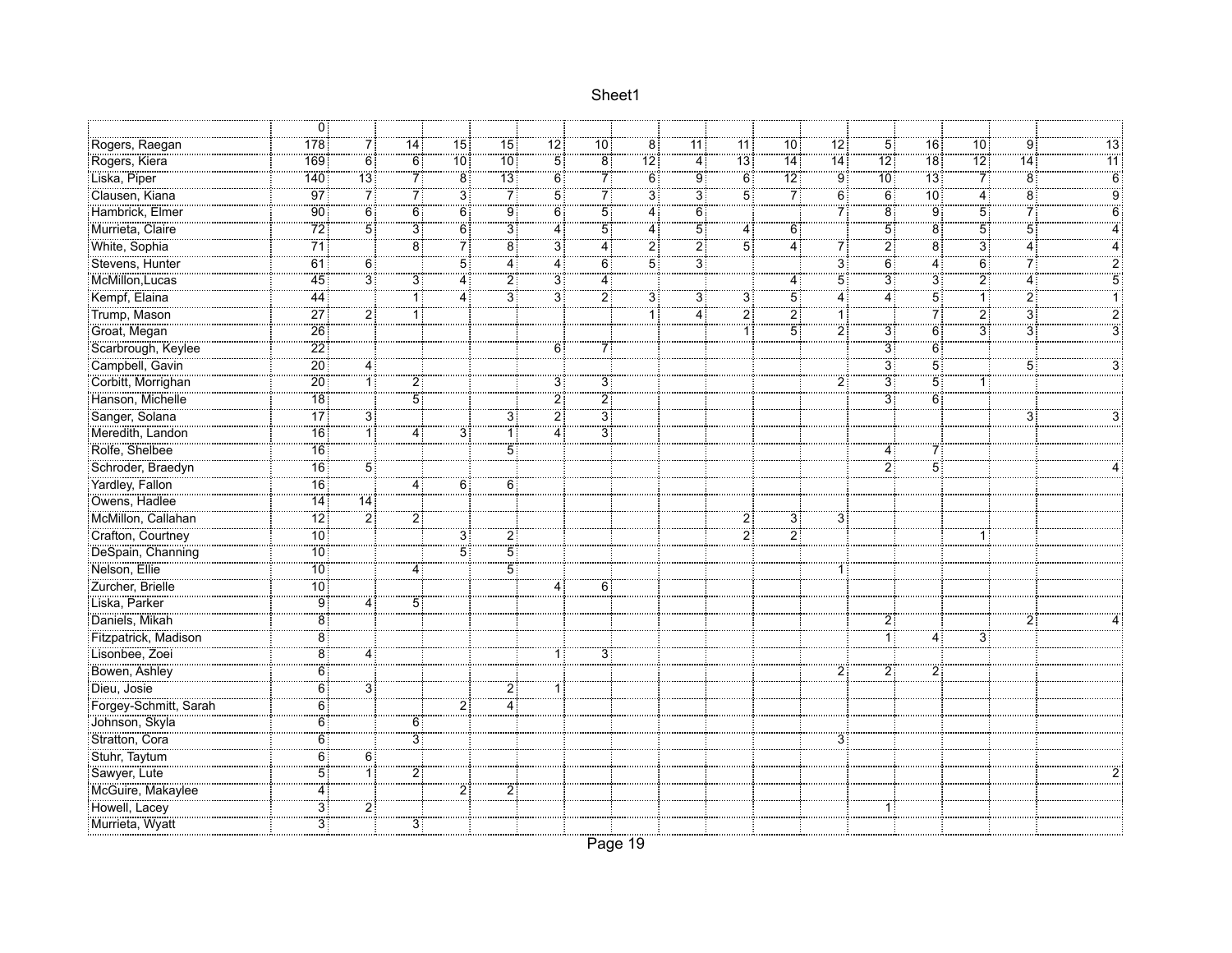| | 0 | | | | | | | | | | | | | | | | |
|---|---|---|---|---|---|---|---|---|---|---|---|---|---|---|---|---|---|
| Rogers, Raegan | 178 | 7 | 14 | 15 | 15 | 12 | 10 | 8 | 11 | 11 | 10 | 12 | 5 | 16 | 10 | 9 | 13 |
| Rogers, Kiera | 169 | 6 | 6 | 10 | 10 | 5 | 8 | 12 | 4 | 13 | 14 | 14 | 12 | 18 | 12 | 14 | 11 |
| Liska, Piper | 140 | 13 | 7 | 8 | 13 | 6 | 7 | 6 | 9 | 6 | 12 | 9 | 10 | 13 | 7 | 8 | 6 |
| Clausen, Kiana | 97 | 7 | 7 | 3 | 7 | 5 | 7 | 3 | 3 | 5 | 7 | 6 | 6 | 10 | 4 | 8 | 9 |
| Hambrick, Elmer | 90 | 6 | 6 | 6 | 9 | 6 | 5 | 4 | 6 | | | 7 | 8 | 9 | 5 | 7 | 6 |
| Murrieta, Claire | 72 | 5 | 3 | 6 | 3 | 4 | 5 | 4 | 5 | 4 | 6 | | 5 | 8 | 5 | 5 | 4 |
| White, Sophia | 71 | | 8 | 7 | 8 | 3 | 4 | 2 | 2 | 5 | 4 | 7 | 2 | 8 | 3 | 4 | 4 |
| Stevens, Hunter | 61 | 6 | | 5 | 4 | 4 | 6 | 5 | 3 | | | 3 | 6 | 4 | 6 | 7 | 2 |
| McMillon,Lucas | 45 | 3 | 3 | 4 | 2 | 3 | 4 | | | | 4 | 5 | 3 | 3 | 2 | 4 | 5 |
| Kempf, Elaina | 44 | | 1 | 4 | 3 | 3 | 2 | 3 | 3 | 3 | 5 | 4 | 4 | 5 | 1 | 2 | 1 |
| Trump, Mason | 27 | 2 | 1 | | | | | 1 | 4 | 2 | 2 | 1 | | 7 | 2 | 3 | 2 |
| Groat, Megan | 26 | | | | | | | | | 1 | 5 | 2 | 3 | 6 | 3 | 3 | 3 |
| Scarbrough, Keylee | 22 | | | | | 6 | 7 | | | | | | 3 | 6 | | | |
| Campbell, Gavin | 20 | 4 | | | | | | | | | | | 3 | 5 | | 5 | 3 |
| Corbitt, Morrighan | 20 | 1 | 2 | | | 3 | 3 | | | | | 2 | 3 | 5 | 1 | | |
| Hanson, Michelle | 18 | | 5 | | | 2 | 2 | | | | | | 3 | 6 | | | |
| Sanger, Solana | 17 | 3 | | | 3 | 2 | 3 | | | | | | | | | 3 | 3 |
| Meredith, Landon | 16 | 1 | 4 | 3 | 1 | 4 | 3 | | | | | | | | | | |
| Rolfe, Shelbee | 16 | | | | 5 | | | | | | | | 4 | 7 | | | |
| Schroder, Braedyn | 16 | 5 | | | | | | | | | | | 2 | 5 | | | 4 |
| Yardley, Fallon | 16 | | 4 | 6 | 6 | | | | | | | | | | | | |
| Owens, Hadlee | 14 | 14 | | | | | | | | | | | | | | | |
| McMillon, Callahan | 12 | 2 | 2 | | | | | | | 2 | 3 | 3 | | | | | |
| Crafton, Courtney | 10 | | | 3 | 2 | | | | | 2 | 2 | | | | 1 | | |
| DeSpain, Channing | 10 | | | 5 | 5 | | | | | | | | | | | | |
| Nelson, Ellie | 10 | | 4 | | 5 | | | | | | | 1 | | | | | |
| Zurcher, Brielle | 10 | | | | | 4 | 6 | | | | | | | | | | |
| Liska, Parker | 9 | 4 | 5 | | | | | | | | | | | | | | |
| Daniels, Mikah | 8 | | | | | | | | | | | | 2 | | | 2 | 4 |
| Fitzpatrick, Madison | 8 | | | | | | | | | | | | 1 | 4 | 3 | | |
| Lisonbee, Zoei | 8 | 4 | | | | 1 | 3 | | | | | | | | | | |
| Bowen, Ashley | 6 | | | | | | | | | | | 2 | 2 | 2 | | | |
| Dieu, Josie | 6 | 3 | | | 2 | 1 | | | | | | | | | | | |
| Forgey-Schmitt, Sarah | 6 | | | 2 | 4 | | | | | | | | | | | | |
| Johnson, Skyla | 6 | | 6 | | | | | | | | | | | | | | |
| Stratton, Cora | 6 | | 3 | | | | | | | | | 3 | | | | | |
| Stuhr, Taytum | 6 | 6 | | | | | | | | | | | | | | | |
| Sawyer, Lute | 5 | 1 | 2 | | | | | | | | | | | | | | 2 |
| McGuire, Makaylee | 4 | | | 2 | 2 | | | | | | | | | | | | |
| Howell, Lacey | 3 | 2 | | | | | | | | | | | 1 | | | | |
| Murrieta, Wyatt | 3 | | 3 | | | | | | | | | | | | | | |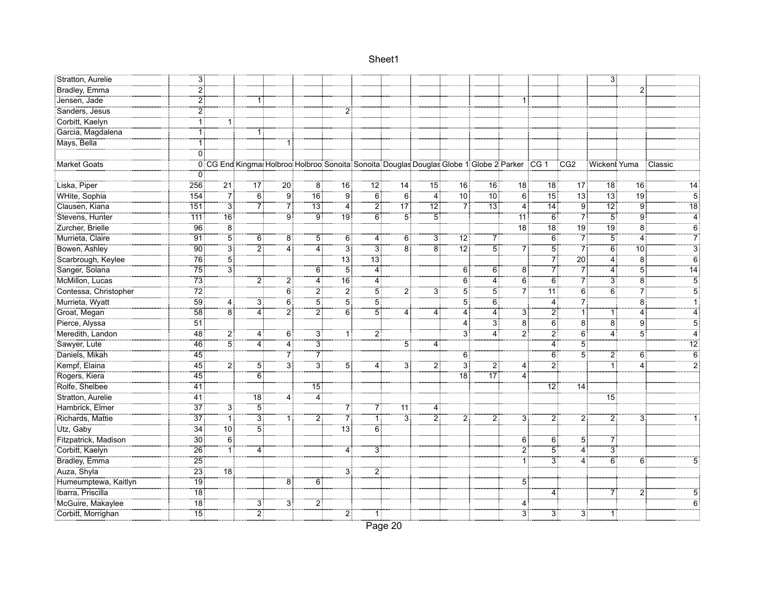| | | | | | | | | | | | | | | | | | |
|---|---|---|---|---|---|---|---|---|---|---|---|---|---|---|---|---|---|
| Stratton, Aurelie | 3 | | | | | | | | | | | | | | 3 | | |
| Bradley, Emma | 2 | | | | | | | | | | | | | | | 2 | |
| Jensen, Jade | 2 | | 1 | | | | | | | | | 1 | | | | | |
| Sanders, Jesus | 2 | | | | | 2 | | | | | | | | | | | |
| Corbitt, Kaelyn | 1 | 1 | | | | | | | | | | | | | | | |
| Garcia, Magdalena | 1 | | 1 | | | | | | | | | | | | | | |
| Mays, Bella | 1 | | | 1 | | | | | | | | | | | | | |
| | 0 | | | | | | | | | | | | | | | | |
| Market Goats | 0 | CG End | Kingmai | Holbroo | Holbroo | Sonoita | Sonoita | Douglas | Douglas | Globe 1 | Globe 2 | Parker | CG 1 | CG2 | Wickent | Yuma | Classic |
| | 0 | | | | | | | | | | | | | | | | |
| Liska, Piper | 256 | 21 | 17 | 20 | 8 | 16 | 12 | 14 | 15 | 16 | 16 | 18 | 18 | 17 | 18 | 16 | 14 |
| WHite, Sophia | 154 | 7 | 6 | 9 | 16 | 9 | 6 | 6 | 4 | 10 | 10 | 6 | 15 | 13 | 13 | 19 | 5 |
| Clausen, Kiana | 151 | 3 | 7 | 7 | 13 | 4 | 2 | 17 | 12 | 7 | 13 | 4 | 14 | 9 | 12 | 9 | 18 |
| Stevens, Hunter | 111 | 16 | | 9 | 9 | 19 | 6 | 5 | 5 | | | 11 | 6 | 7 | 5 | 9 | 4 |
| Zurcher, Brielle | 96 | 8 | | | | | | | | | | 18 | 18 | 19 | 19 | 8 | 6 |
| Murrieta, Claire | 91 | 5 | 6 | 8 | 5 | 6 | 4 | 6 | 3 | 12 | 7 | | 6 | 7 | 5 | 4 | 7 |
| Bowen, Ashley | 90 | 3 | 2 | 4 | 4 | 3 | 3 | 8 | 8 | 12 | 5 | 7 | 5 | 7 | 6 | 10 | 3 |
| Scarbrough, Keylee | 76 | 5 | | | | 13 | 13 | | | | | | 7 | 20 | 4 | 8 | 6 |
| Sanger, Solana | 75 | 3 | | | 6 | 5 | 4 | | | 6 | 6 | 8 | 7 | 7 | 4 | 5 | 14 |
| McMillon, Lucas | 73 | | 2 | 2 | 4 | 16 | 4 | | | 6 | 4 | 6 | 6 | 7 | 3 | 8 | 5 |
| Contessa, Christopher | 72 | | | 6 | 2 | 2 | 5 | 2 | 3 | 5 | 5 | 7 | 11 | 6 | 6 | 7 | 5 |
| Murrieta, Wyatt | 59 | 4 | 3 | 6 | 5 | 5 | 5 | | | 5 | 6 | | 4 | 7 | | 8 | 1 |
| Groat, Megan | 58 | 8 | 4 | 2 | 2 | 6 | 5 | 4 | 4 | 4 | 4 | 3 | 2 | 1 | 1 | 4 | 4 |
| Pierce, Alyssa | 51 | | | | | | | | | 4 | 3 | 8 | 6 | 8 | 8 | 9 | 5 |
| Meredith, Landon | 48 | 2 | 4 | 6 | 3 | 1 | 2 | | | 3 | 4 | 2 | 2 | 6 | 4 | 5 | 4 |
| Sawyer, Lute | 46 | 5 | 4 | 4 | 3 | | | 5 | 4 | | | | 4 | 5 | | | 12 |
| Daniels, Mikah | 45 | | | 7 | 7 | | | | | 6 | | | 6 | 5 | 2 | 6 | 6 |
| Kempf, Elaina | 45 | 2 | 5 | 3 | 3 | 5 | 4 | 3 | 2 | 3 | 2 | 4 | 2 | | 1 | 4 | 2 |
| Rogers, Kiera | 45 | | 6 | | | | | | | 18 | 17 | 4 | | | | | |
| Rolfe, Shelbee | 41 | | | | 15 | | | | | | | | 12 | 14 | | | |
| Stratton, Aurelie | 41 | | 18 | 4 | 4 | | | | | | | | | | 15 | | |
| Hambrick, Elmer | 37 | 3 | 5 | | | 7 | 7 | 11 | 4 | | | | | | | | |
| Richards, Mattie | 37 | 1 | 3 | 1 | 2 | 7 | 1 | 3 | 2 | 2 | 2 | 3 | 2 | 2 | 2 | 3 | 1 |
| Utz, Gaby | 34 | 10 | 5 | | | 13 | 6 | | | | | | | | | | |
| Fitzpatrick, Madison | 30 | 6 | | | | | | | | | | 6 | 6 | 5 | 7 | | |
| Corbitt, Kaelyn | 26 | 1 | 4 | | | 4 | 3 | | | | | 2 | 5 | 4 | 3 | | |
| Bradley, Emma | 25 | | | | | | | | | | | 1 | 3 | 4 | 6 | 6 | 5 |
| Auza, Shyla | 23 | 18 | | | | 3 | 2 | | | | | | | | | | |
| Humeumptewa, Kaitlyn | 19 | | | 8 | 6 | | | | | | | 5 | | | | | |
| Ibarra, Priscilla | 18 | | | | | | | | | | | | 4 | | 7 | 2 | 5 |
| McGuire, Makaylee | 18 | | 3 | 3 | 2 | | | | | | | 4 | | | | | 6 |
| Corbitt, Morrighan | 15 | | 2 | | | 2 | 1 | | | | | 3 | 3 | 3 | 1 | | |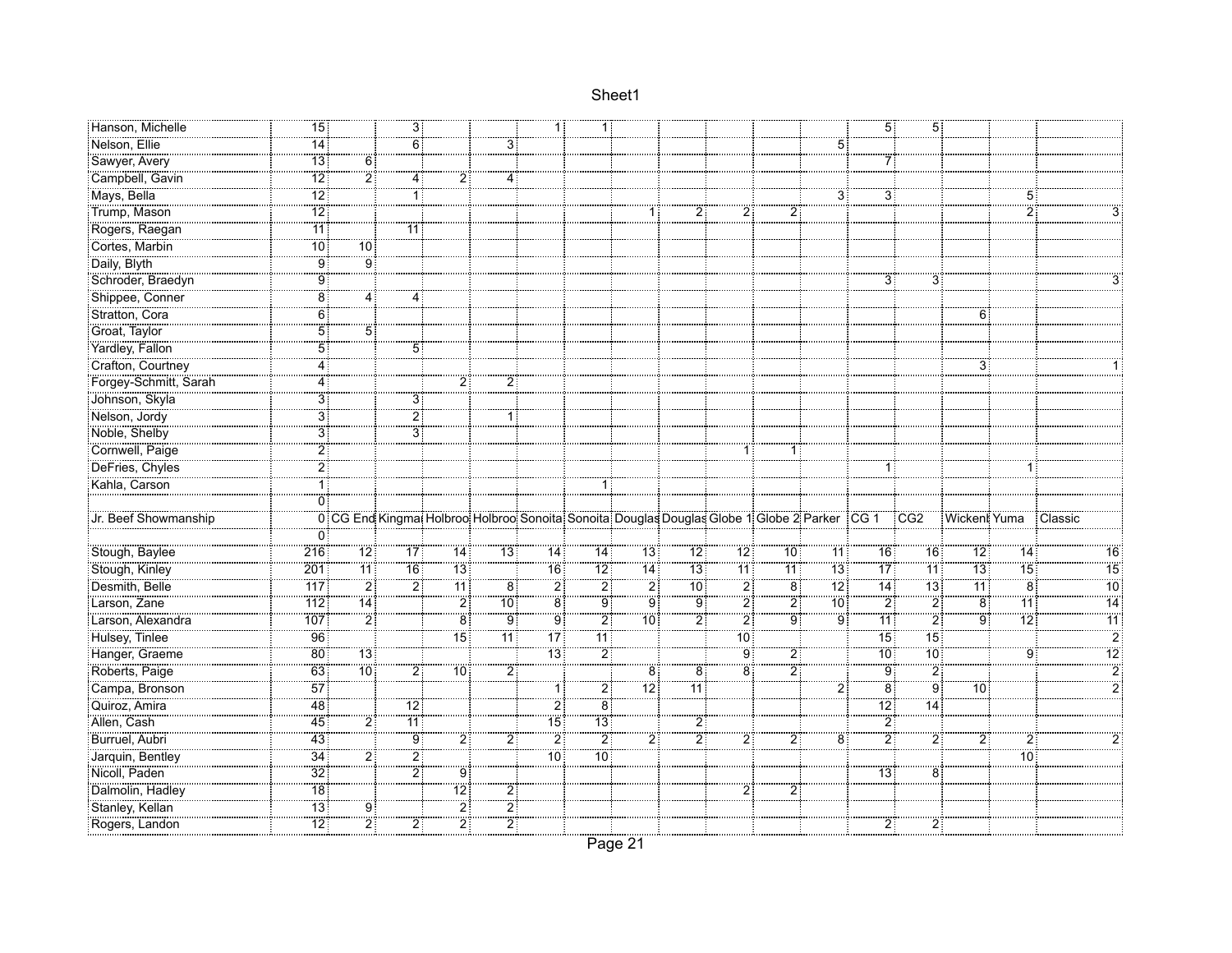| | | | | | | | | | | | | | | | | |
|---|---|---|---|---|---|---|---|---|---|---|---|---|---|---|---|---|
| Hanson, Michelle | 15 | | 3 | | | 1 | 1 | | | | | | 5 | 5 | | | |
| Nelson, Ellie | 14 | | 6 | | 3 | | | | | | | 5 | | | | | |
| Sawyer, Avery | 13 | 6 | | | | | | | | | | | 7 | | | | |
| Campbell, Gavin | 12 | 2 | 4 | 2 | 4 | | | | | | | | | | | | |
| Mays, Bella | 12 | | 1 | | | | | | | | | 3 | 3 | | | 5 | |
| Trump, Mason | 12 | | | | | | | 1 | 2 | 2 | 2 | | | | | 2 | 3 |
| Rogers, Raegan | 11 | | 11 | | | | | | | | | | | | | | |
| Cortes, Marbin | 10 | 10 | | | | | | | | | | | | | | | |
| Daily, Blyth | 9 | 9 | | | | | | | | | | | | | | | |
| Schroder, Braedyn | 9 | | | | | | | | | | | | 3 | 3 | | | 3 |
| Shippee, Conner | 8 | 4 | 4 | | | | | | | | | | | | | | |
| Stratton, Cora | 6 | | | | | | | | | | | | | | 6 | | |
| Groat, Taylor | 5 | 5 | | | | | | | | | | | | | | | |
| Yardley, Fallon | 5 | | 5 | | | | | | | | | | | | | | |
| Crafton, Courtney | 4 | | | | | | | | | | | | | | 3 | | 1 |
| Forgey-Schmitt, Sarah | 4 | | | 2 | 2 | | | | | | | | | | | | |
| Johnson, Skyla | 3 | | 3 | | | | | | | | | | | | | | |
| Nelson, Jordy | 3 | | 2 | | 1 | | | | | | | | | | | | |
| Noble, Shelby | 3 | | 3 | | | | | | | | | | | | | | |
| Cornwell, Paige | 2 | | | | | | | | | 1 | 1 | | | | | | |
| DeFries, Chyles | 2 | | | | | | | | | | | | 1 | | | 1 | |
| Kahla, Carson | 1 | | | | | | 1 | | | | | | | | | | |
| | 0 | | | | | | | | | | | | | | | | |
| Jr. Beef Showmanship | 0 | CG End | Kingma | Holbroo | Holbroo | Sonoita | Sonoita | Douglas | Douglas | Globe 1 | Globe 2 | Parker | CG 1 | CG2 | Wickent | Yuma | Classic |
| | 0 | | | | | | | | | | | | | | | | |
| Stough, Baylee | 216 | 12 | 17 | 14 | 13 | 14 | 14 | 13 | 12 | 12 | 10 | 11 | 16 | 16 | 12 | 14 | 16 |
| Stough, Kinley | 201 | 11 | 16 | 13 | | 16 | 12 | 14 | 13 | 11 | 11 | 13 | 17 | 11 | 13 | 15 | 15 |
| Desmith, Belle | 117 | 2 | 2 | 11 | 8 | 2 | 2 | 2 | 10 | 2 | 8 | 12 | 14 | 13 | 11 | 8 | 10 |
| Larson, Zane | 112 | 14 | | 2 | 10 | 8 | 9 | 9 | 9 | 2 | 2 | 10 | 2 | 2 | 8 | 11 | 14 |
| Larson, Alexandra | 107 | 2 | | 8 | 9 | 9 | 2 | 10 | 2 | 2 | 9 | 9 | 11 | 2 | 9 | 12 | 11 |
| Hulsey, Tinlee | 96 | | | 15 | 11 | 17 | 11 | | | 10 | | | 15 | 15 | | | 2 |
| Hanger, Graeme | 80 | 13 | | | | 13 | 2 | | | 9 | 2 | | 10 | 10 | | 9 | 12 |
| Roberts, Paige | 63 | 10 | 2 | 10 | 2 | | | 8 | 8 | 8 | 2 | | 9 | 2 | | | 2 |
| Campa, Bronson | 57 | | | | | 1 | 2 | 12 | 11 | | | 2 | 8 | 9 | 10 | | 2 |
| Quiroz, Amira | 48 | | 12 | | | 2 | 8 | | | | | | 12 | 14 | | | |
| Allen, Cash | 45 | 2 | 11 | | | 15 | 13 | | 2 | | | | 2 | | | | |
| Burruel, Aubri | 43 | | 9 | 2 | 2 | 2 | 2 | 2 | 2 | 2 | 2 | 8 | 2 | 2 | 2 | 2 | 2 |
| Jarquin, Bentley | 34 | 2 | 2 | | | 10 | 10 | | | | | | | | | 10 | |
| Nicoll, Paden | 32 | | 2 | 9 | | | | | | | | | 13 | 8 | | | |
| Dalmolin, Hadley | 18 | | | 12 | 2 | | | | | 2 | 2 | | | | | | |
| Stanley, Kellan | 13 | 9 | | 2 | 2 | | | | | | | | | | | | |
| Rogers, Landon | 12 | 2 | 2 | 2 | 2 | | | | | | | | 2 | 2 | | | |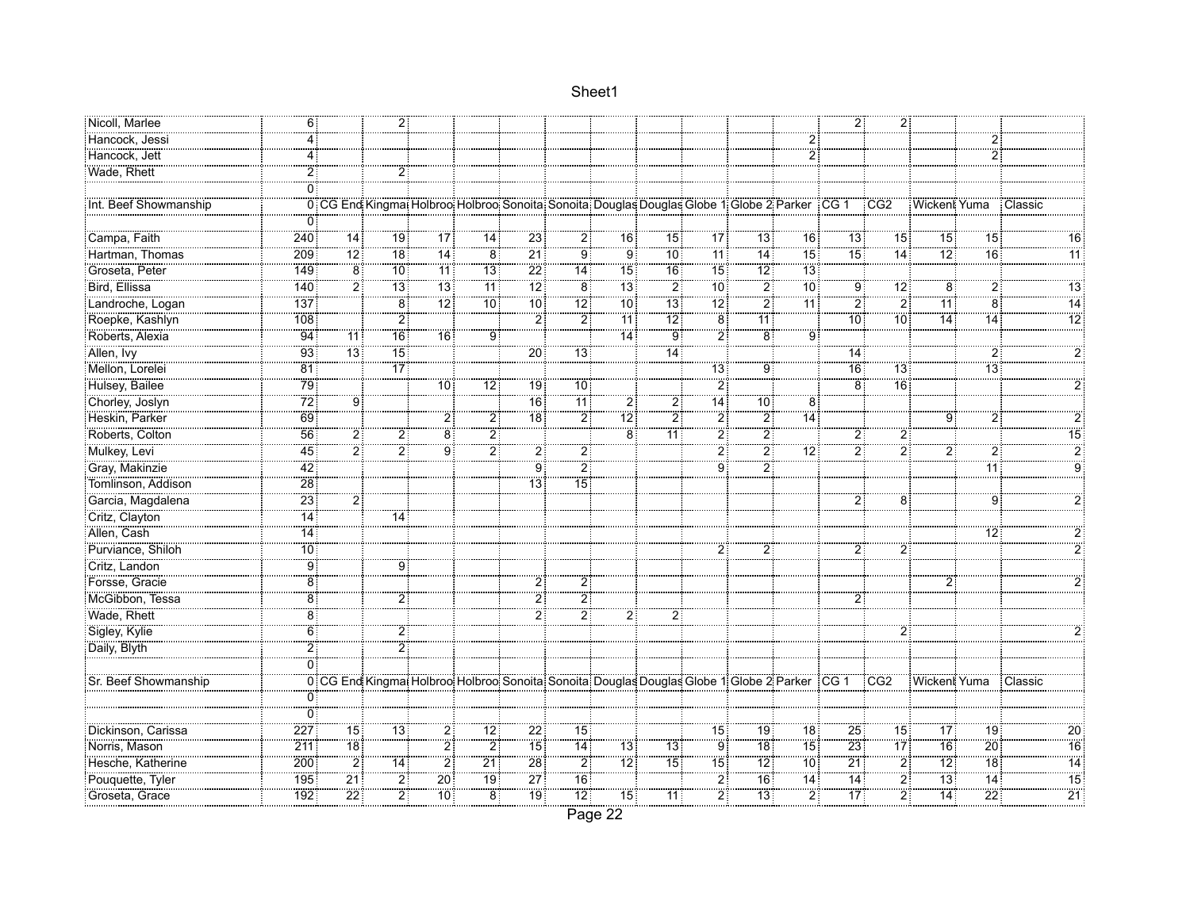| | | | | | | | | | | | | | | | | | |
|---|---|---|---|---|---|---|---|---|---|---|---|---|---|---|---|---|---|
| Nicoll, Marlee | 6 | | 2 | | | | | | | | | | 2 | 2 | | | |
| Hancock, Jessi | 4 | | | | | | | | | | | 2 | | | | 2 | |
| Hancock, Jett | 4 | | | | | | | | | | | 2 | | | | 2 | |
| Wade, Rhett | 2 | | 2 | | | | | | | | | | | | | | |
| | 0 | | | | | | | | | | | | | | | | |
| Int. Beef Showmanship | 0 | CG End | Kingma | Holbroo | Holbroo | Sonoita | Sonoita | Douglas | Douglas | Globe 1 | Globe 2 | Parker | CG 1 | CG2 | Wickent | Yuma | Classic |
| | 0 | | | | | | | | | | | | | | | | |
| Campa, Faith | 240 | 14 | 19 | 17 | 14 | 23 | 2 | 16 | 15 | 17 | 13 | 16 | 13 | 15 | 15 | 15 | 16 |
| Hartman, Thomas | 209 | 12 | 18 | 14 | 8 | 21 | 9 | 9 | 10 | 11 | 14 | 15 | 15 | 14 | 12 | 16 | 11 |
| Groseta, Peter | 149 | 8 | 10 | 11 | 13 | 22 | 14 | 15 | 16 | 15 | 12 | 13 | | | | | |
| Bird, Ellissa | 140 | 2 | 13 | 13 | 11 | 12 | 8 | 13 | 2 | 10 | 2 | 10 | 9 | 12 | 8 | 2 | 13 |
| Landroche, Logan | 137 | | 8 | 12 | 10 | 10 | 12 | 10 | 13 | 12 | 2 | 11 | 2 | 2 | 11 | 8 | 14 |
| Roepke, Kashlyn | 108 | | 2 | | | 2 | 2 | 11 | 12 | 8 | 11 | | 10 | 10 | 14 | 14 | 12 |
| Roberts, Alexia | 94 | 11 | 16 | 16 | 9 | | | 14 | 9 | 2 | 8 | 9 | | | | | |
| Allen, Ivy | 93 | 13 | 15 | | | 20 | 13 | | 14 | | | | 14 | | | 2 | 2 |
| Mellon, Lorelei | 81 | | 17 | | | | | | | 13 | 9 | | 16 | 13 | | 13 | |
| Hulsey, Bailee | 79 | | | 10 | 12 | 19 | 10 | | | 2 | | | 8 | 16 | | | 2 |
| Chorley, Joslyn | 72 | 9 | | | | 16 | 11 | 2 | 2 | 14 | 10 | 8 | | | | | |
| Heskin, Parker | 69 | | | 2 | 2 | 18 | 2 | 12 | 2 | 2 | 2 | 14 | | | 9 | 2 | 2 |
| Roberts, Colton | 56 | 2 | 2 | 8 | 2 | | | 8 | 11 | 2 | 2 | | 2 | 2 | | | 15 |
| Mulkey, Levi | 45 | 2 | 2 | 9 | 2 | 2 | 2 | | | 2 | 2 | 12 | 2 | 2 | 2 | 2 | 2 |
| Gray, Makinzie | 42 | | | | | 9 | 2 | | | 9 | 2 | | | | | 11 | 9 |
| Tomlinson, Addison | 28 | | | | | 13 | 15 | | | | | | | | | | |
| Garcia, Magdalena | 23 | 2 | | | | | | | | | | | 2 | 8 | | 9 | 2 |
| Critz, Clayton | 14 | | 14 | | | | | | | | | | | | | | |
| Allen, Cash | 14 | | | | | | | | | | | | | | | 12 | 2 |
| Purviance, Shiloh | 10 | | | | | | | | | 2 | 2 | | 2 | 2 | | | 2 |
| Critz, Landon | 9 | | 9 | | | | | | | | | | | | | | |
| Forsse, Gracie | 8 | | | | | 2 | 2 | | | | | | | | 2 | | 2 |
| McGibbon, Tessa | 8 | | 2 | | | 2 | 2 | | | | | | 2 | | | | |
| Wade, Rhett | 8 | | | | | 2 | 2 | 2 | 2 | | | | | | | | |
| Sigley, Kylie | 6 | | 2 | | | | | | | | | | | 2 | | | 2 |
| Daily, Blyth | 2 | | 2 | | | | | | | | | | | | | | |
| | 0 | | | | | | | | | | | | | | | | |
| Sr. Beef Showmanship | 0 | CG End | Kingma | Holbroo | Holbroo | Sonoita | Sonoita | Douglas | Douglas | Globe 1 | Globe 2 | Parker | CG 1 | CG2 | Wickent | Yuma | Classic |
| | 0 | | | | | | | | | | | | | | | | |
| | 0 | | | | | | | | | | | | | | | | |
| Dickinson, Carissa | 227 | 15 | 13 | 2 | 12 | 22 | 15 | | | 15 | 19 | 18 | 25 | 15 | 17 | 19 | 20 |
| Norris, Mason | 211 | 18 | | 2 | 2 | 15 | 14 | 13 | 13 | 9 | 18 | 15 | 23 | 17 | 16 | 20 | 16 |
| Hesche, Katherine | 200 | 2 | 14 | 2 | 21 | 28 | 2 | 12 | 15 | 15 | 12 | 10 | 21 | 2 | 12 | 18 | 14 |
| Pouquette, Tyler | 195 | 21 | 2 | 20 | 19 | 27 | 16 | | | 2 | 16 | 14 | 14 | 2 | 13 | 14 | 15 |
| Groseta, Grace | 192 | 22 | 2 | 10 | 8 | 19 | 12 | 15 | 11 | 2 | 13 | 2 | 17 | 2 | 14 | 22 | 21 |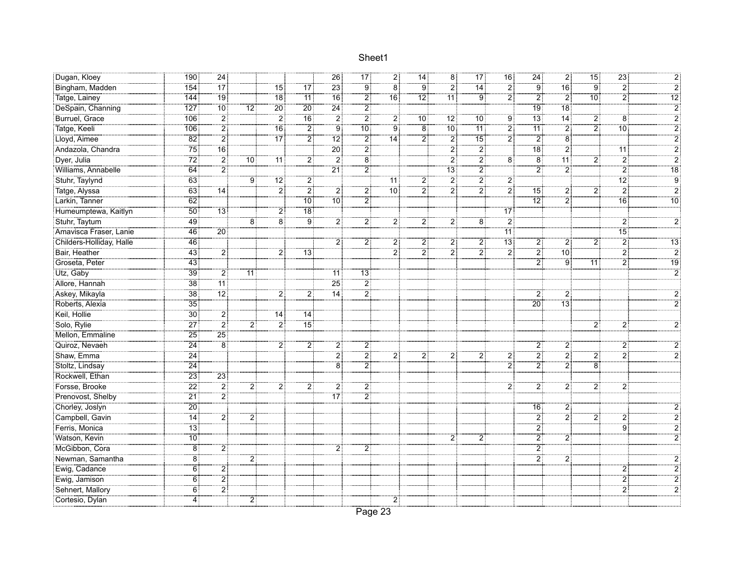| | | | | | | | | | | | | | | | | | |
|---|---|---|---|---|---|---|---|---|---|---|---|---|---|---|---|---|---|
| Dugan, Kloey | 190 | 24 | | | | 26 | 17 | 2 | 14 | 8 | 17 | 16 | 24 | 2 | 15 | 23 | 2 |
| Bingham, Madden | 154 | 17 | | 15 | 17 | 23 | 9 | 8 | 9 | 2 | 14 | 2 | 9 | 16 | 9 | 2 | 2 |
| Tatge, Lainey | 144 | 19 | | 18 | 11 | 16 | 2 | 16 | 12 | 11 | 9 | 2 | 2 | 2 | 10 | 2 | 12 |
| DeSpain, Channing | 127 | 10 | 12 | 20 | 20 | 24 | 2 | | | | | | 19 | 18 | | | 2 |
| Burruel, Grace | 106 | 2 | | 2 | 16 | 2 | 2 | 2 | 10 | 12 | 10 | 9 | 13 | 14 | 2 | 8 | 2 |
| Tatge, Keeli | 106 | 2 | | 16 | 2 | 9 | 10 | 9 | 8 | 10 | 11 | 2 | 11 | 2 | 2 | 10 | 2 |
| Lloyd, Aimee | 82 | 2 | | 17 | 2 | 12 | 2 | 14 | 2 | 2 | 15 | 2 | 2 | 8 | | | 2 |
| Andazola, Chandra | 75 | 16 | | | | 20 | 2 | | | 2 | 2 | | 18 | 2 | | 11 | 2 |
| Dyer, Julia | 72 | 2 | 10 | 11 | 2 | 2 | 8 | | | 2 | 2 | 8 | 8 | 11 | 2 | 2 | 2 |
| Williams, Annabelle | 64 | 2 | | | | 21 | 2 | | | 13 | 2 | | 2 | 2 | | 2 | 18 |
| Stuhr, Taylynd | 63 | | 9 | 12 | 2 | | | 11 | 2 | 2 | 2 | 2 | | | | 12 | 9 |
| Tatge, Alyssa | 63 | 14 | | 2 | 2 | 2 | 2 | 10 | 2 | 2 | 2 | 2 | 15 | 2 | 2 | 2 | 2 |
| Larkin, Tanner | 62 | | | | 10 | 10 | 2 | | | | | | 12 | 2 | | 16 | 10 |
| Humeumptewa, Kaitlyn | 50 | 13 | | 2 | 18 | | | | | | | 17 | | | | | |
| Stuhr, Taytum | 49 | | 8 | 8 | 9 | 2 | 2 | 2 | 2 | 2 | 8 | 2 | | | | 2 | 2 |
| Amavisca Fraser, Lanie | 46 | 20 | | | | | | | | | | 11 | | | | 15 | |
| Childers-Holliday, Halle | 46 | | | | | 2 | 2 | 2 | 2 | 2 | 2 | 13 | 2 | 2 | 2 | 2 | 13 |
| Bair, Heather | 43 | 2 | | 2 | 13 | | | 2 | 2 | 2 | 2 | 2 | 2 | 10 | | 2 | 2 |
| Groseta, Peter | 43 | | | | | | | | | | | | 2 | 9 | 11 | 2 | 19 |
| Utz, Gaby | 39 | 2 | 11 | | | 11 | 13 | | | | | | | | | | 2 |
| Allore, Hannah | 38 | 11 | | | | 25 | 2 | | | | | | | | | | |
| Askey, Mikayla | 38 | 12 | | 2 | 2 | 14 | 2 | | | | | | 2 | 2 | | | 2 |
| Roberts, Alexia | 35 | | | | | | | | | | | | 20 | 13 | | | 2 |
| Keil, Hollie | 30 | 2 | | 14 | 14 | | | | | | | | | | | | |
| Solo, Rylie | 27 | 2 | 2 | 2 | 15 | | | | | | | | | | 2 | 2 | 2 |
| Mellon, Emmaline | 25 | 25 | | | | | | | | | | | | | | | |
| Quiroz, Nevaeh | 24 | 8 | | 2 | 2 | 2 | 2 | | | | | | 2 | 2 | | 2 | 2 |
| Shaw, Emma | 24 | | | | | 2 | 2 | 2 | 2 | 2 | 2 | 2 | 2 | 2 | 2 | 2 | 2 |
| Stoltz, Lindsay | 24 | | | | | 8 | 2 | | | | | 2 | 2 | 2 | 8 | | |
| Rockwell, Ethan | 23 | 23 | | | | | | | | | | | | | | | |
| Forsse, Brooke | 22 | 2 | 2 | 2 | 2 | 2 | 2 | | | | | 2 | 2 | 2 | 2 | 2 | |
| Prenovost, Shelby | 21 | 2 | | | | 17 | 2 | | | | | | | | | | |
| Chorley, Joslyn | 20 | | | | | | | | | | | | 16 | 2 | | | 2 |
| Campbell, Gavin | 14 | 2 | 2 | | | | | | | | | | 2 | 2 | 2 | 2 | 2 |
| Ferris, Monica | 13 | | | | | | | | | | | | 2 | | | 9 | 2 |
| Watson, Kevin | 10 | | | | | | | | | 2 | 2 | | 2 | 2 | | | 2 |
| McGibbon, Cora | 8 | 2 | | | | 2 | 2 | | | | | | 2 | | | | |
| Newman, Samantha | 8 | | 2 | | | | | | | | | | 2 | 2 | | | 2 |
| Ewig, Cadance | 6 | 2 | | | | | | | | | | | | | | 2 | 2 |
| Ewig, Jamison | 6 | 2 | | | | | | | | | | | | | | 2 | 2 |
| Sehnert, Mallory | 6 | 2 | | | | | | | | | | | | | | 2 | 2 |
| Cortesio, Dylan | 4 | | 2 | | | | | 2 | | | | | | | | | |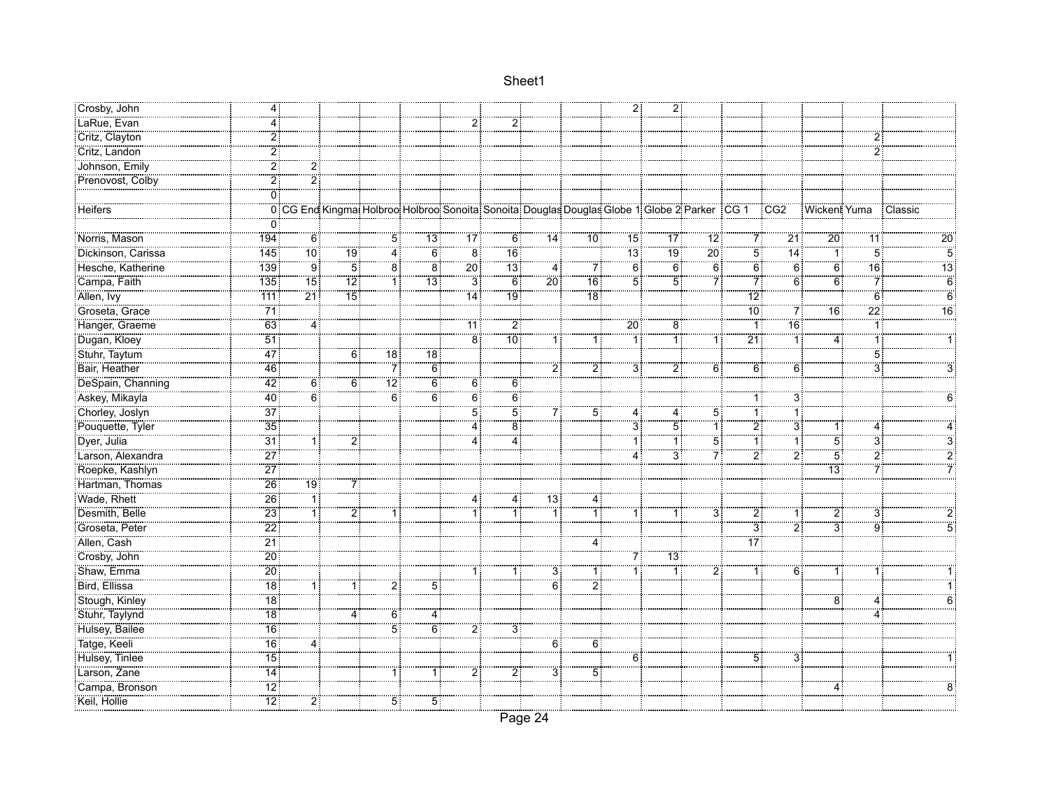| | | | | | | | | | | | | | | | | | |
|---|---|---|---|---|---|---|---|---|---|---|---|---|---|---|---|---|---|
| Crosby, John | 4 | | | | | | | | | 2 | 2 | | | | | | |
| LaRue, Evan | 4 | | | | | 2 | 2 | | | | | | | | | | |
| Critz, Clayton | 2 | | | | | | | | | | | | | | | 2 | |
| Critz, Landon | 2 | | | | | | | | | | | | | | | 2 | |
| Johnson, Emily | 2 | 2 | | | | | | | | | | | | | | | |
| Prenovost, Colby | 2 | 2 | | | | | | | | | | | | | | | |
| | 0 | | | | | | | | | | | | | | | | |
| Heifers | 0 | CG End | Kingma | Holbroo | Holbroo | Sonoita | Sonoita | Douglas | Douglas | Globe 1 | Globe 2 | Parker | CG 1 | CG2 | Wickenb | Yuma | Classic |
| | 0 | | | | | | | | | | | | | | | | |
| Norris, Mason | 194 | 6 | | 5 | 13 | 17 | 6 | 14 | 10 | 15 | 17 | 12 | 7 | 21 | 20 | 11 | 20 |
| Dickinson, Carissa | 145 | 10 | 19 | 4 | 6 | 8 | 16 | | | 13 | 19 | 20 | 5 | 14 | 1 | 5 | 5 |
| Hesche, Katherine | 139 | 9 | 5 | 8 | 8 | 20 | 13 | 4 | 7 | 6 | 6 | 6 | 6 | 6 | 6 | 16 | 13 |
| Campa, Faith | 135 | 15 | 12 | 1 | 13 | 3 | 6 | 20 | 16 | 5 | 5 | 7 | 7 | 6 | 6 | 7 | 6 |
| Allen, Ivy | 111 | 21 | 15 | | | 14 | 19 | | 18 | | | | 12 | | | 6 | 6 |
| Groseta, Grace | 71 | | | | | | | | | | | | 10 | 7 | 16 | 22 | 16 |
| Hanger, Graeme | 63 | 4 | | | | 11 | 2 | | | 20 | 8 | | 1 | 16 | | 1 | |
| Dugan, Kloey | 51 | | | | | 8 | 10 | 1 | 1 | 1 | 1 | 1 | 21 | 1 | 4 | 1 | 1 |
| Stuhr, Taytum | 47 | | 6 | 18 | 18 | | | | | | | | | | | 5 | |
| Bair, Heather | 46 | | | 7 | 6 | | | 2 | 2 | 3 | 2 | 6 | 6 | 6 | | 3 | 3 |
| DeSpain, Channing | 42 | 6 | 6 | 12 | 6 | 6 | 6 | | | | | | | | | | |
| Askey, Mikayla | 40 | 6 | | 6 | 6 | 6 | 6 | | | | | | 1 | 3 | | | 6 |
| Chorley, Joslyn | 37 | | | | | 5 | 5 | 7 | 5 | 4 | 4 | 5 | 1 | 1 | | | |
| Pouquette, Tyler | 35 | | | | | 4 | 8 | | | 3 | 5 | 1 | 2 | 3 | 1 | 4 | 4 |
| Dyer, Julia | 31 | 1 | 2 | | | 4 | 4 | | | 1 | 1 | 5 | 1 | 1 | 5 | 3 | 3 |
| Larson, Alexandra | 27 | | | | | | | | | 4 | 3 | 7 | 2 | 2 | 5 | 2 | 2 |
| Roepke, Kashlyn | 27 | | | | | | | | | | | | | | 13 | 7 | 7 |
| Hartman, Thomas | 26 | 19 | 7 | | | | | | | | | | | | | | |
| Wade, Rhett | 26 | 1 | | | | 4 | 4 | 13 | 4 | | | | | | | | |
| Desmith, Belle | 23 | 1 | 2 | 1 | | 1 | 1 | 1 | 1 | 1 | 1 | 3 | 2 | 1 | 2 | 3 | 2 |
| Groseta, Peter | 22 | | | | | | | | | | | | 3 | 2 | 3 | 9 | 5 |
| Allen, Cash | 21 | | | | | | | | 4 | | | | 17 | | | | |
| Crosby, John | 20 | | | | | | | | | 7 | 13 | | | | | | |
| Shaw, Emma | 20 | | | | | 1 | 1 | 3 | 1 | 1 | 1 | 2 | 1 | 6 | 1 | 1 | 1 |
| Bird, Ellissa | 18 | 1 | 1 | 2 | 5 | | | 6 | 2 | | | | | | | | 1 |
| Stough, Kinley | 18 | | | | | | | | | | | | | | 8 | 4 | 6 |
| Stuhr, Taylynd | 18 | | 4 | 6 | 4 | | | | | | | | | | | 4 | |
| Hulsey, Bailee | 16 | | | 5 | 6 | 2 | 3 | | | | | | | | | | |
| Tatge, Keeli | 16 | 4 | | | | | | 6 | 6 | | | | | | | | |
| Hulsey, Tinlee | 15 | | | | | | | | | 6 | | | 5 | 3 | | | 1 |
| Larson, Zane | 14 | | | 1 | 1 | 2 | 2 | 3 | 5 | | | | | | | | |
| Campa, Bronson | 12 | | | | | | | | | | | | | | 4 | | 8 |
| Keil, Hollie | 12 | 2 | | 5 | 5 | | | | | | | | | | | | |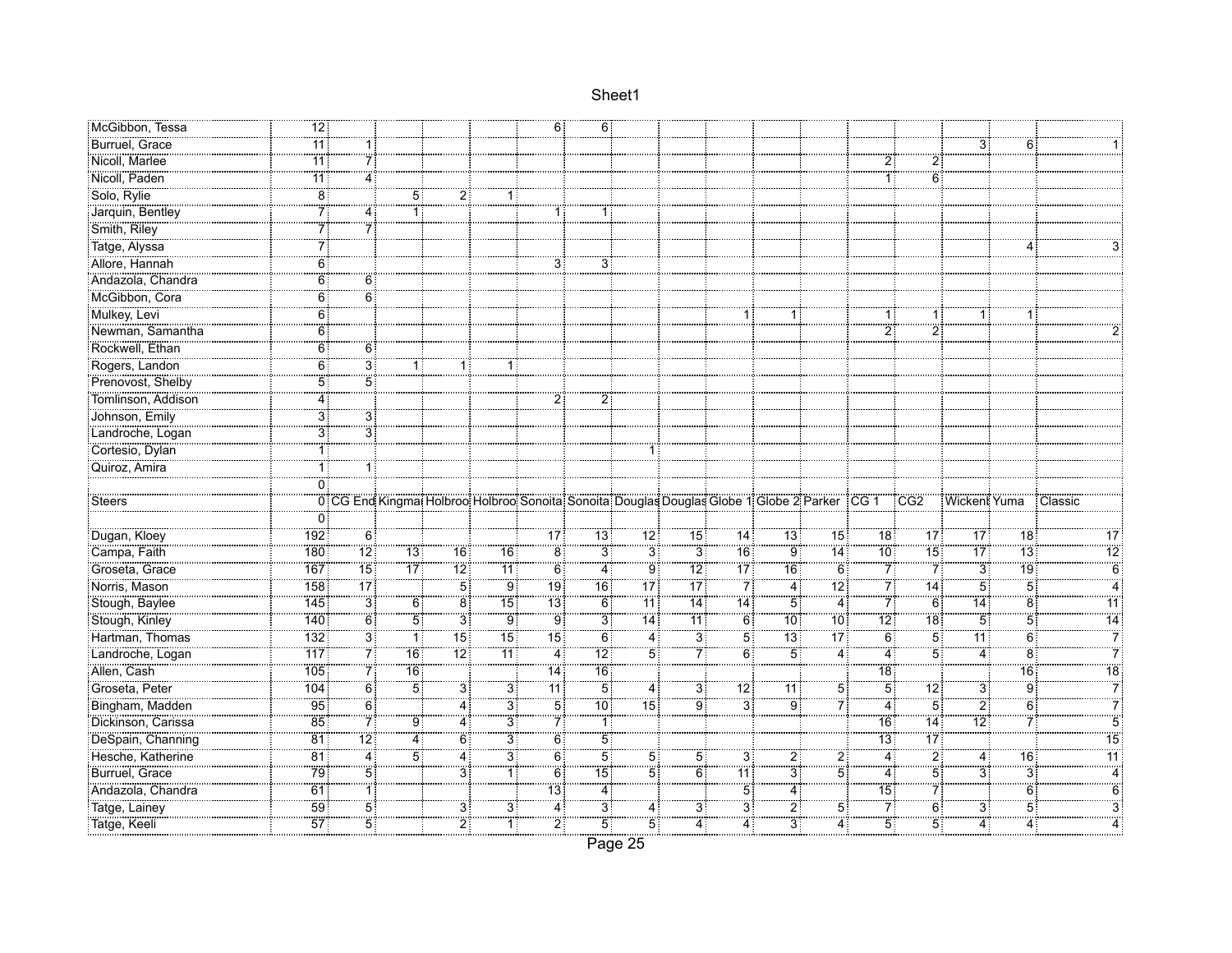| | | | | | | | | | | | | | | | | | |
|---|---|---|---|---|---|---|---|---|---|---|---|---|---|---|---|---|---|
| McGibbon, Tessa | 12 | | | | | 6 | 6 | | | | | | | | | | |
| Burruel, Grace | 11 | 1 | | | | | | | | | | | | | 3 | 6 | 1 |
| Nicoll, Marlee | 11 | 7 | | | | | | | | | | | 2 | 2 | | | |
| Nicoll, Paden | 11 | 4 | | | | | | | | | | | 1 | 6 | | | |
| Solo, Rylie | 8 | | 5 | 2 | 1 | | | | | | | | | | | | |
| Jarquin, Bentley | 7 | 4 | 1 | | | 1 | 1 | | | | | | | | | | |
| Smith, Riley | 7 | 7 | | | | | | | | | | | | | | | |
| Tatge, Alyssa | 7 | | | | | | | | | | | | | | | 4 | 3 |
| Allore, Hannah | 6 | | | | | 3 | 3 | | | | | | | | | | |
| Andazola, Chandra | 6 | 6 | | | | | | | | | | | | | | | |
| McGibbon, Cora | 6 | 6 | | | | | | | | | | | | | | | |
| Mulkey, Levi | 6 | | | | | | | | | 1 | 1 | | 1 | 1 | 1 | 1 | |
| Newman, Samantha | 6 | | | | | | | | | | | | 2 | 2 | | | 2 |
| Rockwell, Ethan | 6 | 6 | | | | | | | | | | | | | | | |
| Rogers, Landon | 6 | 3 | 1 | 1 | 1 | | | | | | | | | | | | |
| Prenovost, Shelby | 5 | 5 | | | | | | | | | | | | | | | |
| Tomlinson, Addison | 4 | | | | | 2 | 2 | | | | | | | | | | |
| Johnson, Emily | 3 | 3 | | | | | | | | | | | | | | | |
| Landroche, Logan | 3 | 3 | | | | | | | | | | | | | | | |
| Cortesio, Dylan | 1 | | | | | | | 1 | | | | | | | | | |
| Quiroz, Amira | 1 | 1 | | | | | | | | | | | | | | | |
| | 0 | | | | | | | | | | | | | | | | |
| Steers | 0 | CG End | Kingma | Holbroo | Holbroo | Sonoita | Sonoita | Douglas | Douglas | Globe 1 | Globe 2 | Parker | CG 1 | CG2 | Wickenb | Yuma | Classic |
| | 0 | | | | | | | | | | | | | | | | |
| Dugan, Kloey | 192 | 6 | | | | 17 | 13 | 12 | 15 | 14 | 13 | 15 | 18 | 17 | 17 | 18 | 17 |
| Campa, Faith | 180 | 12 | 13 | 16 | 16 | 8 | 3 | 3 | 3 | 16 | 9 | 14 | 10 | 15 | 17 | 13 | 12 |
| Groseta, Grace | 167 | 15 | 17 | 12 | 11 | 6 | 4 | 9 | 12 | 17 | 16 | 6 | 7 | 7 | 3 | 19 | 6 |
| Norris, Mason | 158 | 17 | | 5 | 9 | 19 | 16 | 17 | 17 | 7 | 4 | 12 | 7 | 14 | 5 | 5 | 4 |
| Stough, Baylee | 145 | 3 | 6 | 8 | 15 | 13 | 6 | 11 | 14 | 14 | 5 | 4 | 7 | 6 | 14 | 8 | 11 |
| Stough, Kinley | 140 | 6 | 5 | 3 | 9 | 9 | 3 | 14 | 11 | 6 | 10 | 10 | 12 | 18 | 5 | 5 | 14 |
| Hartman, Thomas | 132 | 3 | 1 | 15 | 15 | 15 | 6 | 4 | 3 | 5 | 13 | 17 | 6 | 5 | 11 | 6 | 7 |
| Landroche, Logan | 117 | 7 | 16 | 12 | 11 | 4 | 12 | 5 | 7 | 6 | 5 | 4 | 4 | 5 | 4 | 8 | 7 |
| Allen, Cash | 105 | 7 | 16 | | | 14 | 16 | | | | | | 18 | | | 16 | 18 |
| Groseta, Peter | 104 | 6 | 5 | 3 | 3 | 11 | 5 | 4 | 3 | 12 | 11 | 5 | 5 | 12 | 3 | 9 | 7 |
| Bingham, Madden | 95 | 6 | | 4 | 3 | 5 | 10 | 15 | 9 | 3 | 9 | 7 | 4 | 5 | 2 | 6 | 7 |
| Dickinson, Carissa | 85 | 7 | 9 | 4 | 3 | 7 | 1 | | | | | | 16 | 14 | 12 | 7 | 5 |
| DeSpain, Channing | 81 | 12 | 4 | 6 | 3 | 6 | 5 | | | | | | 13 | 17 | | | 15 |
| Hesche, Katherine | 81 | 4 | 5 | 4 | 3 | 6 | 5 | 5 | 5 | 3 | 2 | 2 | 4 | 2 | 4 | 16 | 11 |
| Burruel, Grace | 79 | 5 | | 3 | 1 | 6 | 15 | 5 | 6 | 11 | 3 | 5 | 4 | 5 | 3 | 3 | 4 |
| Andazola, Chandra | 61 | 1 | | | | 13 | 4 | | | 5 | 4 | | 15 | 7 | | 6 | 6 |
| Tatge, Lainey | 59 | 5 | | 3 | 3 | 4 | 3 | 4 | 3 | 3 | 2 | 5 | 7 | 6 | 3 | 5 | 3 |
| Tatge, Keeli | 57 | 5 | | 2 | 1 | 2 | 5 | 5 | 4 | 4 | 3 | 4 | 5 | 5 | 4 | 4 | 4 |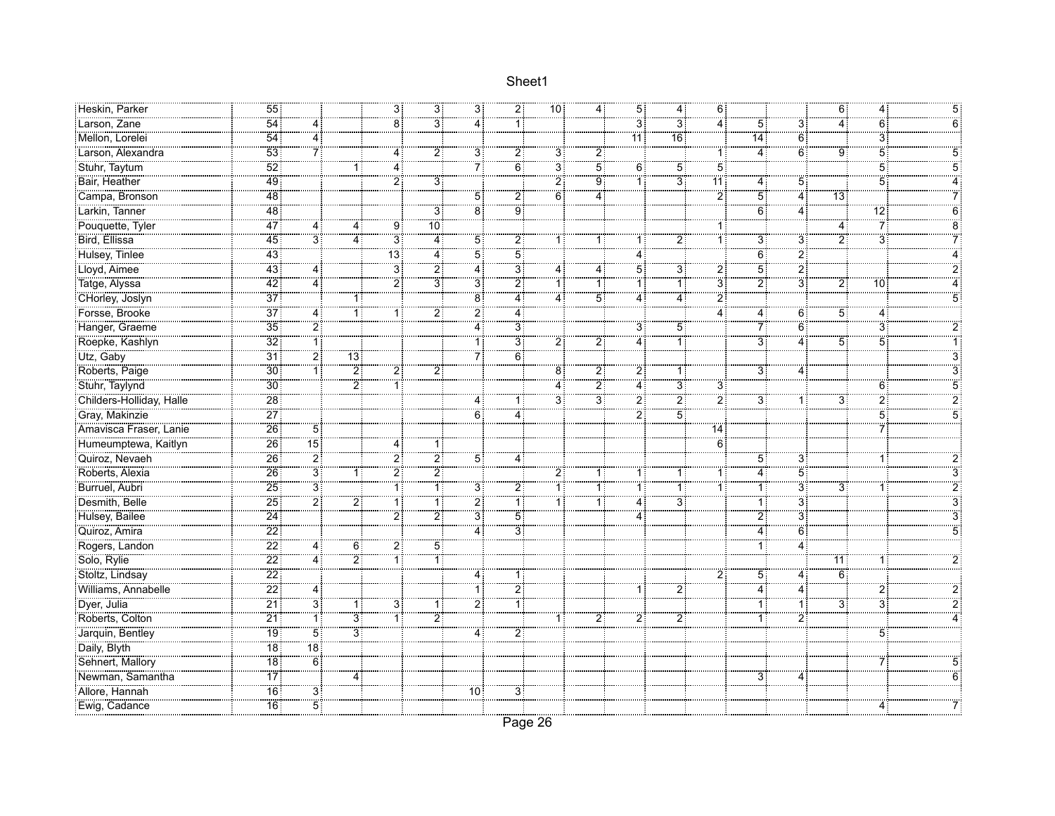| | | | | | | | | | | | | | | | | | |
|---|---|---|---|---|---|---|---|---|---|---|---|---|---|---|---|---|---|
| Heskin, Parker | 55 | | | 3 | 3 | 3 | 2 | 10 | 4 | 5 | 4 | 6 | | | 6 | 4 | 5 |
| Larson, Zane | 54 | 4 | | 8 | 3 | 4 | 1 | | | 3 | 3 | 4 | 5 | 3 | 4 | 6 | 6 |
| Mellon, Lorelei | 54 | 4 | | | | | | | | 11 | 16 | | 14 | 6 | | 3 | |
| Larson, Alexandra | 53 | 7 | | 4 | 2 | 3 | 2 | 3 | 2 | | | 1 | 4 | 6 | 9 | 5 | 5 |
| Stuhr, Taytum | 52 | | 1 | 4 | | 7 | 6 | 3 | 5 | 6 | 5 | 5 | | | | 5 | 5 |
| Bair, Heather | 49 | | | 2 | 3 | | | 2 | 9 | 1 | 3 | 11 | 4 | 5 | | 5 | 4 |
| Campa, Bronson | 48 | | | | | 5 | 2 | 6 | 4 | | | 2 | 5 | 4 | 13 | | 7 |
| Larkin, Tanner | 48 | | | | 3 | 8 | 9 | | | | | | 6 | 4 | | 12 | 6 |
| Pouquette, Tyler | 47 | 4 | 4 | 9 | 10 | | | | | | | 1 | | | 4 | 7 | 8 |
| Bird, Ellissa | 45 | 3 | 4 | 3 | 4 | 5 | 2 | 1 | 1 | 1 | 2 | 1 | 3 | 3 | 2 | 3 | 7 |
| Hulsey, Tinlee | 43 | | | 13 | 4 | 5 | 5 | | | 4 | | | 6 | 2 | | | 4 |
| Lloyd, Aimee | 43 | 4 | | 3 | 2 | 4 | 3 | 4 | 4 | 5 | 3 | 2 | 5 | 2 | | | 2 |
| Tatge, Alyssa | 42 | 4 | | 2 | 3 | 3 | 2 | 1 | 1 | 1 | 1 | 3 | 2 | 3 | 2 | 10 | 4 |
| CHorley, Joslyn | 37 | | 1 | | | 8 | 4 | 4 | 5 | 4 | 4 | 2 | | | | | 5 |
| Forsse, Brooke | 37 | 4 | 1 | 1 | 2 | 2 | 4 | | | | | 4 | 4 | 6 | 5 | 4 | |
| Hanger, Graeme | 35 | 2 | | | | 4 | 3 | | | 3 | 5 | | 7 | 6 | | 3 | 2 |
| Roepke, Kashlyn | 32 | 1 | | | | 1 | 3 | 2 | 2 | 4 | 1 | | 3 | 4 | 5 | 5 | 1 |
| Utz, Gaby | 31 | 2 | 13 | | | 7 | 6 | | | | | | | | | | 3 |
| Roberts, Paige | 30 | 1 | 2 | 2 | 2 | | | 8 | 2 | 2 | 1 | | 3 | 4 | | | 3 |
| Stuhr, Taylnd | 30 | | 2 | 1 | | | | 4 | 2 | 4 | 3 | 3 | | | | 6 | 5 |
| Childers-Holliday, Halle | 28 | | | | | 4 | 1 | 3 | 3 | 2 | 2 | 2 | 3 | 1 | 3 | 2 | 2 |
| Gray, Makinzie | 27 | | | | | 6 | 4 | | | 2 | 5 | | | | | 5 | 5 |
| Amavisca Fraser, Lanie | 26 | 5 | | | | | | | | | | 14 | | | | 7 | |
| Humeumptewa, Kaitlyn | 26 | 15 | | 4 | 1 | | | | | | | 6 | | | | | |
| Quiroz, Nevaeh | 26 | 2 | | 2 | 2 | 5 | 4 | | | | | | 5 | 3 | | 1 | 2 |
| Roberts, Alexia | 26 | 3 | 1 | 2 | 2 | | | 2 | 1 | 1 | 1 | 1 | 4 | 5 | | | 3 |
| Burruel, Aubri | 25 | 3 | | 1 | 1 | 3 | 2 | 1 | 1 | 1 | 1 | 1 | 1 | 3 | 3 | 1 | 2 |
| Desmith, Belle | 25 | 2 | 2 | 1 | 1 | 2 | 1 | 1 | 1 | 4 | 3 | | 1 | 3 | | | 3 |
| Hulsey, Bailee | 24 | | | 2 | 2 | 3 | 5 | | | 4 | | | 2 | 3 | | | 3 |
| Quiroz, Amira | 22 | | | | | 4 | 3 | | | | | | 4 | 6 | | | 5 |
| Rogers, Landon | 22 | 4 | 6 | 2 | 5 | | | | | | | | 1 | 4 | | | |
| Solo, Rylie | 22 | 4 | 2 | 1 | 1 | | | | | | | | | | 11 | 1 | 2 |
| Stoltz, Lindsay | 22 | | | | | 4 | 1 | | | | | 2 | 5 | 4 | 6 | | |
| Williams, Annabelle | 22 | 4 | | | | 1 | 2 | | | 1 | 2 | | 4 | 4 | | 2 | 2 |
| Dyer, Julia | 21 | 3 | 1 | 3 | 1 | 2 | 1 | | | | | | 1 | 1 | 3 | 3 | 2 |
| Roberts, Colton | 21 | 1 | 3 | 1 | 2 | | | 1 | 2 | 2 | 2 | | 1 | 2 | | | 4 |
| Jarquin, Bentley | 19 | 5 | 3 | | | 4 | 2 | | | | | | | | | 5 | |
| Daily, Blyth | 18 | 18 | | | | | | | | | | | | | | | |
| Sehnert, Mallory | 18 | 6 | | | | | | | | | | | | | | 7 | 5 |
| Newman, Samantha | 17 | | 4 | | | | | | | | | | 3 | 4 | | | 6 |
| Allore, Hannah | 16 | 3 | | | | 10 | 3 | | | | | | | | | | |
| Ewig, Cadance | 16 | 5 | | | | | | | | | | | | | | 4 | 7 |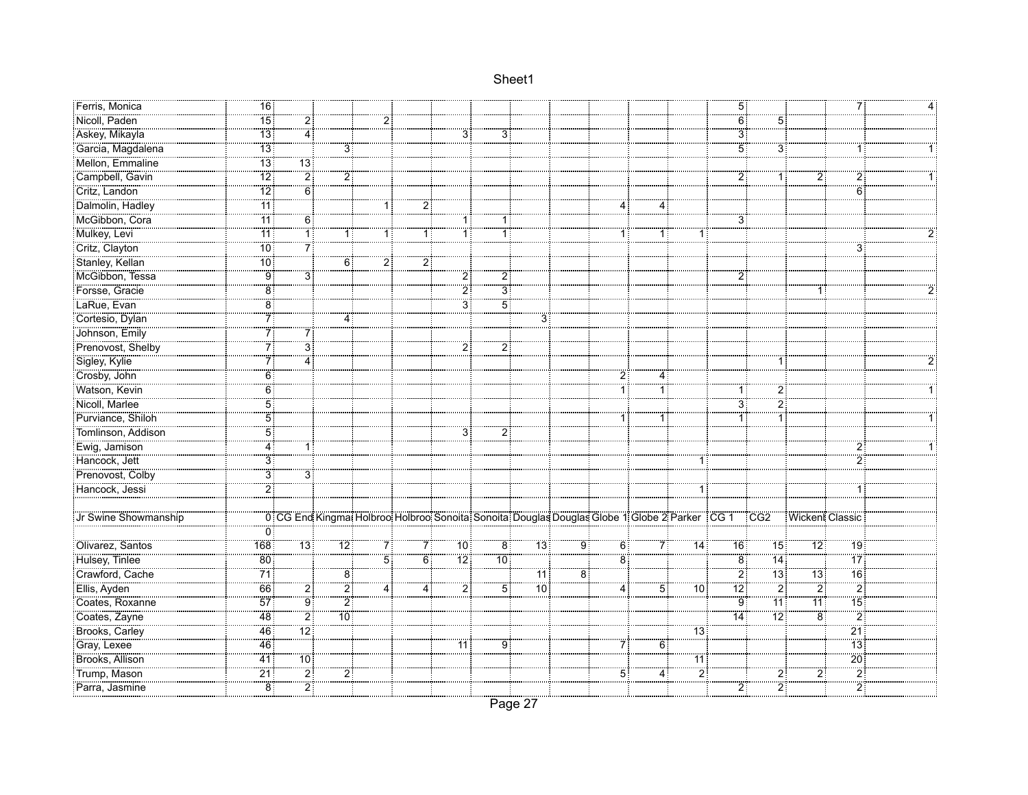| | | | | | | | | | | | | | | | | | |
|---|---|---|---|---|---|---|---|---|---|---|---|---|---|---|---|---|---|
| Ferris, Monica | 16 | | | | | | | | | | | | 5 | | | 7 | 4 |
| Nicoll, Paden | 15 | 2 | | 2 | | | | | | | | | 6 | 5 | | | |
| Askey, Mikayla | 13 | 4 | | | | 3 | 3 | | | | | | 3 | | | | |
| Garcia, Magdalena | 13 | | 3 | | | | | | | | | | 5 | 3 | | 1 | 1 |
| Mellon, Emmaline | 13 | 13 | | | | | | | | | | | | | | | |
| Campbell, Gavin | 12 | 2 | 2 | | | | | | | | | | 2 | 1 | 2 | 2 | 1 |
| Critz, Landon | 12 | 6 | | | | | | | | | | | | | | 6 | |
| Dalmolin, Hadley | 11 | | | 1 | 2 | | | | | 4 | 4 | | | | | | |
| McGibbon, Cora | 11 | 6 | | | | 1 | 1 | | | | | | 3 | | | | |
| Mulkey, Levi | 11 | 1 | 1 | 1 | 1 | 1 | 1 | | | 1 | 1 | 1 | | | | | 2 |
| Critz, Clayton | 10 | 7 | | | | | | | | | | | | | | 3 | |
| Stanley, Kellan | 10 | | 6 | 2 | 2 | | | | | | | | | | | | |
| McGibbon, Tessa | 9 | 3 | | | | 2 | 2 | | | | | | 2 | | | | |
| Forsse, Gracie | 8 | | | | | 2 | 3 | | | | | | | | 1 | | 2 |
| LaRue, Evan | 8 | | | | | 3 | 5 | | | | | | | | | | |
| Cortesio, Dylan | 7 | | 4 | | | | | 3 | | | | | | | | | |
| Johnson, Emily | 7 | 7 | | | | | | | | | | | | | | | |
| Prenovost, Shelby | 7 | 3 | | | | 2 | 2 | | | | | | | | | | |
| Sigley, Kylie | 7 | 4 | | | | | | | | | | | | 1 | | | 2 |
| Crosby, John | 6 | | | | | | | | | 2 | 4 | | | | | | |
| Watson, Kevin | 6 | | | | | | | | | 1 | 1 | | 1 | 2 | | | 1 |
| Nicoll, Marlee | 5 | | | | | | | | | | | | 3 | 2 | | | |
| Purviance, Shiloh | 5 | | | | | | | | | 1 | 1 | | 1 | 1 | | | 1 |
| Tomlinson, Addison | 5 | | | | | 3 | 2 | | | | | | | | | | |
| Ewig, Jamison | 4 | 1 | | | | | | | | | | | | | | 2 | 1 |
| Hancock, Jett | 3 | | | | | | | | | | | 1 | | | | 2 | |
| Prenovost, Colby | 3 | 3 | | | | | | | | | | | | | | | |
| Hancock, Jessi | 2 | | | | | | | | | | | 1 | | | | 1 | |
| | | | | | | | | | | | | | | | | | |
| Jr Swine Showmanship | 0 | CG End | Kingmai | Holbroo | Holbroo | Sonoita | Sonoita | Douglas | Douglas | Globe 1 | Globe 2 | Parker | CG 1 | CG2 | Wickenl | Classic | |
| | 0 | | | | | | | | | | | | | | | | |
| Olivarez, Santos | 168 | 13 | 12 | 7 | 7 | 10 | 8 | 13 | 9 | 6 | 7 | 14 | 16 | 15 | 12 | 19 | |
| Hulsey, Tinlee | 80 | | | 5 | 6 | 12 | 10 | | | 8 | | | 8 | 14 | | 17 | |
| Crawford, Cache | 71 | | 8 | | | | | 11 | 8 | | | | 2 | 13 | 13 | 16 | |
| Ellis, Ayden | 66 | 2 | 2 | 4 | 4 | 2 | 5 | 10 | | 4 | 5 | 10 | 12 | 2 | 2 | 2 | |
| Coates, Roxanne | 57 | 9 | 2 | | | | | | | | | | 9 | 11 | 11 | 15 | |
| Coates, Zayne | 48 | 2 | 10 | | | | | | | | | | 14 | 12 | 8 | 2 | |
| Brooks, Carley | 46 | 12 | | | | | | | | | | 13 | | | | 21 | |
| Gray, Lexee | 46 | | | | | 11 | 9 | | | 7 | 6 | | | | | 13 | |
| Brooks, Allison | 41 | 10 | | | | | | | | | | 11 | | | | 20 | |
| Trump, Mason | 21 | 2 | 2 | | | | | | | 5 | 4 | 2 | | 2 | 2 | 2 | |
| Parra, Jasmine | 8 | 2 | | | | | | | | | | | 2 | 2 | | 2 | |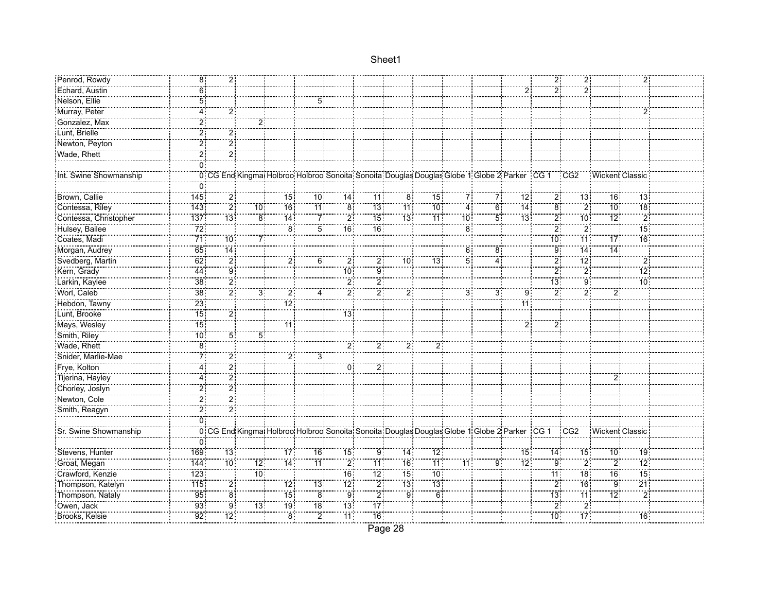| | | | | | | | | | | | | | | | | |
|---|---|---|---|---|---|---|---|---|---|---|---|---|---|---|---|---|
| Penrod, Rowdy | 8 | 2 | | | | | | | | | | | 2 | 2 | | 2 |
| Echard, Austin | 6 | | | | | | | | | | | 2 | 2 | 2 | | |
| Nelson, Ellie | 5 | | | | 5 | | | | | | | | | | | |
| Murray, Peter | 4 | 2 | | | | | | | | | | | | | | 2 |
| Gonzalez, Max | 2 | | 2 | | | | | | | | | | | | | |
| Lunt, Brielle | 2 | 2 | | | | | | | | | | | | | | |
| Newton, Peyton | 2 | 2 | | | | | | | | | | | | | | |
| Wade, Rhett | 2 | 2 | | | | | | | | | | | | | | |
| | 0 | | | | | | | | | | | | | | | |
| Int. Swine Showmanship | 0 | CG End | Kingma | Holbroo | Holbroo | Sonoita | Sonoita | Douglas | Douglas | Globe 1 | Globe 2 | Parker | CG 1 | CG2 | Wickent | Classic |
| | 0 | | | | | | | | | | | | | | | |
| Brown, Callie | 145 | 2 | | 15 | 10 | 14 | 11 | 8 | 15 | 7 | 7 | 12 | 2 | 13 | 16 | 13 |
| Contessa, Riley | 143 | 2 | 10 | 16 | 11 | 8 | 13 | 11 | 10 | 4 | 6 | 14 | 8 | 2 | 10 | 18 |
| Contessa, Christopher | 137 | 13 | 8 | 14 | 7 | 2 | 15 | 13 | 11 | 10 | 5 | 13 | 2 | 10 | 12 | 2 |
| Hulsey, Bailee | 72 | | | 8 | 5 | 16 | 16 | | | 8 | | | 2 | 2 | | 15 |
| Coates, Madi | 71 | 10 | 7 | | | | | | | | | | 10 | 11 | 17 | 16 |
| Morgan, Audrey | 65 | 14 | | | | | | | | 6 | 8 | | 9 | 14 | 14 | |
| Svedberg, Martin | 62 | 2 | | 2 | 6 | 2 | 2 | 10 | 13 | 5 | 4 | | 2 | 12 | | 2 |
| Kern, Grady | 44 | 9 | | | | 10 | 9 | | | | | | 2 | 2 | | 12 |
| Larkin, Kaylee | 38 | 2 | | | | 2 | 2 | | | | | | 13 | 9 | | 10 |
| Worl, Caleb | 38 | 2 | 3 | 2 | 4 | 2 | 2 | 2 | | 3 | 3 | 9 | 2 | 2 | 2 | |
| Hebdon, Tawny | 23 | | | 12 | | | | | | | | 11 | | | | |
| Lunt, Brooke | 15 | 2 | | | | 13 | | | | | | | | | | |
| Mays, Wesley | 15 | | | 11 | | | | | | | | 2 | 2 | | | |
| Smith, Riley | 10 | 5 | 5 | | | | | | | | | | | | | |
| Wade, Rhett | 8 | | | | | 2 | 2 | 2 | 2 | | | | | | | |
| Snider, Marlie-Mae | 7 | 2 | | 2 | 3 | | | | | | | | | | | |
| Frye, Kolton | 4 | 2 | | | | 0 | 2 | | | | | | | | | |
| Tijerina, Hayley | 4 | 2 | | | | | | | | | | | | | 2 | |
| Chorley, Joslyn | 2 | 2 | | | | | | | | | | | | | | |
| Newton, Cole | 2 | 2 | | | | | | | | | | | | | | |
| Smith, Reagyn | 2 | 2 | | | | | | | | | | | | | | |
| | 0 | | | | | | | | | | | | | | | |
| Sr. Swine Showmanship | 0 | CG End | Kingma | Holbroo | Holbroo | Sonoita | Sonoita | Douglas | Douglas | Globe 1 | Globe 2 | Parker | CG 1 | CG2 | Wickent | Classic |
| | 0 | | | | | | | | | | | | | | | |
| Stevens, Hunter | 169 | 13 | | 17 | 16 | 15 | 9 | 14 | 12 | | | 15 | 14 | 15 | 10 | 19 |
| Groat, Megan | 144 | 10 | 12 | 14 | 11 | 2 | 11 | 16 | 11 | 11 | 9 | 12 | 9 | 2 | 2 | 12 |
| Crawford, Kenzie | 123 | | 10 | | | 16 | 12 | 15 | 10 | | | | 11 | 18 | 16 | 15 |
| Thompson, Katelyn | 115 | 2 | | 12 | 13 | 12 | 2 | 13 | 13 | | | | 2 | 16 | 9 | 21 |
| Thompson, Nataly | 95 | 8 | | 15 | 8 | 9 | 2 | 9 | 6 | | | | 13 | 11 | 12 | 2 |
| Owen, Jack | 93 | 9 | 13 | 19 | 18 | 13 | 17 | | | | | | 2 | 2 | | |
| Brooks, Kelsie | 92 | 12 | | 8 | 2 | 11 | 16 | | | | | | 10 | 17 | | 16 |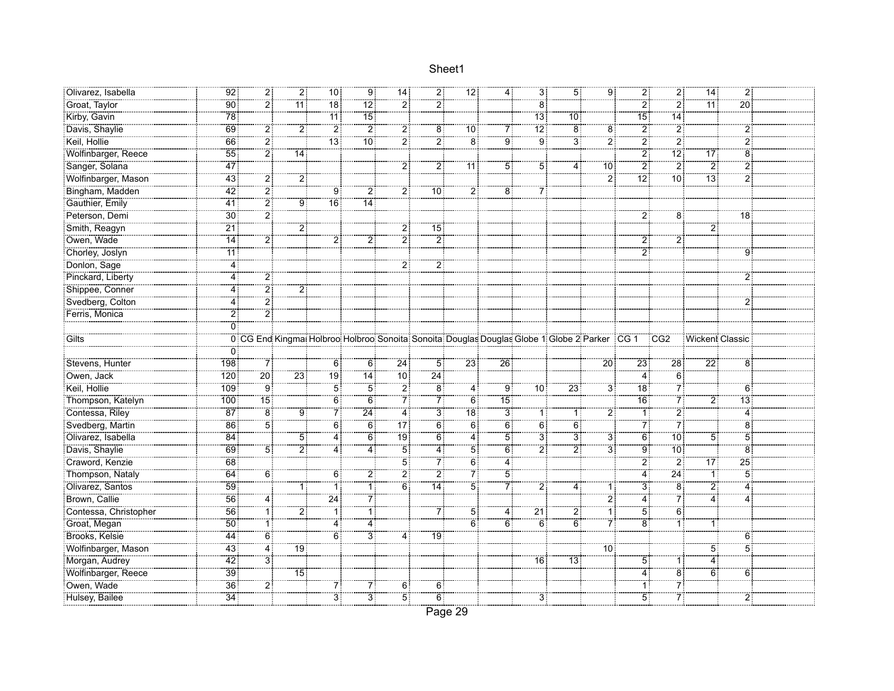| | | | | | | | | | | | | | | | | |
|---|---|---|---|---|---|---|---|---|---|---|---|---|---|---|---|---|
| Olivarez, Isabella | 92 | 2 | 2 | 10 | 9 | 14 | 2 | 12 | 4 | 3 | 5 | 9 | 2 | 2 | 14 | 2 |
| Groat, Taylor | 90 | 2 | 11 | 18 | 12 | 2 | 2 | | | 8 | | | 2 | 2 | 11 | 20 |
| Kirby, Gavin | 78 | | | 11 | 15 | | | | | 13 | 10 | | 15 | 14 | | |
| Davis, Shaylie | 69 | 2 | 2 | 2 | 2 | 2 | 8 | 10 | 7 | 12 | 8 | 8 | 2 | 2 | | 2 |
| Keil, Hollie | 66 | 2 | | 13 | 10 | 2 | 2 | 8 | 9 | 9 | 3 | 2 | 2 | 2 | | 2 |
| Wolfinbarger, Reece | 55 | 2 | 14 | | | | | | | | | | 2 | 12 | 17 | 8 |
| Sanger, Solana | 47 | | | | | 2 | 2 | 11 | 5 | 5 | 4 | 10 | 2 | 2 | 2 | 2 |
| Wolfinbarger, Mason | 43 | 2 | 2 | | | | | | | | | 2 | 12 | 10 | 13 | 2 |
| Bingham, Madden | 42 | 2 | | 9 | 2 | 2 | 10 | 2 | 8 | 7 | | | | | | |
| Gauthier, Emily | 41 | 2 | 9 | 16 | 14 | | | | | | | | | | | |
| Peterson, Demi | 30 | 2 | | | | | | | | | | | 2 | 8 | | 18 |
| Smith, Reagyn | 21 | | 2 | | | 2 | 15 | | | | | | | | 2 | |
| Owen, Wade | 14 | 2 | | 2 | 2 | 2 | 2 | | | | | | 2 | 2 | | |
| Chorley, Joslyn | 11 | | | | | | | | | | | | 2 | | | 9 |
| Donlon, Sage | 4 | | | | | 2 | 2 | | | | | | | | | |
| Pinckard, Liberty | 4 | 2 | | | | | | | | | | | | | | 2 |
| Shippee, Conner | 4 | 2 | 2 | | | | | | | | | | | | | |
| Svedberg, Colton | 4 | 2 | | | | | | | | | | | | | | 2 |
| Ferris, Monica | 2 | 2 | | | | | | | | | | | | | | |
| | 0 | | | | | | | | | | | | | | | |
| Gilts | 0 | CG End | Kingmai | Holbroo | Holbroo | Sonoita | Sonoita | Douglas | Douglas | Globe 1 | Globe 2 | Parker | CG 1 | CG2 | Wickent | Classic |
| | 0 | | | | | | | | | | | | | | | |
| Stevens, Hunter | 198 | 7 | | 6 | 6 | 24 | 5 | 23 | 26 | | | 20 | 23 | 28 | 22 | 8 |
| Owen, Jack | 120 | 20 | 23 | 19 | 14 | 10 | 24 | | | | | | 4 | 6 | | |
| Keil, Hollie | 109 | 9 | | 5 | 5 | 2 | 8 | 4 | 9 | 10 | 23 | 3 | 18 | 7 | | 6 |
| Thompson, Katelyn | 100 | 15 | | 6 | 6 | 7 | 7 | 6 | 15 | | | | 16 | 7 | 2 | 13 |
| Contessa, Riley | 87 | 8 | 9 | 7 | 24 | 4 | 3 | 18 | 3 | 1 | 1 | 2 | 1 | 2 | | 4 |
| Svedberg, Martin | 86 | 5 | | 6 | 6 | 17 | 6 | 6 | 6 | 6 | 6 | | 7 | 7 | | 8 |
| Olivarez, Isabella | 84 | | 5 | 4 | 6 | 19 | 6 | 4 | 5 | 3 | 3 | 3 | 6 | 10 | 5 | 5 |
| Davis, Shaylie | 69 | 5 | 2 | 4 | 4 | 5 | 4 | 5 | 6 | 2 | 2 | 3 | 9 | 10 | | 8 |
| Craword, Kenzie | 68 | | | | | 5 | 7 | 6 | 4 | | | | 2 | 2 | 17 | 25 |
| Thompson, Nataly | 64 | 6 | | 6 | 2 | 2 | 2 | 7 | 5 | | | | 4 | 24 | 1 | 5 |
| Olivarez, Santos | 59 | | 1 | 1 | 1 | 6 | 14 | 5 | 7 | 2 | 4 | 1 | 3 | 8 | 2 | 4 |
| Brown, Callie | 56 | 4 | | 24 | 7 | | | | | | | 2 | 4 | 7 | 4 | 4 |
| Contessa, Christopher | 56 | 1 | 2 | 1 | 1 | | 7 | 5 | 4 | 21 | 2 | 1 | 5 | 6 | | |
| Groat, Megan | 50 | 1 | | 4 | 4 | | | 6 | 6 | 6 | 6 | 7 | 8 | 1 | 1 | |
| Brooks, Kelsie | 44 | 6 | | 6 | 3 | 4 | 19 | | | | | | | | | 6 |
| Wolfinbarger, Mason | 43 | 4 | 19 | | | | | | | | | 10 | | | 5 | 5 |
| Morgan, Audrey | 42 | 3 | | | | | | | | 16 | 13 | | 5 | 1 | 4 | |
| Wolfinbarger, Reece | 39 | | 15 | | | | | | | | | | 4 | 8 | 6 | 6 |
| Owen, Wade | 36 | 2 | | 7 | 7 | 6 | 6 | | | | | | 1 | 7 | | |
| Hulsey, Bailee | 34 | | | 3 | 3 | 5 | 6 | | | 3 | | | 5 | 7 | | 2 |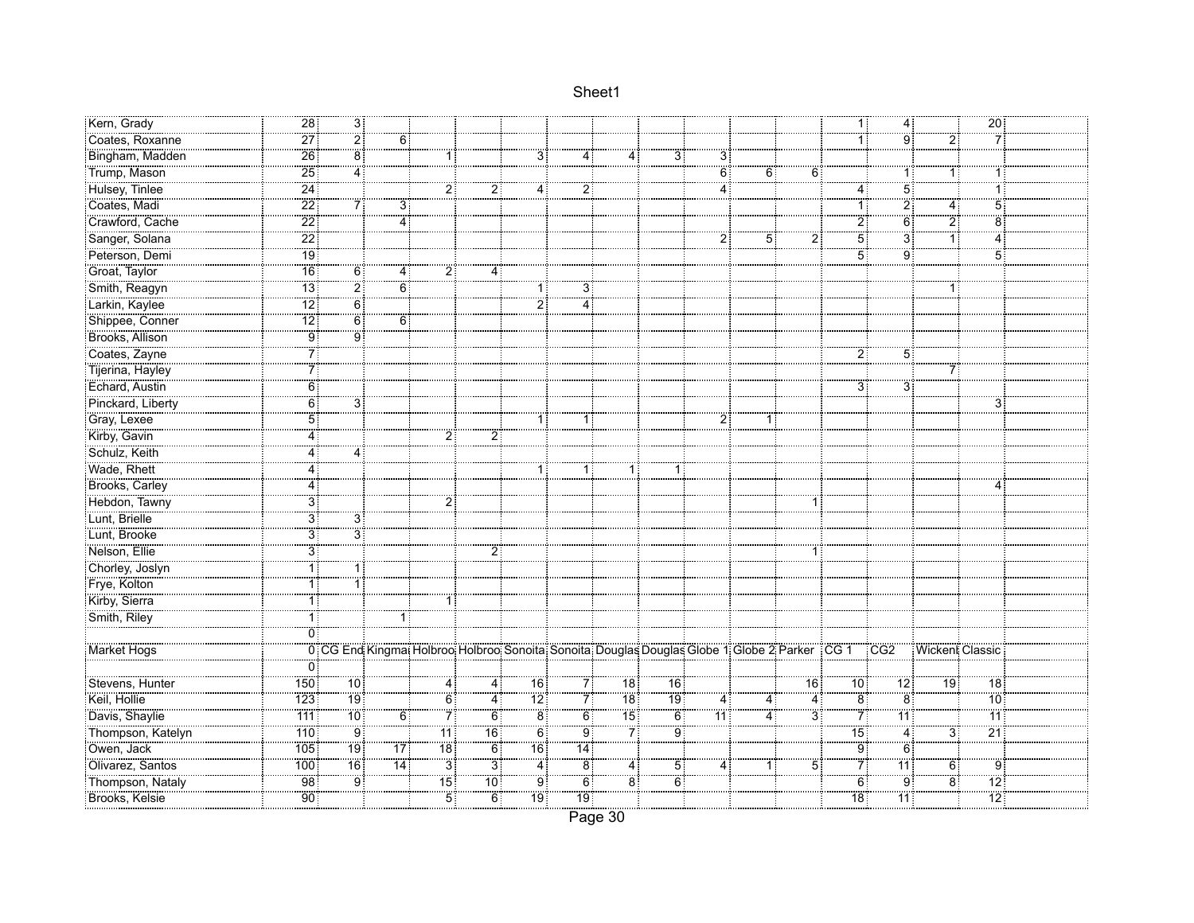| | | | | | | | | | | | | | | | | |
|---|---|---|---|---|---|---|---|---|---|---|---|---|---|---|---|---|
| Kern, Grady | 28 | 3 | | | | | | | | | | | 1 | 4 | | 20 |
| Coates, Roxanne | 27 | 2 | 6 | | | | | | | | | | 1 | 9 | 2 | 7 |
| Bingham, Madden | 26 | 8 | | 1 | | 3 | 4 | 4 | 3 | 3 | | | | | | |
| Trump, Mason | 25 | 4 | | | | | | | | 6 | 6 | 6 | | 1 | 1 | 1 |
| Hulsey, Tinlee | 24 | | | 2 | 2 | 4 | 2 | | | 4 | | | 4 | 5 | | 1 |
| Coates, Madi | 22 | 7 | 3 | | | | | | | | | | 1 | 2 | 4 | 5 |
| Crawford, Cache | 22 | | 4 | | | | | | | | | | 2 | 6 | 2 | 8 |
| Sanger, Solana | 22 | | | | | | | | | 2 | 5 | 2 | 5 | 3 | 1 | 4 |
| Peterson, Demi | 19 | | | | | | | | | | | | 5 | 9 | | 5 |
| Groat, Taylor | 16 | 6 | 4 | 2 | 4 | | | | | | | | | | | |
| Smith, Reagyn | 13 | 2 | 6 | | | 1 | 3 | | | | | | | | 1 | |
| Larkin, Kaylee | 12 | 6 | | | | 2 | 4 | | | | | | | | | |
| Shippee, Conner | 12 | 6 | 6 | | | | | | | | | | | | | |
| Brooks, Allison | 9 | 9 | | | | | | | | | | | | | | |
| Coates, Zayne | 7 | | | | | | | | | | | | 2 | 5 | | |
| Tijerina, Hayley | 7 | | | | | | | | | | | | | | 7 | |
| Echard, Austin | 6 | | | | | | | | | | | | 3 | 3 | | |
| Pinckard, Liberty | 6 | 3 | | | | | | | | | | | | | | 3 |
| Gray, Lexee | 5 | | | | | 1 | 1 | | | 2 | 1 | | | | | |
| Kirby, Gavin | 4 | | | 2 | 2 | | | | | | | | | | | |
| Schulz, Keith | 4 | 4 | | | | | | | | | | | | | | |
| Wade, Rhett | 4 | | | | | 1 | 1 | 1 | 1 | | | | | | | |
| Brooks, Carley | 4 | | | | | | | | | | | | | | | 4 |
| Hebdon, Tawny | 3 | | | 2 | | | | | | | | 1 | | | | |
| Lunt, Brielle | 3 | 3 | | | | | | | | | | | | | | |
| Lunt, Brooke | 3 | 3 | | | | | | | | | | | | | | |
| Nelson, Ellie | 3 | | | | 2 | | | | | | | 1 | | | | |
| Chorley, Joslyn | 1 | 1 | | | | | | | | | | | | | | |
| Frye, Kolton | 1 | 1 | | | | | | | | | | | | | | |
| Kirby, Sierra | 1 | | | 1 | | | | | | | | | | | | |
| Smith, Riley | 1 | | 1 | | | | | | | | | | | | | |
| | 0 | | | | | | | | | | | | | | | |
| Market Hogs | 0 | CG End | Kingma | Holbroo | Holbroo | Sonoita | Sonoita | Douglas | Douglas | Globe 1 | Globe 2 | Parker | CG 1 | CG2 | Wickent | Classic |
| | 0 | | | | | | | | | | | | | | | |
| Stevens, Hunter | 150 | 10 | | 4 | 4 | 16 | 7 | 18 | 16 | | | 16 | 10 | 12 | 19 | 18 |
| Keil, Hollie | 123 | 19 | | 6 | 4 | 12 | 7 | 18 | 19 | 4 | 4 | 4 | 8 | 8 | | 10 |
| Davis, Shaylie | 111 | 10 | 6 | 7 | 6 | 8 | 6 | 15 | 6 | 11 | 4 | 3 | 7 | 11 | | 11 |
| Thompson, Katelyn | 110 | 9 | | 11 | 16 | 6 | 9 | 7 | 9 | | | | 15 | 4 | 3 | 21 |
| Owen, Jack | 105 | 19 | 17 | 18 | 6 | 16 | 14 | | | | | | 9 | 6 | | |
| Olivarez, Santos | 100 | 16 | 14 | 3 | 3 | 4 | 8 | 4 | 5 | 4 | 1 | 5 | 7 | 11 | 6 | 9 |
| Thompson, Nataly | 98 | 9 | | 15 | 10 | 9 | 6 | 8 | 6 | | | | 6 | 9 | 8 | 12 |
| Brooks, Kelsie | 90 | | | 5 | 6 | 19 | 19 | | | | | | 18 | 11 | | 12 |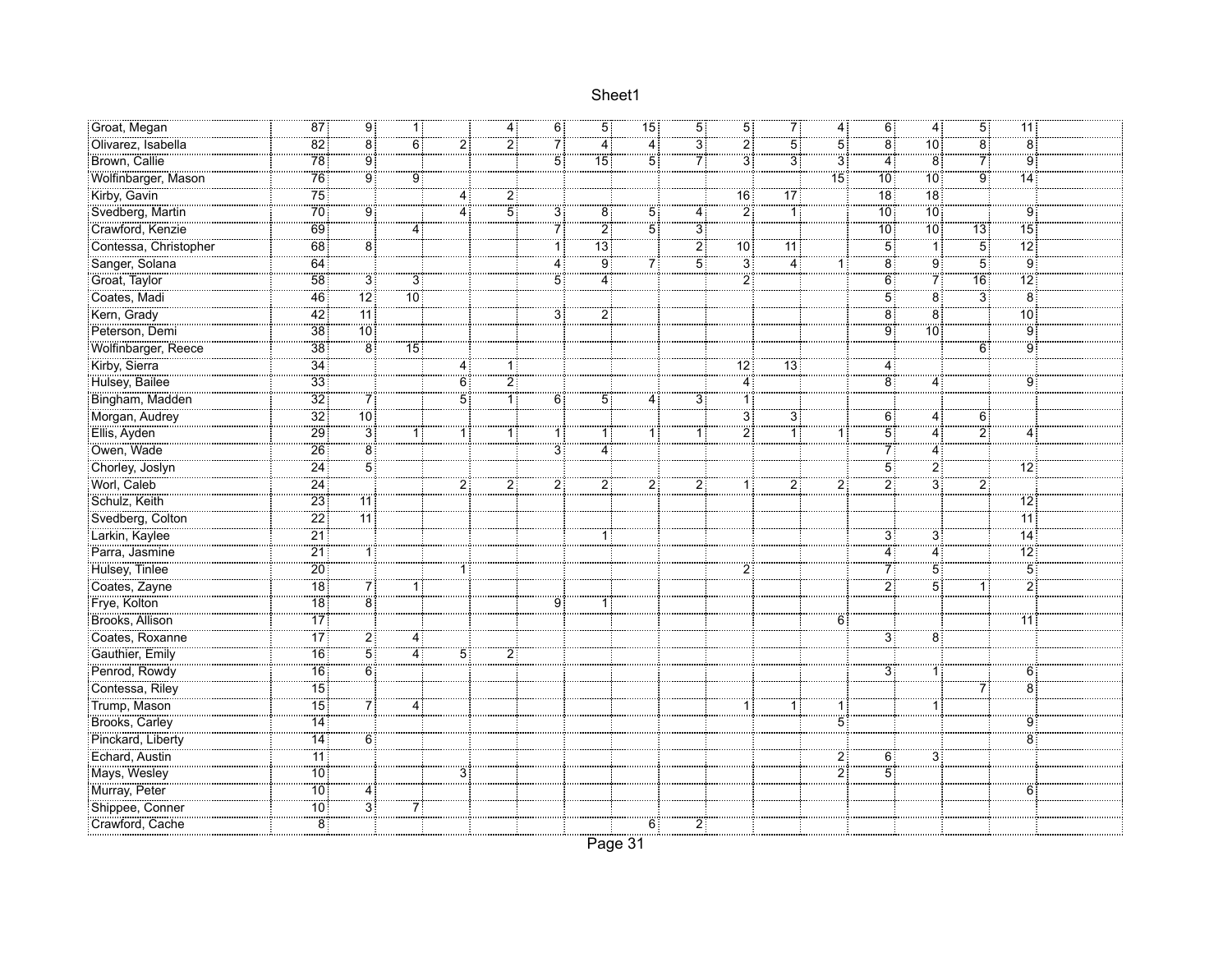| | | | | | | | | | | | | | | | | |
|---|---|---|---|---|---|---|---|---|---|---|---|---|---|---|---|---|
| Groat, Megan | 87 | 9 | 1 | | 4 | 6 | 5 | 15 | 5 | 5 | 7 | 4 | 6 | 4 | 5 | 11 |
| Olivarez, Isabella | 82 | 8 | 6 | 2 | 2 | 7 | 4 | 4 | 3 | 2 | 5 | 5 | 8 | 10 | 8 | 8 |
| Brown, Callie | 78 | 9 | | | | 5 | 15 | 5 | 7 | 3 | 3 | 3 | 4 | 8 | 7 | 9 |
| Wolfinbarger, Mason | 76 | 9 | 9 | | | | | | | | | 15 | 10 | 10 | 9 | 14 |
| Kirby, Gavin | 75 | | | 4 | 2 | | | | | 16 | 17 | | 18 | 18 | | |
| Svedberg, Martin | 70 | 9 | | 4 | 5 | 3 | 8 | 5 | 4 | 2 | 1 | | 10 | 10 | | 9 |
| Crawford, Kenzie | 69 | | 4 | | | 7 | 2 | 5 | 3 | | | | 10 | 10 | 13 | 15 |
| Contessa, Christopher | 68 | 8 | | | | 1 | 13 | | 2 | 10 | 11 | | 5 | 1 | 5 | 12 |
| Sanger, Solana | 64 | | | | | 4 | 9 | 7 | 5 | 3 | 4 | 1 | 8 | 9 | 5 | 9 |
| Groat, Taylor | 58 | 3 | 3 | | | 5 | 4 | | | 2 | | | 6 | 7 | 16 | 12 |
| Coates, Madi | 46 | 12 | 10 | | | | | | | | | | 5 | 8 | 3 | 8 |
| Kern, Grady | 42 | 11 | | | | 3 | 2 | | | | | | 8 | 8 | | 10 |
| Peterson, Demi | 38 | 10 | | | | | | | | | | | 9 | 10 | | 9 |
| Wolfinbarger, Reece | 38 | 8 | 15 | | | | | | | | | | | | 6 | 9 |
| Kirby, Sierra | 34 | | | 4 | 1 | | | | | 12 | 13 | | 4 | | | |
| Hulsey, Bailee | 33 | | | 6 | 2 | | | | | 4 | | | 8 | 4 | | 9 |
| Bingham, Madden | 32 | 7 | | 5 | 1 | 6 | 5 | 4 | 3 | 1 | | | | | | |
| Morgan, Audrey | 32 | 10 | | | | | | | | 3 | 3 | | 6 | 4 | 6 | |
| Ellis, Ayden | 29 | 3 | 1 | 1 | 1 | 1 | 1 | 1 | 1 | 2 | 1 | 1 | 5 | 4 | 2 | 4 |
| Owen, Wade | 26 | 8 | | | | 3 | 4 | | | | | | 7 | 4 | | |
| Chorley, Joslyn | 24 | 5 | | | | | | | | | | | 5 | 2 | | 12 |
| Worl, Caleb | 24 | | | 2 | 2 | 2 | 2 | 2 | 2 | 1 | 2 | 2 | 2 | 3 | 2 | |
| Schulz, Keith | 23 | 11 | | | | | | | | | | | | | | 12 |
| Svedberg, Colton | 22 | 11 | | | | | | | | | | | | | | 11 |
| Larkin, Kaylee | 21 | | | | | | 1 | | | | | | 3 | 3 | | 14 |
| Parra, Jasmine | 21 | 1 | | | | | | | | | | | 4 | 4 | | 12 |
| Hulsey, Tinlee | 20 | | | 1 | | | | | | 2 | | | 7 | 5 | | 5 |
| Coates, Zayne | 18 | 7 | 1 | | | | | | | | | | 2 | 5 | 1 | 2 |
| Frye, Kolton | 18 | 8 | | | | 9 | 1 | | | | | | | | | |
| Brooks, Allison | 17 | | | | | | | | | | | 6 | | | | 11 |
| Coates, Roxanne | 17 | 2 | 4 | | | | | | | | | | 3 | 8 | | |
| Gauthier, Emily | 16 | 5 | 4 | 5 | 2 | | | | | | | | | | | |
| Penrod, Rowdy | 16 | 6 | | | | | | | | | | | 3 | 1 | | 6 |
| Contessa, Riley | 15 | | | | | | | | | | | | | | 7 | 8 |
| Trump, Mason | 15 | 7 | 4 | | | | | | | 1 | 1 | 1 | | 1 | | |
| Brooks, Carley | 14 | | | | | | | | | | | 5 | | | | 9 |
| Pinckard, Liberty | 14 | 6 | | | | | | | | | | | | | | 8 |
| Echard, Austin | 11 | | | | | | | | | | | 2 | 6 | 3 | | |
| Mays, Wesley | 10 | | | 3 | | | | | | | | 2 | 5 | | | |
| Murray, Peter | 10 | 4 | | | | | | | | | | | | | | 6 |
| Shippee, Conner | 10 | 3 | 7 | | | | | | | | | | | | | |
| Crawford, Cache | 8 | | | | | | | 6 | 2 | | | | | | | |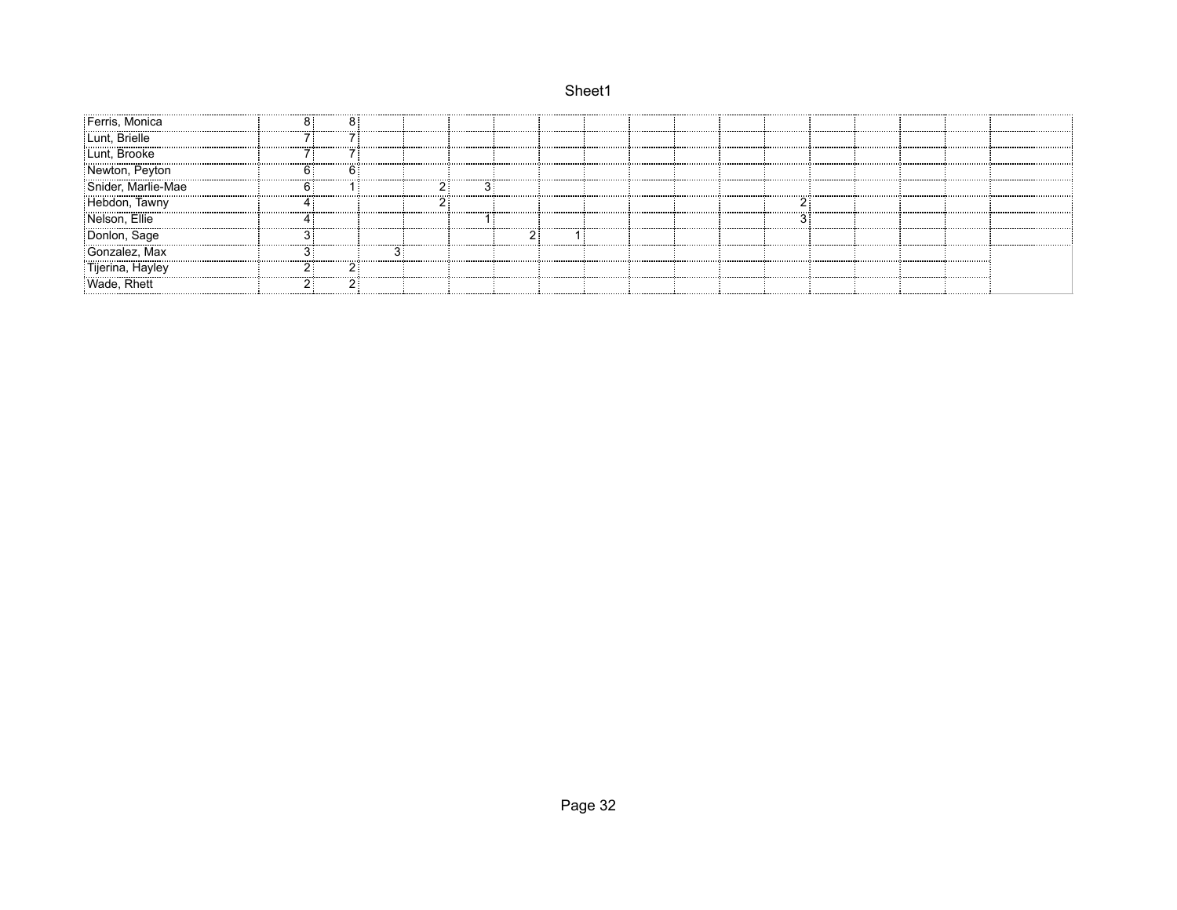| | | | | | | | | | | | | | | | | | |
|---|---|---|---|---|---|---|---|---|---|---|---|---|---|---|---|---|---|
| Ferris, Monica | 8 | 8 | | | | | | | | | | | | | | | |
| Lunt, Brielle | 7 | 7 | | | | | | | | | | | | | | | |
| Lunt, Brooke | 7 | 7 | | | | | | | | | | | | | | | |
| Newton, Peyton | 6 | 6 | | | | | | | | | | | | | | | |
| Snider, Marlie-Mae | 6 | 1 | | 2 | 3 | | | | | | | | | | | | |
| Hebdon, Tawny | 4 | | | 2 | | | | | | | | 2 | | | | | |
| Nelson, Ellie | 4 | | | | 1 | | | | | | | 3 | | | | | |
| Donlon, Sage | 3 | | | | | 2 | 1 | | | | | | | | | | |
| Gonzalez, Max | 3 | | 3 | | | | | | | | | | | | | | |
| Tijerina, Hayley | 2 | 2 | | | | | | | | | | | | | | | |
| Wade, Rhett | 2 | 2 | | | | | | | | | | | | | | | |